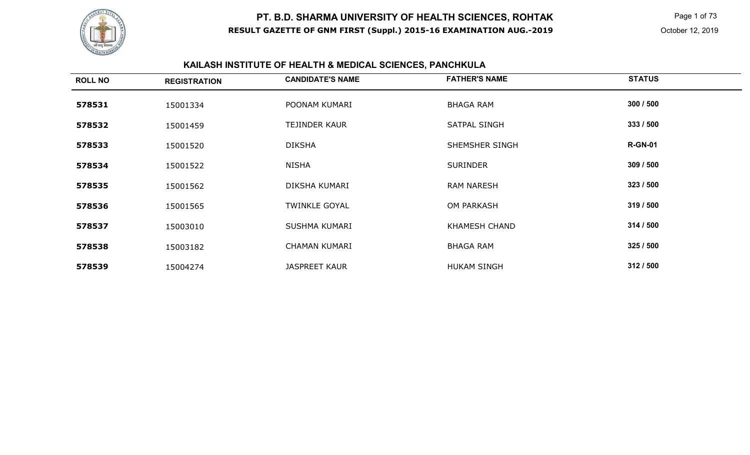# PT. B.D. SHARMA UNIVERSITY OF HEALTH SCIENCES, ROHTAK

**RESULT GAZETTE OF GNM FIRST (Suppl.) 2015-16 EXAMINATION AUG.-2019**

October 12, 2019

## KAILASH INSTITUTE OF HEALTH & MEDICAL SCIENCES, PANCHKULA

| ROLL NO | REGISTRATION | CANDIDATE'S NAME | FATHER'S NAME | STATUS |
|---|---|---|---|---|
| **578531** | 15001334 | POONAM KUMARI | BHAGA RAM | **300 / 500** |
| **578532** | 15001459 | TEJINDER KAUR | SATPAL SINGH | **333 / 500** |
| **578533** | 15001520 | DIKSHA | SHEMSHER SINGH | **R-GN-01** |
| **578534** | 15001522 | NISHA | SURINDER | **309 / 500** |
| **578535** | 15001562 | DIKSHA KUMARI | RAM NARESH | **323 / 500** |
| **578536** | 15001565 | TWINKLE GOYAL | OM PARKASH | **319 / 500** |
| **578537** | 15003010 | SUSHMA KUMARI | KHAMESH CHAND | **314 / 500** |
| **578538** | 15003182 | CHAMAN KUMARI | BHAGA RAM | **325 / 500** |
| **578539** | 15004274 | JASPREET KAUR | HUKAM SINGH | **312 / 500** |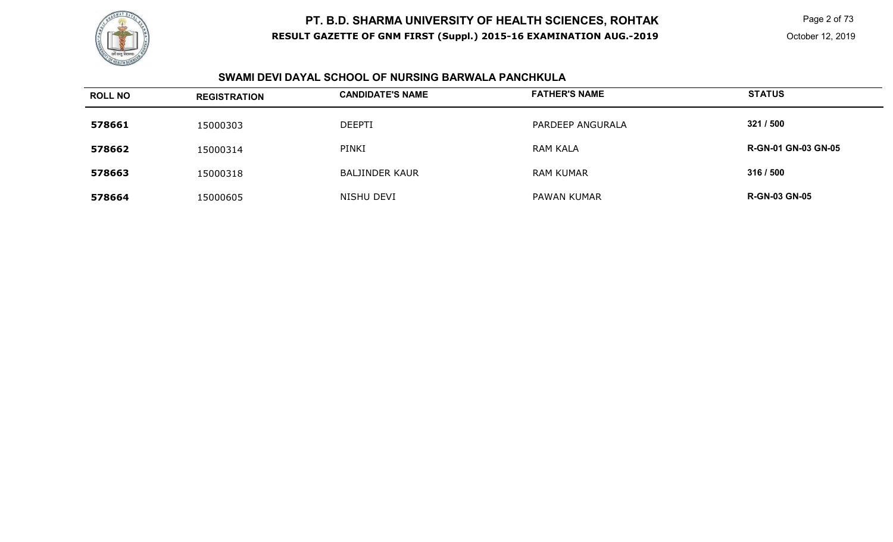# PT. B.D. SHARMA UNIVERSITY OF HEALTH SCIENCES, ROHTAK

**RESULT GAZETTE OF GNM FIRST (Suppl.) 2015-16 EXAMINATION AUG.-2019**

October 12, 2019

## SWAMI DEVI DAYAL SCHOOL OF NURSING BARWALA PANCHKULA

| ROLL NO | REGISTRATION | CANDIDATE'S NAME | FATHER'S NAME | STATUS |
|---|---|---|---|---|
| **578661** | 15000303 | DEEPTI | PARDEEP ANGURALA | **321 / 500** |
| **578662** | 15000314 | PINKI | RAM KALA | **R-GN-01 GN-03 GN-05** |
| **578663** | 15000318 | BALJINDER KAUR | RAM KUMAR | **316 / 500** |
| **578664** | 15000605 | NISHU DEVI | PAWAN KUMAR | **R-GN-03 GN-05** |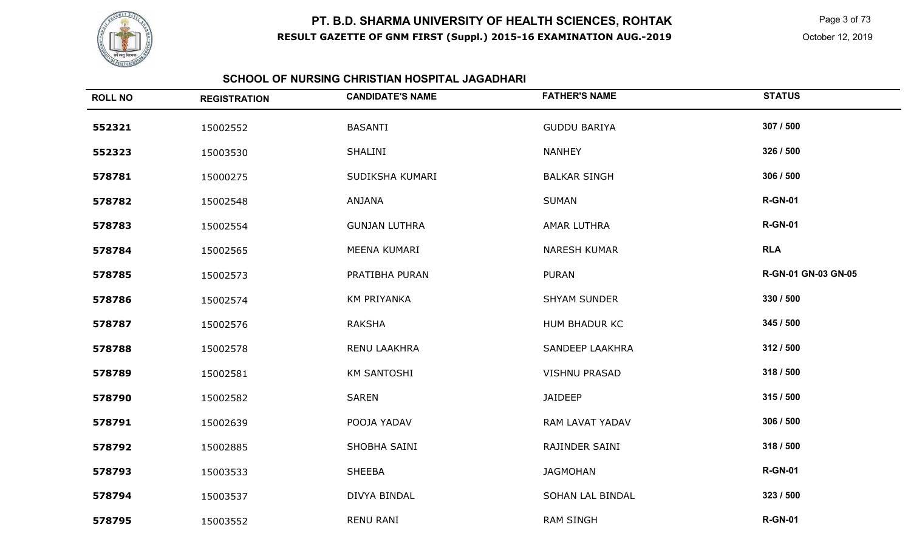# PT. B.D. SHARMA UNIVERSITY OF HEALTH SCIENCES, ROHTAK

**RESULT GAZETTE OF GNM FIRST (Suppl.) 2015-16 EXAMINATION AUG.-2019**

October 12, 2019

## SCHOOL OF NURSING CHRISTIAN HOSPITAL JAGADHARI

| ROLL NO | REGISTRATION | CANDIDATE'S NAME | FATHER'S NAME | STATUS |
|---|---|---|---|---|
| 552321 | 15002552 | BASANTI | GUDDU BARIYA | 307 / 500 |
| 552323 | 15003530 | SHALINI | NANHEY | 326 / 500 |
| 578781 | 15000275 | SUDIKSHA KUMARI | BALKAR SINGH | 306 / 500 |
| 578782 | 15002548 | ANJANA | SUMAN | R-GN-01 |
| 578783 | 15002554 | GUNJAN LUTHRA | AMAR LUTHRA | R-GN-01 |
| 578784 | 15002565 | MEENA KUMARI | NARESH KUMAR | RLA |
| 578785 | 15002573 | PRATIBHA PURAN | PURAN | R-GN-01 GN-03 GN-05 |
| 578786 | 15002574 | KM PRIYANKA | SHYAM SUNDER | 330 / 500 |
| 578787 | 15002576 | RAKSHA | HUM BHADUR KC | 345 / 500 |
| 578788 | 15002578 | RENU LAAKHRA | SANDEEP LAAKHRA | 312 / 500 |
| 578789 | 15002581 | KM SANTOSHI | VISHNU PRASAD | 318 / 500 |
| 578790 | 15002582 | SAREN | JAIDEEP | 315 / 500 |
| 578791 | 15002639 | POOJA YADAV | RAM LAVAT YADAV | 306 / 500 |
| 578792 | 15002885 | SHOBHA SAINI | RAJINDER SAINI | 318 / 500 |
| 578793 | 15003533 | SHEEBA | JAGMOHAN | R-GN-01 |
| 578794 | 15003537 | DIVYA BINDAL | SOHAN LAL BINDAL | 323 / 500 |
| 578795 | 15003552 | RENU RANI | RAM SINGH | R-GN-01 |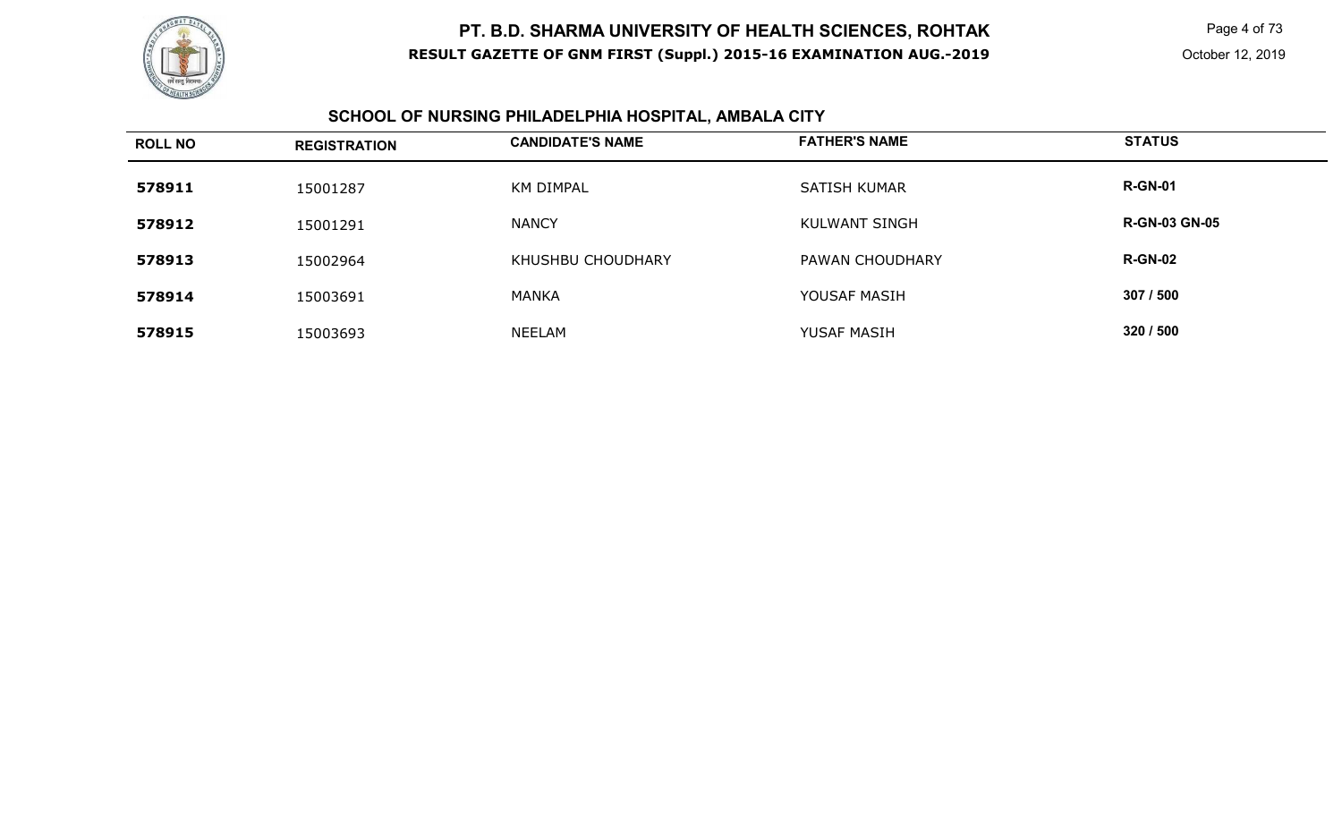# PT. B.D. SHARMA UNIVERSITY OF HEALTH SCIENCES, ROHTAK

**RESULT GAZETTE OF GNM FIRST (Suppl.) 2015-16 EXAMINATION AUG.-2019**

October 12, 2019

## SCHOOL OF NURSING PHILADELPHIA HOSPITAL, AMBALA CITY

| ROLL NO | REGISTRATION | CANDIDATE'S NAME | FATHER'S NAME | STATUS |
|---|---|---|---|---|
| **578911** | 15001287 | KM DIMPAL | SATISH KUMAR | **R-GN-01** |
| **578912** | 15001291 | NANCY | KULWANT SINGH | **R-GN-03 GN-05** |
| **578913** | 15002964 | KHUSHBU CHOUDHARY | PAWAN CHOUDHARY | **R-GN-02** |
| **578914** | 15003691 | MANKA | YOUSAF MASIH | **307 / 500** |
| **578915** | 15003693 | NEELAM | YUSAF MASIH | **320 / 500** |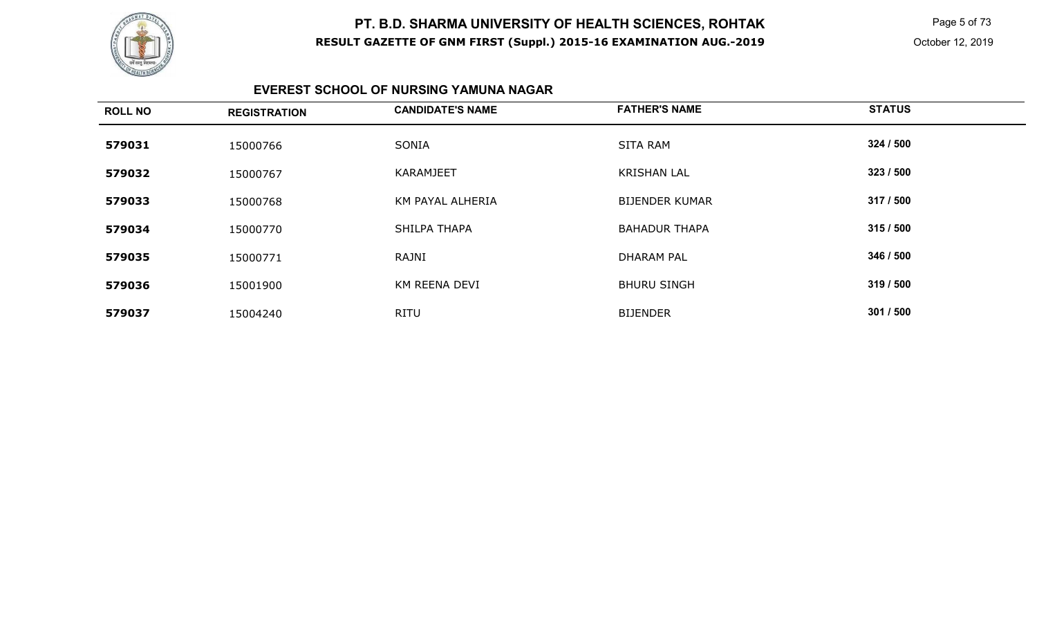# PT. B.D. SHARMA UNIVERSITY OF HEALTH SCIENCES, ROHTAK

**RESULT GAZETTE OF GNM FIRST (Suppl.) 2015-16 EXAMINATION AUG.-2019**

October 12, 2019

## EVEREST SCHOOL OF NURSING YAMUNA NAGAR

| ROLL NO | REGISTRATION | CANDIDATE'S NAME | FATHER'S NAME | STATUS |
|---|---|---|---|---|
| **579031** | 15000766 | SONIA | SITA RAM | **324 / 500** |
| **579032** | 15000767 | KARAMJEET | KRISHAN LAL | **323 / 500** |
| **579033** | 15000768 | KM PAYAL ALHERIA | BIJENDER KUMAR | **317 / 500** |
| **579034** | 15000770 | SHILPA THAPA | BAHADUR THAPA | **315 / 500** |
| **579035** | 15000771 | RAJNI | DHARAM PAL | **346 / 500** |
| **579036** | 15001900 | KM REENA DEVI | BHURU SINGH | **319 / 500** |
| **579037** | 15004240 | RITU | BIJENDER | **301 / 500** |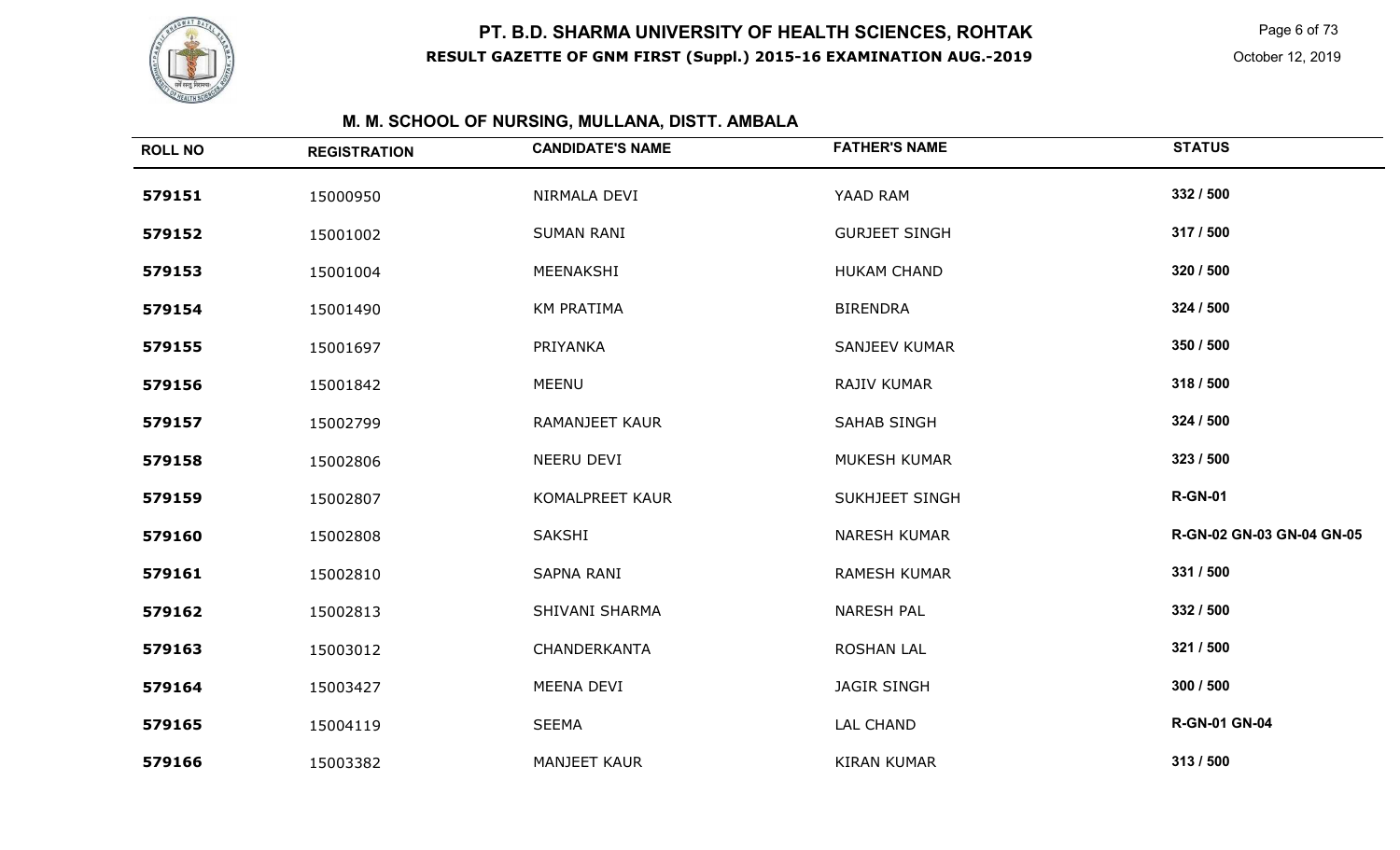# PT. B.D. SHARMA UNIVERSITY OF HEALTH SCIENCES, ROHTAK

**RESULT GAZETTE OF GNM FIRST (Suppl.) 2015-16 EXAMINATION AUG.-2019**

October 12, 2019

## M. M. SCHOOL OF NURSING, MULLANA, DISTT. AMBALA

| ROLL NO | REGISTRATION | CANDIDATE'S NAME | FATHER'S NAME | STATUS |
|---|---|---|---|---|
| 579151 | 15000950 | NIRMALA DEVI | YAAD RAM | 332 / 500 |
| 579152 | 15001002 | SUMAN RANI | GURJEET SINGH | 317 / 500 |
| 579153 | 15001004 | MEENAKSHI | HUKAM CHAND | 320 / 500 |
| 579154 | 15001490 | KM PRATIMA | BIRENDRA | 324 / 500 |
| 579155 | 15001697 | PRIYANKA | SANJEEV KUMAR | 350 / 500 |
| 579156 | 15001842 | MEENU | RAJIV KUMAR | 318 / 500 |
| 579157 | 15002799 | RAMANJEET KAUR | SAHAB SINGH | 324 / 500 |
| 579158 | 15002806 | NEERU DEVI | MUKESH KUMAR | 323 / 500 |
| 579159 | 15002807 | KOMALPREET KAUR | SUKHJEET SINGH | R-GN-01 |
| 579160 | 15002808 | SAKSHI | NARESH KUMAR | R-GN-02 GN-03 GN-04 GN-05 |
| 579161 | 15002810 | SAPNA RANI | RAMESH KUMAR | 331 / 500 |
| 579162 | 15002813 | SHIVANI SHARMA | NARESH PAL | 332 / 500 |
| 579163 | 15003012 | CHANDERKANTA | ROSHAN LAL | 321 / 500 |
| 579164 | 15003427 | MEENA DEVI | JAGIR SINGH | 300 / 500 |
| 579165 | 15004119 | SEEMA | LAL CHAND | R-GN-01 GN-04 |
| 579166 | 15003382 | MANJEET KAUR | KIRAN KUMAR | 313 / 500 |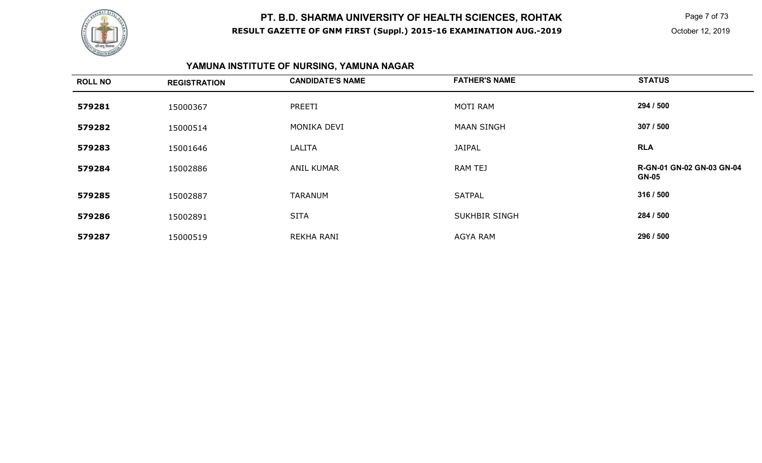# PT. B.D. SHARMA UNIVERSITY OF HEALTH SCIENCES, ROHTAK

**RESULT GAZETTE OF GNM FIRST (Suppl.) 2015-16 EXAMINATION AUG.-2019**

October 12, 2019

## YAMUNA INSTITUTE OF NURSING, YAMUNA NAGAR

| ROLL NO | REGISTRATION | CANDIDATE'S NAME | FATHER'S NAME | STATUS |
|---|---|---|---|---|
| 579281 | 15000367 | PREETI | MOTI RAM | 294 / 500 |
| 579282 | 15000514 | MONIKA DEVI | MAAN SINGH | 307 / 500 |
| 579283 | 15001646 | LALITA | JAIPAL | RLA |
| 579284 | 15002886 | ANIL KUMAR | RAM TEJ | R-GN-01 GN-02 GN-03 GN-04 GN-05 |
| 579285 | 15002887 | TARANUM | SATPAL | 316 / 500 |
| 579286 | 15002891 | SITA | SUKHBIR SINGH | 284 / 500 |
| 579287 | 15000519 | REKHA RANI | AGYA RAM | 296 / 500 |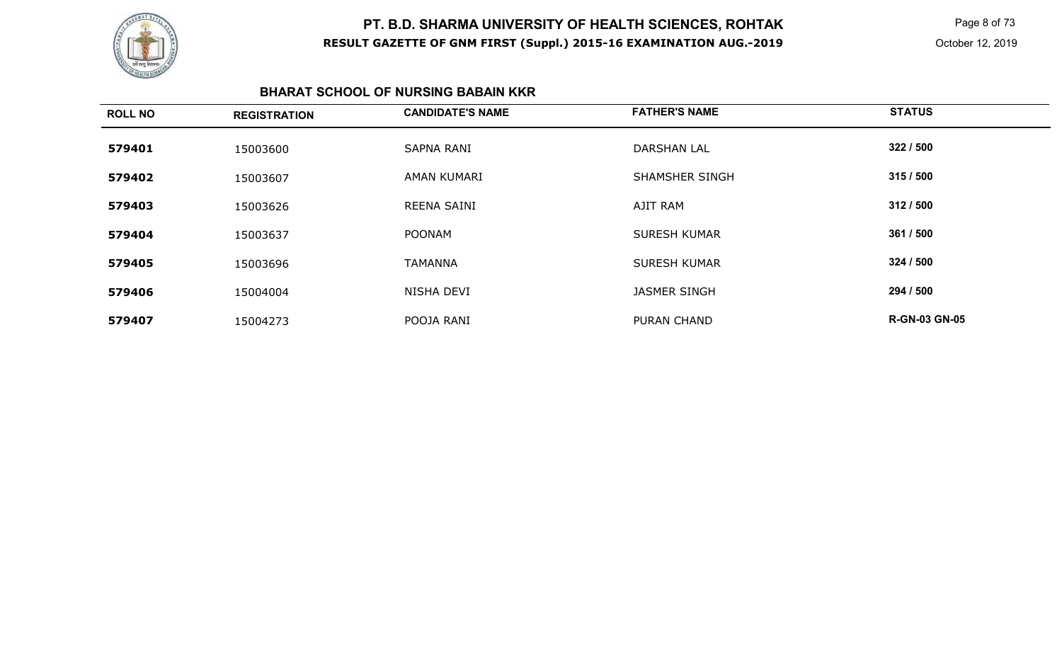# PT. B.D. SHARMA UNIVERSITY OF HEALTH SCIENCES, ROHTAK

**RESULT GAZETTE OF GNM FIRST (Suppl.) 2015-16 EXAMINATION AUG.-2019**

October 12, 2019

## BHARAT SCHOOL OF NURSING BABAIN KKR

| ROLL NO | REGISTRATION | CANDIDATE'S NAME | FATHER'S NAME | STATUS |
|---|---|---|---|---|
| **579401** | 15003600 | SAPNA RANI | DARSHAN LAL | **322 / 500** |
| **579402** | 15003607 | AMAN KUMARI | SHAMSHER SINGH | **315 / 500** |
| **579403** | 15003626 | REENA SAINI | AJIT RAM | **312 / 500** |
| **579404** | 15003637 | POONAM | SURESH KUMAR | **361 / 500** |
| **579405** | 15003696 | TAMANNA | SURESH KUMAR | **324 / 500** |
| **579406** | 15004004 | NISHA DEVI | JASMER SINGH | **294 / 500** |
| **579407** | 15004273 | POOJA RANI | PURAN CHAND | **R-GN-03 GN-05** |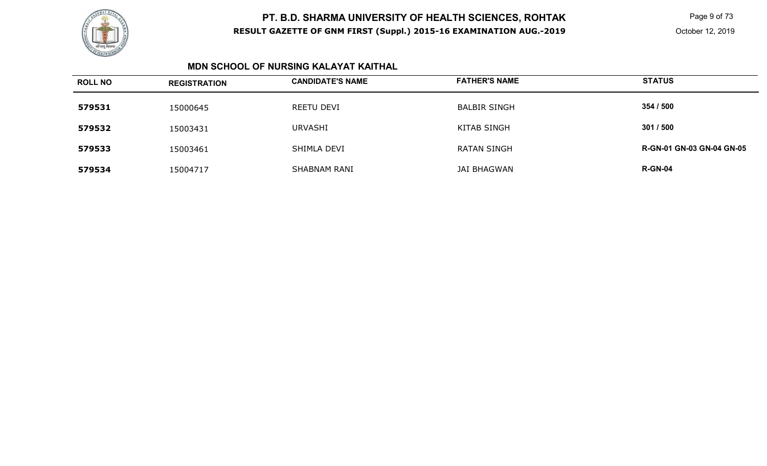# PT. B.D. SHARMA UNIVERSITY OF HEALTH SCIENCES, ROHTAK

**RESULT GAZETTE OF GNM FIRST (Suppl.) 2015-16 EXAMINATION AUG.-2019**

October 12, 2019

## MDN SCHOOL OF NURSING KALAYAT KAITHAL

| ROLL NO | REGISTRATION | CANDIDATE'S NAME | FATHER'S NAME | STATUS |
|---|---|---|---|---|
| **579531** | 15000645 | REETU DEVI | BALBIR SINGH | **354 / 500** |
| **579532** | 15003431 | URVASHI | KITAB SINGH | **301 / 500** |
| **579533** | 15003461 | SHIMLA DEVI | RATAN SINGH | **R-GN-01 GN-03 GN-04 GN-05** |
| **579534** | 15004717 | SHABNAM RANI | JAI BHAGWAN | **R-GN-04** |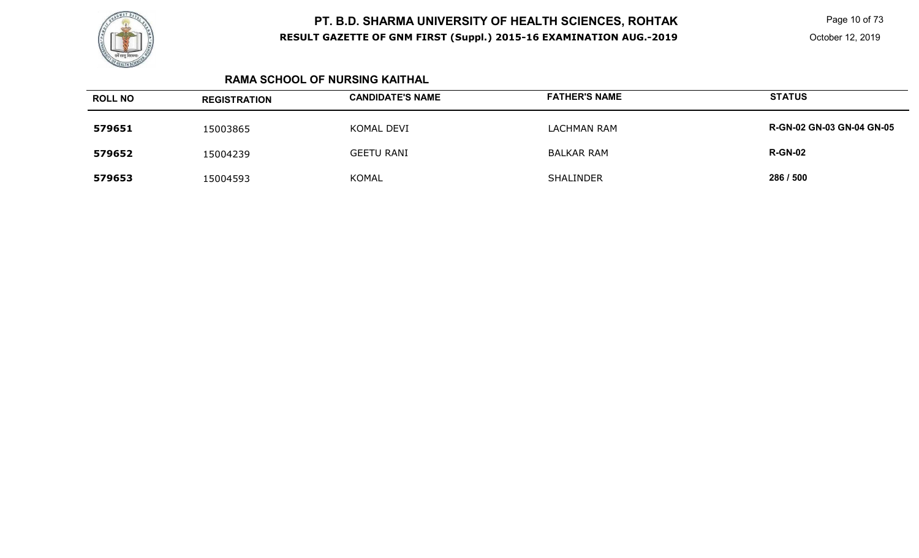# PT. B.D. SHARMA UNIVERSITY OF HEALTH SCIENCES, ROHTAK

**RESULT GAZETTE OF GNM FIRST (Suppl.) 2015-16 EXAMINATION AUG.-2019**

October 12, 2019

### RAMA SCHOOL OF NURSING KAITHAL

| ROLL NO | REGISTRATION | CANDIDATE'S NAME | FATHER'S NAME | STATUS |
|---|---|---|---|---|
| **579651** | 15003865 | KOMAL DEVI | LACHMAN RAM | **R-GN-02 GN-03 GN-04 GN-05** |
| **579652** | 15004239 | GEETU RANI | BALKAR RAM | **R-GN-02** |
| **579653** | 15004593 | KOMAL | SHALINDER | **286 / 500** |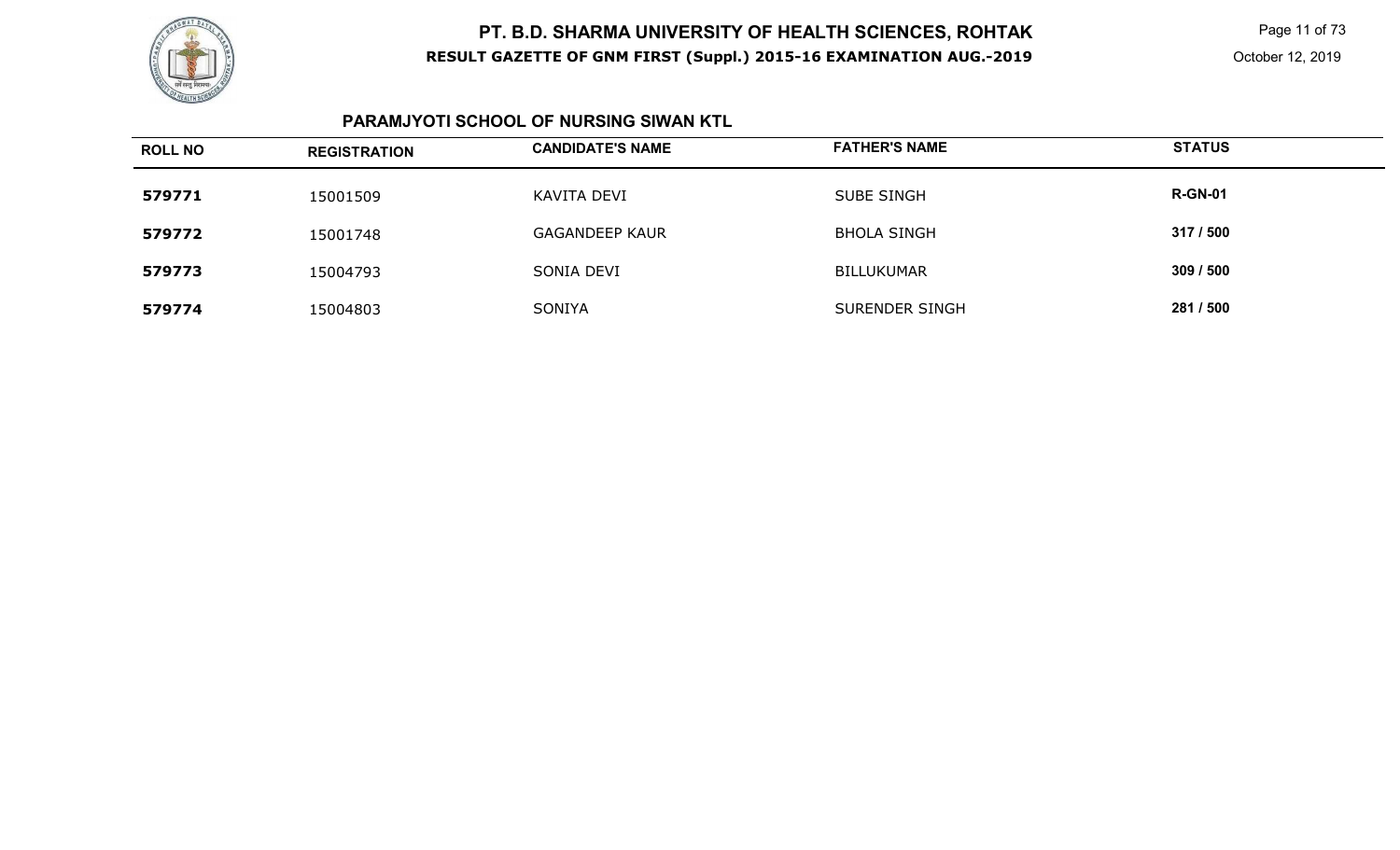# PT. B.D. SHARMA UNIVERSITY OF HEALTH SCIENCES, ROHTAK

**RESULT GAZETTE OF GNM FIRST (Suppl.) 2015-16 EXAMINATION AUG.-2019**

October 12, 2019

## PARAMJYOTI SCHOOL OF NURSING SIWAN KTL

| ROLL NO | REGISTRATION | CANDIDATE'S NAME | FATHER'S NAME | STATUS |
|---|---|---|---|---|
| **579771** | 15001509 | KAVITA DEVI | SUBE SINGH | **R-GN-01** |
| **579772** | 15001748 | GAGANDEEP KAUR | BHOLA SINGH | **317 / 500** |
| **579773** | 15004793 | SONIA DEVI | BILLUKUMAR | **309 / 500** |
| **579774** | 15004803 | SONIYA | SURENDER SINGH | **281 / 500** |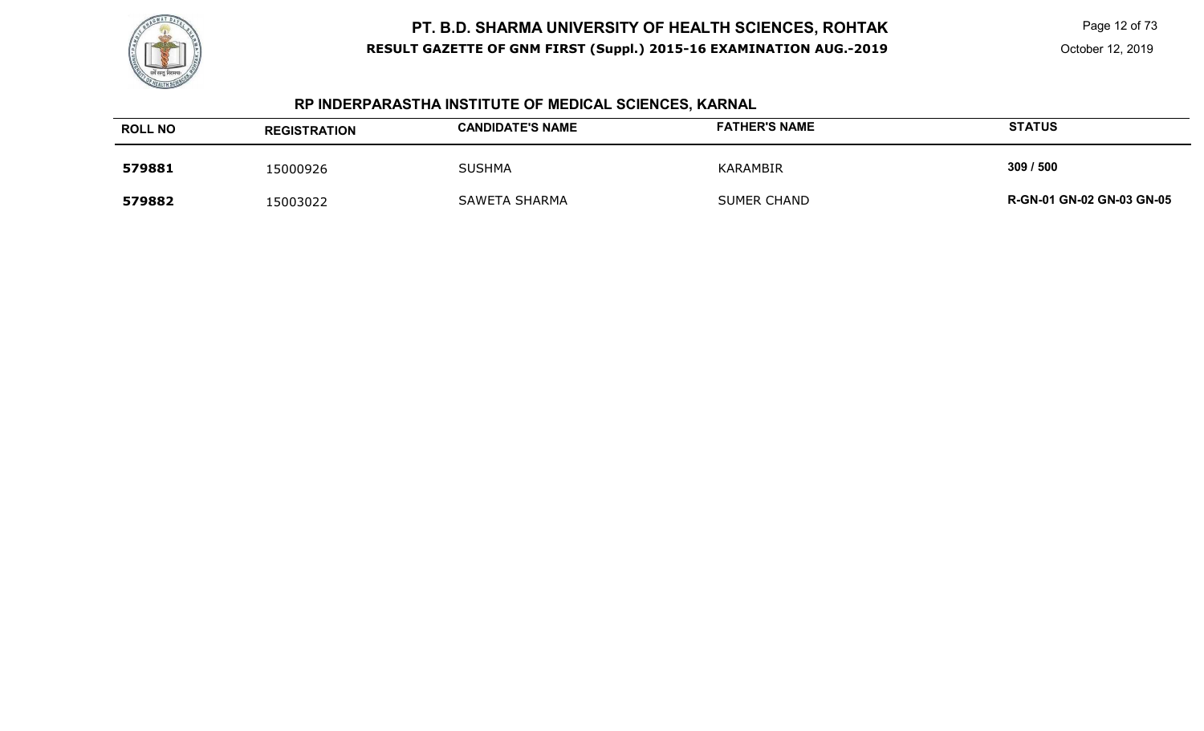# PT. B.D. SHARMA UNIVERSITY OF HEALTH SCIENCES, ROHTAK

**RESULT GAZETTE OF GNM FIRST (Suppl.) 2015-16 EXAMINATION AUG.-2019**

## RP INDERPARASTHA INSTITUTE OF MEDICAL SCIENCES, KARNAL

| ROLL NO | REGISTRATION | CANDIDATE'S NAME | FATHER'S NAME | STATUS |
|---|---|---|---|---|
| **579881** | 15000926 | SUSHMA | KARAMBIR | **309 / 500** |
| **579882** | 15003022 | SAWETA SHARMA | SUMER CHAND | **R-GN-01 GN-02 GN-03 GN-05** |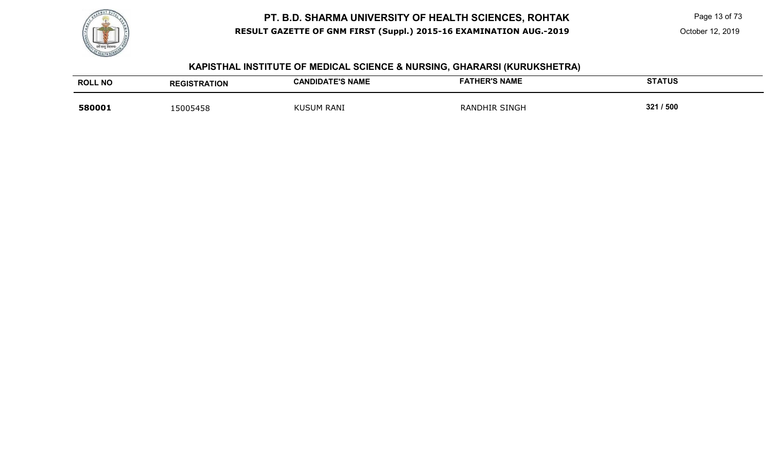## KAPISTHAL INSTITUTE OF MEDICAL SCIENCE & NURSING, GHARARSI (KURUKSHETRA)

| ROLL NO | REGISTRATION | CANDIDATE'S NAME | FATHER'S NAME | STATUS |
|---|---|---|---|---|
| **580001** | 15005458 | KUSUM RANI | RANDHIR SINGH | **321 / 500** |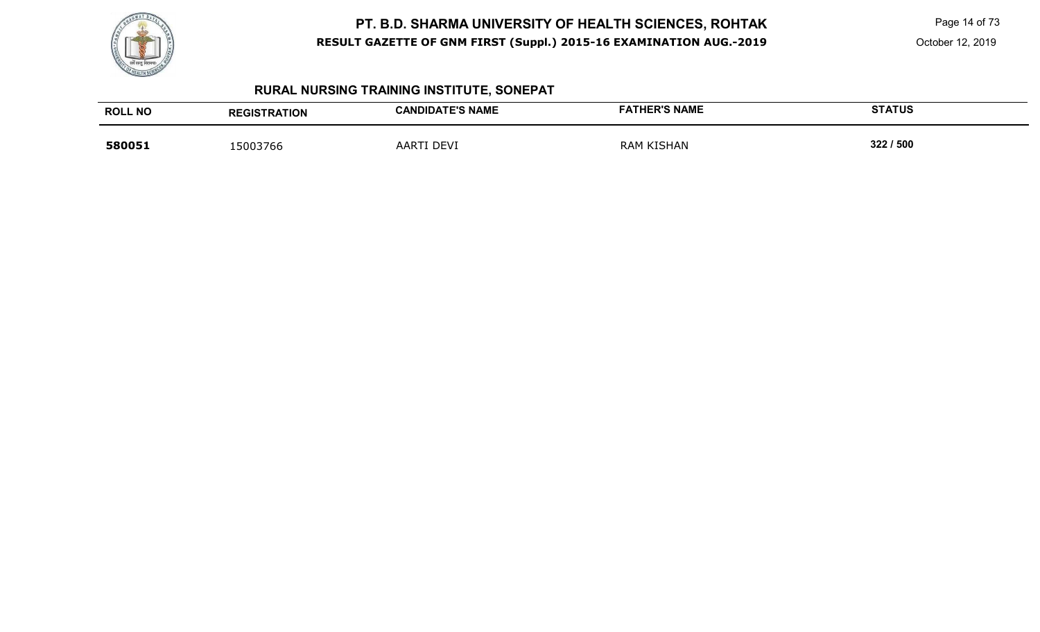## RURAL NURSING TRAINING INSTITUTE, SONEPAT

| ROLL NO | REGISTRATION | CANDIDATE'S NAME | FATHER'S NAME | STATUS |
|---|---|---|---|---|
| **580051** | 15003766 | AARTI DEVI | RAM KISHAN | **322 / 500** |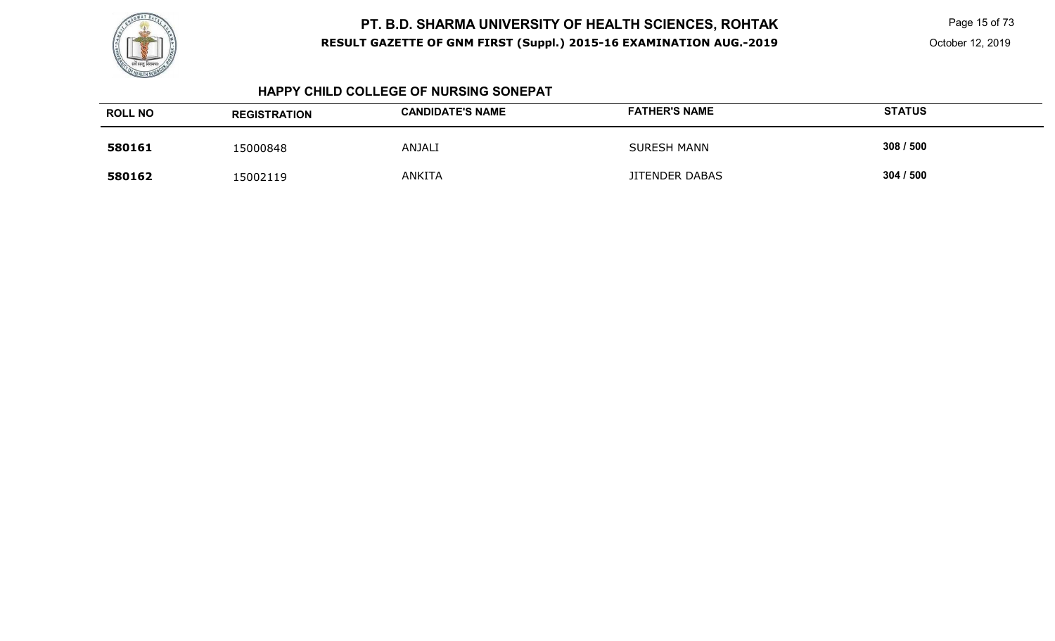## HAPPY CHILD COLLEGE OF NURSING SONEPAT

| ROLL NO | REGISTRATION | CANDIDATE'S NAME | FATHER'S NAME | STATUS |
|---|---|---|---|---|
| **580161** | 15000848 | ANJALI | SURESH MANN | **308 / 500** |
| **580162** | 15002119 | ANKITA | JITENDER DABAS | **304 / 500** |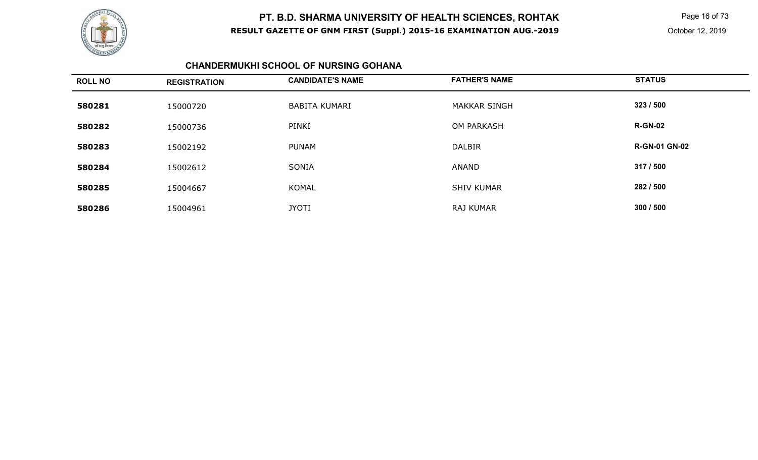## CHANDERMUKHI SCHOOL OF NURSING GOHANA

| ROLL NO | REGISTRATION | CANDIDATE'S NAME | FATHER'S NAME | STATUS |
|---|---|---|---|---|
| 580281 | 15000720 | BABITA KUMARI | MAKKAR SINGH | 323 / 500 |
| 580282 | 15000736 | PINKI | OM PARKASH | R-GN-02 |
| 580283 | 15002192 | PUNAM | DALBIR | R-GN-01 GN-02 |
| 580284 | 15002612 | SONIA | ANAND | 317 / 500 |
| 580285 | 15004667 | KOMAL | SHIV KUMAR | 282 / 500 |
| 580286 | 15004961 | JYOTI | RAJ KUMAR | 300 / 500 |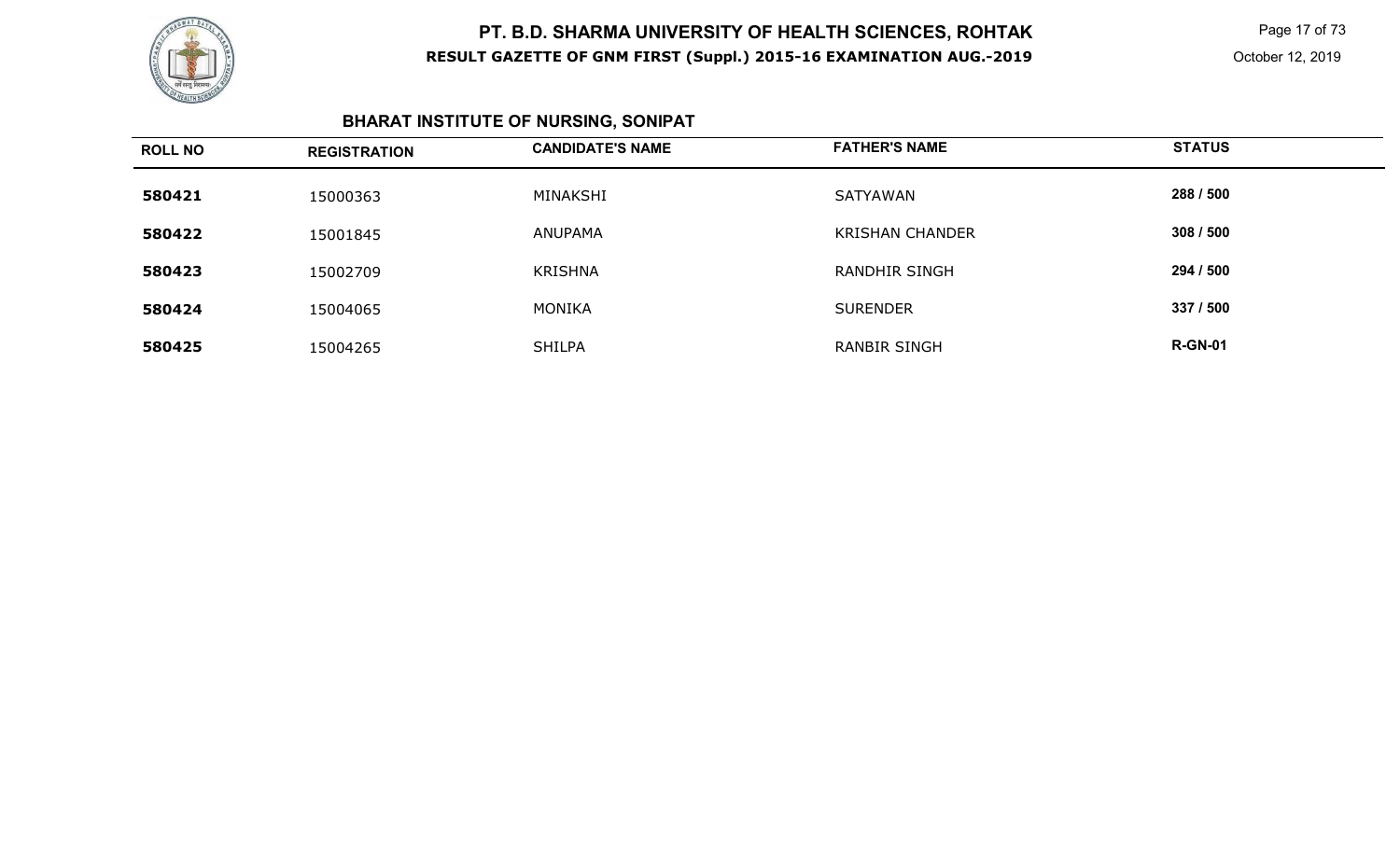## BHARAT INSTITUTE OF NURSING, SONIPAT

| ROLL NO | REGISTRATION | CANDIDATE'S NAME | FATHER'S NAME | STATUS |
|---|---|---|---|---|
| 580421 | 15000363 | MINAKSHI | SATYAWAN | 288 / 500 |
| 580422 | 15001845 | ANUPAMA | KRISHAN CHANDER | 308 / 500 |
| 580423 | 15002709 | KRISHNA | RANDHIR SINGH | 294 / 500 |
| 580424 | 15004065 | MONIKA | SURENDER | 337 / 500 |
| 580425 | 15004265 | SHILPA | RANBIR SINGH | R-GN-01 |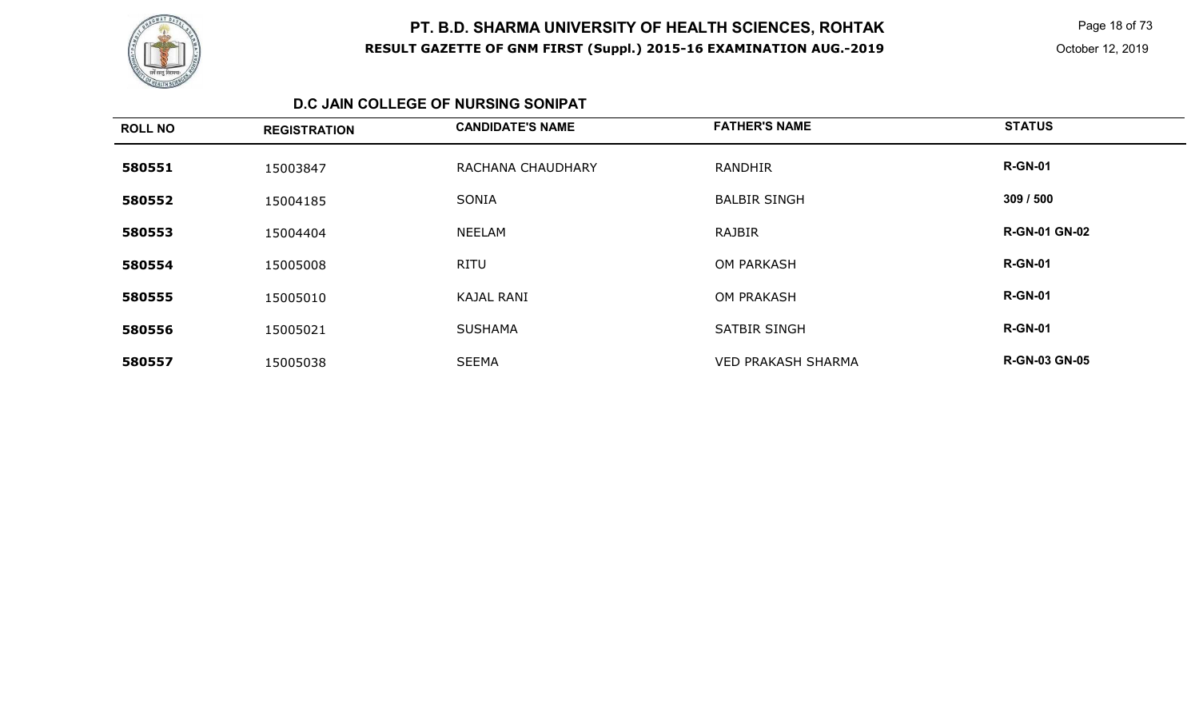### D.C JAIN COLLEGE OF NURSING SONIPAT

| ROLL NO | REGISTRATION | CANDIDATE'S NAME | FATHER'S NAME | STATUS |
|---|---|---|---|---|
| 580551 | 15003847 | RACHANA CHAUDHARY | RANDHIR | R-GN-01 |
| 580552 | 15004185 | SONIA | BALBIR SINGH | 309 / 500 |
| 580553 | 15004404 | NEELAM | RAJBIR | R-GN-01 GN-02 |
| 580554 | 15005008 | RITU | OM PARKASH | R-GN-01 |
| 580555 | 15005010 | KAJAL RANI | OM PRAKASH | R-GN-01 |
| 580556 | 15005021 | SUSHAMA | SATBIR SINGH | R-GN-01 |
| 580557 | 15005038 | SEEMA | VED PRAKASH SHARMA | R-GN-03 GN-05 |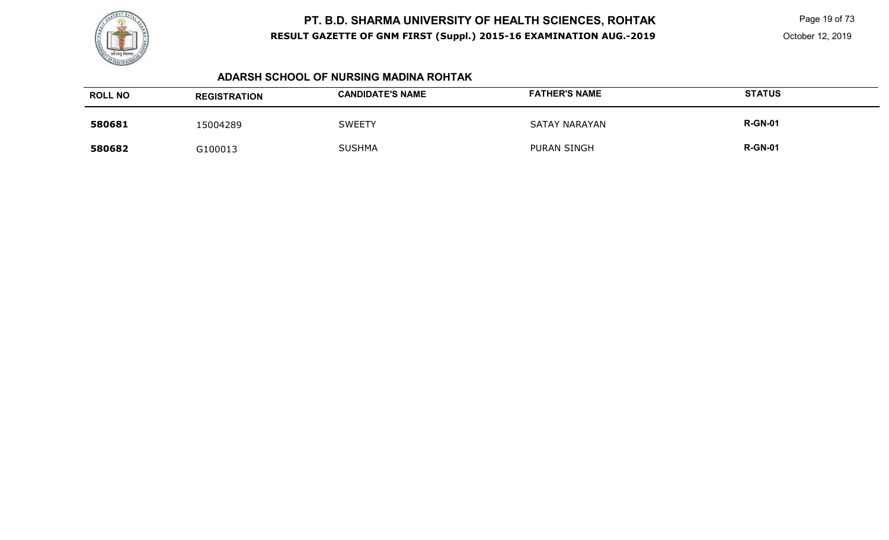## ADARSH SCHOOL OF NURSING MADINA ROHTAK

| ROLL NO | REGISTRATION | CANDIDATE'S NAME | FATHER'S NAME | STATUS |
|---|---|---|---|---|
| **580681** | 15004289 | SWEETY | SATAY NARAYAN | **R-GN-01** |
| **580682** | G100013 | SUSHMA | PURAN SINGH | **R-GN-01** |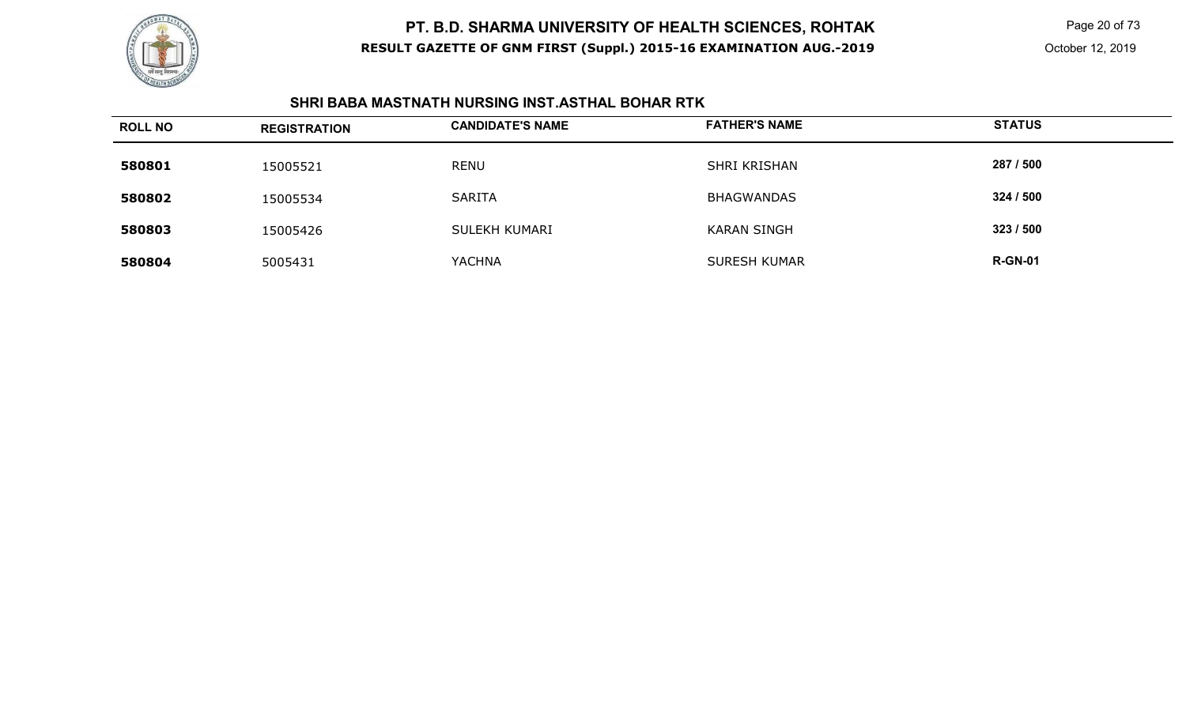# PT. B.D. SHARMA UNIVERSITY OF HEALTH SCIENCES, ROHTAK

**RESULT GAZETTE OF GNM FIRST (Suppl.) 2015-16 EXAMINATION AUG.-2019**

October 12, 2019

## SHRI BABA MASTNATH NURSING INST.ASTHAL BOHAR RTK

| ROLL NO | REGISTRATION | CANDIDATE'S NAME | FATHER'S NAME | STATUS |
|---|---|---|---|---|
| **580801** | 15005521 | RENU | SHRI KRISHAN | **287 / 500** |
| **580802** | 15005534 | SARITA | BHAGWANDAS | **324 / 500** |
| **580803** | 15005426 | SULEKH KUMARI | KARAN SINGH | **323 / 500** |
| **580804** | 5005431 | YACHNA | SURESH KUMAR | **R-GN-01** |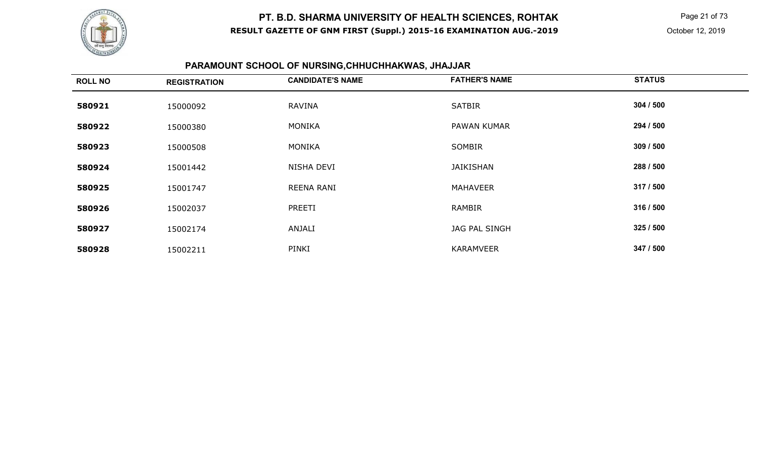# PT. B.D. SHARMA UNIVERSITY OF HEALTH SCIENCES, ROHTAK

**RESULT GAZETTE OF GNM FIRST (Suppl.) 2015-16 EXAMINATION AUG.-2019**

October 12, 2019

## PARAMOUNT SCHOOL OF NURSING,CHHUCHHAKWAS, JHAJJAR

| ROLL NO | REGISTRATION | CANDIDATE'S NAME | FATHER'S NAME | STATUS |
|---|---|---|---|---|
| **580921** | 15000092 | RAVINA | SATBIR | **304 / 500** |
| **580922** | 15000380 | MONIKA | PAWAN KUMAR | **294 / 500** |
| **580923** | 15000508 | MONIKA | SOMBIR | **309 / 500** |
| **580924** | 15001442 | NISHA DEVI | JAIKISHAN | **288 / 500** |
| **580925** | 15001747 | REENA RANI | MAHAVEER | **317 / 500** |
| **580926** | 15002037 | PREETI | RAMBIR | **316 / 500** |
| **580927** | 15002174 | ANJALI | JAG PAL SINGH | **325 / 500** |
| **580928** | 15002211 | PINKI | KARAMVEER | **347 / 500** |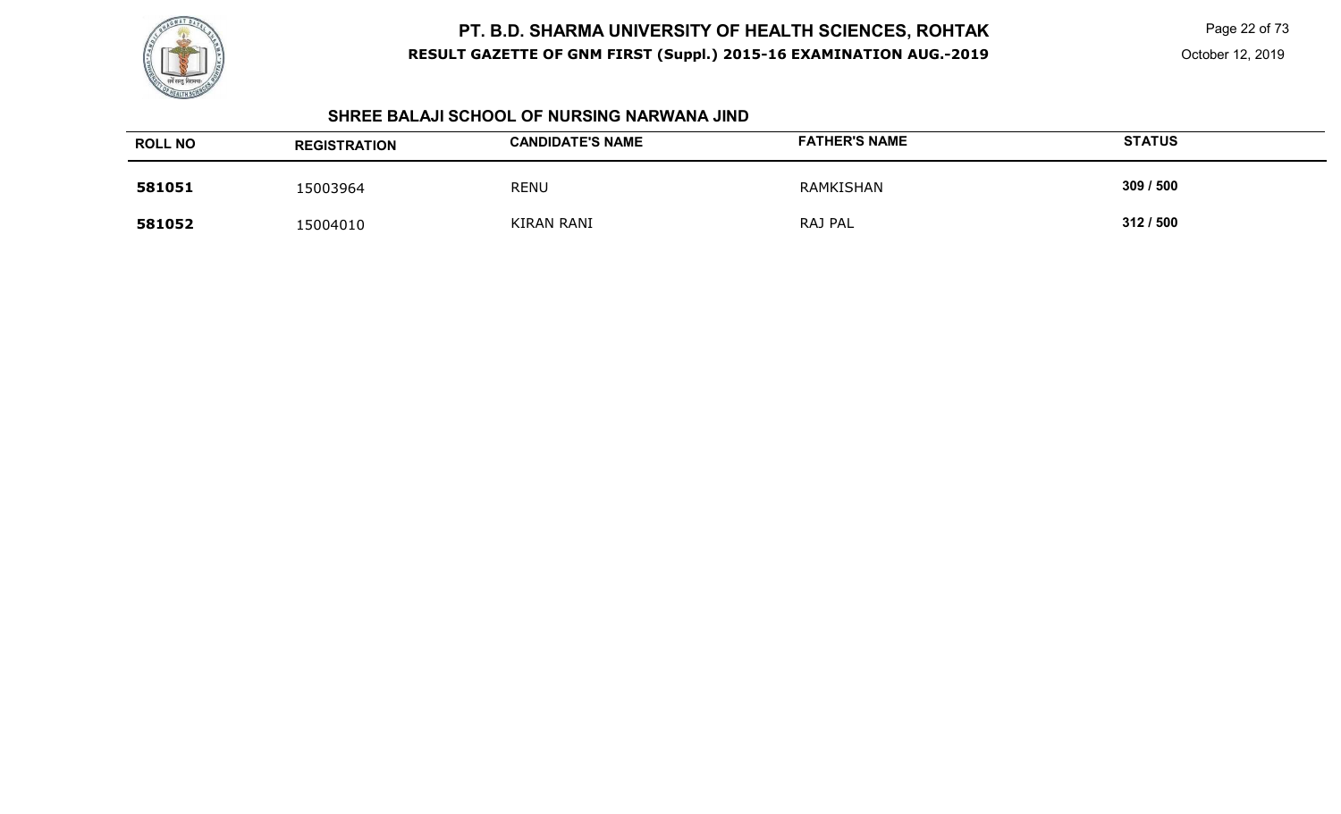## SHREE BALAJI SCHOOL OF NURSING NARWANA JIND

| ROLL NO | REGISTRATION | CANDIDATE'S NAME | FATHER'S NAME | STATUS |
|---|---|---|---|---|
| **581051** | 15003964 | RENU | RAMKISHAN | **309 / 500** |
| **581052** | 15004010 | KIRAN RANI | RAJ PAL | **312 / 500** |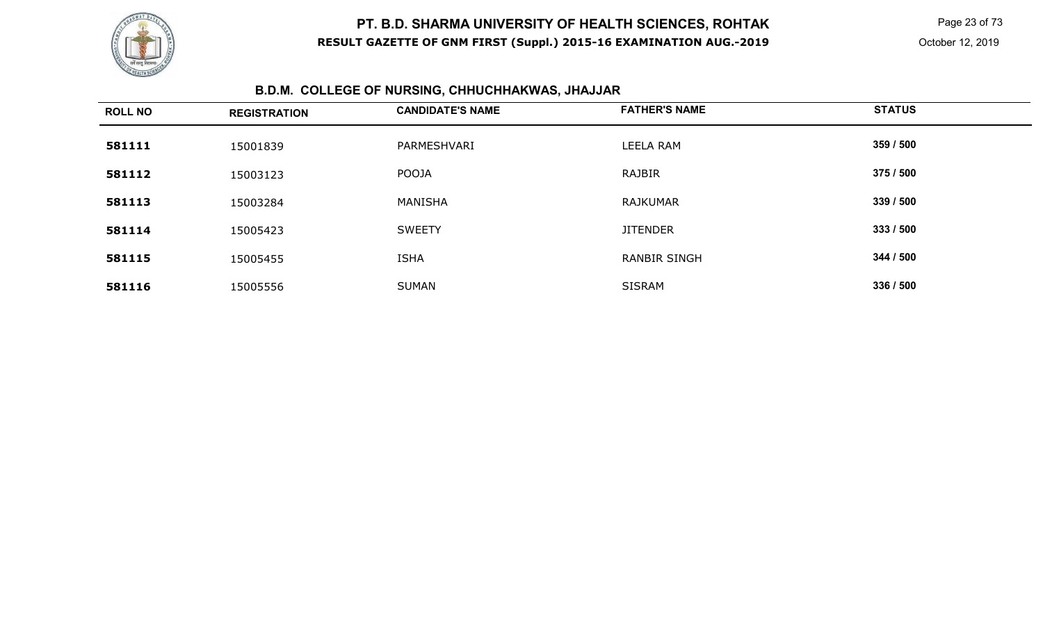# PT. B.D. SHARMA UNIVERSITY OF HEALTH SCIENCES, ROHTAK

**RESULT GAZETTE OF GNM FIRST (Suppl.) 2015-16 EXAMINATION AUG.-2019**

October 12, 2019

## B.D.M. COLLEGE OF NURSING, CHHUCHHAKWAS, JHAJJAR

| ROLL NO | REGISTRATION | CANDIDATE'S NAME | FATHER'S NAME | STATUS |
|---|---|---|---|---|
| **581111** | 15001839 | PARMESHVARI | LEELA RAM | **359 / 500** |
| **581112** | 15003123 | POOJA | RAJBIR | **375 / 500** |
| **581113** | 15003284 | MANISHA | RAJKUMAR | **339 / 500** |
| **581114** | 15005423 | SWEETY | JITENDER | **333 / 500** |
| **581115** | 15005455 | ISHA | RANBIR SINGH | **344 / 500** |
| **581116** | 15005556 | SUMAN | SISRAM | **336 / 500** |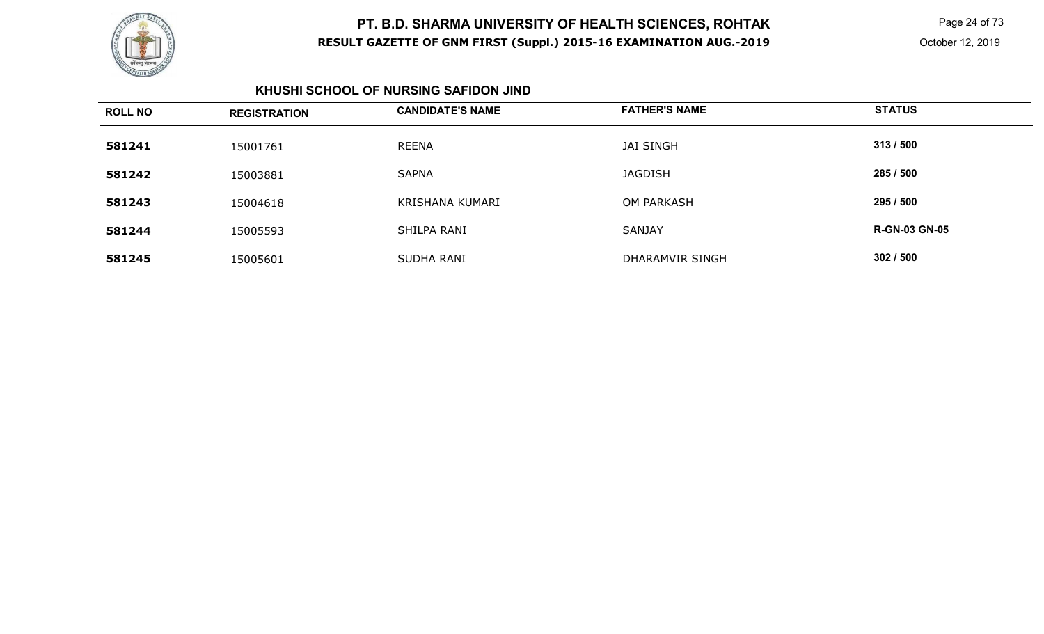# PT. B.D. SHARMA UNIVERSITY OF HEALTH SCIENCES, ROHTAK

**RESULT GAZETTE OF GNM FIRST (Suppl.) 2015-16 EXAMINATION AUG.-2019**

October 12, 2019

### KHUSHI SCHOOL OF NURSING SAFIDON JIND

| ROLL NO | REGISTRATION | CANDIDATE'S NAME | FATHER'S NAME | STATUS |
|---|---|---|---|---|
| **581241** | 15001761 | REENA | JAI SINGH | **313 / 500** |
| **581242** | 15003881 | SAPNA | JAGDISH | **285 / 500** |
| **581243** | 15004618 | KRISHANA KUMARI | OM PARKASH | **295 / 500** |
| **581244** | 15005593 | SHILPA RANI | SANJAY | **R-GN-03 GN-05** |
| **581245** | 15005601 | SUDHA RANI | DHARAMVIR SINGH | **302 / 500** |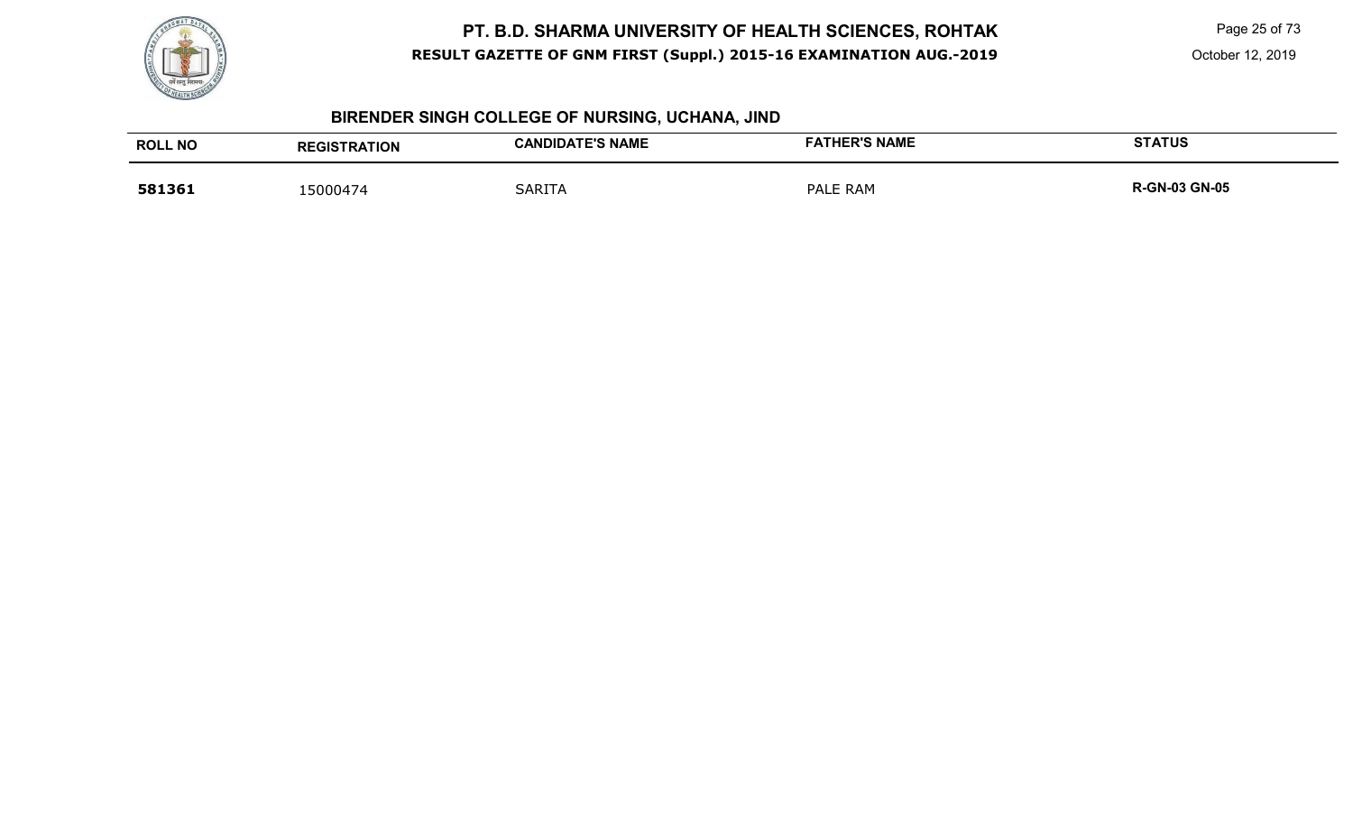### BIRENDER SINGH COLLEGE OF NURSING, UCHANA, JIND

| ROLL NO | REGISTRATION | CANDIDATE'S NAME | FATHER'S NAME | STATUS |
|---|---|---|---|---|
| **581361** | 15000474 | SARITA | PALE RAM | **R-GN-03 GN-05** |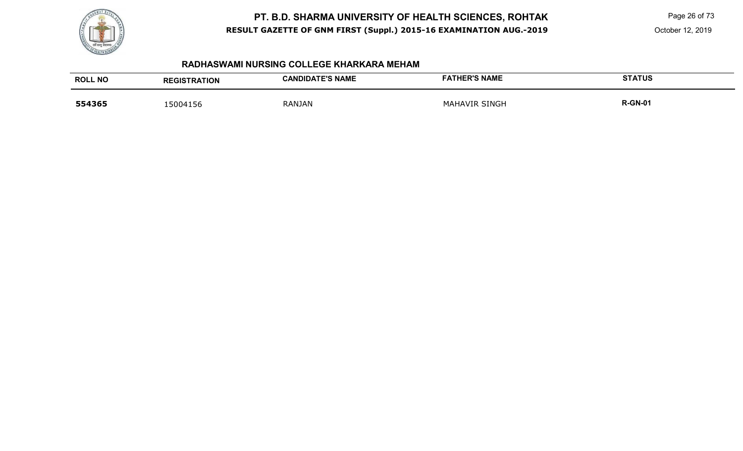## RADHASWAMI NURSING COLLEGE KHARKARA MEHAM

| ROLL NO | REGISTRATION | CANDIDATE'S NAME | FATHER'S NAME | STATUS |
|---|---|---|---|---|
| **554365** | 15004156 | RANJAN | MAHAVIR SINGH | **R-GN-01** |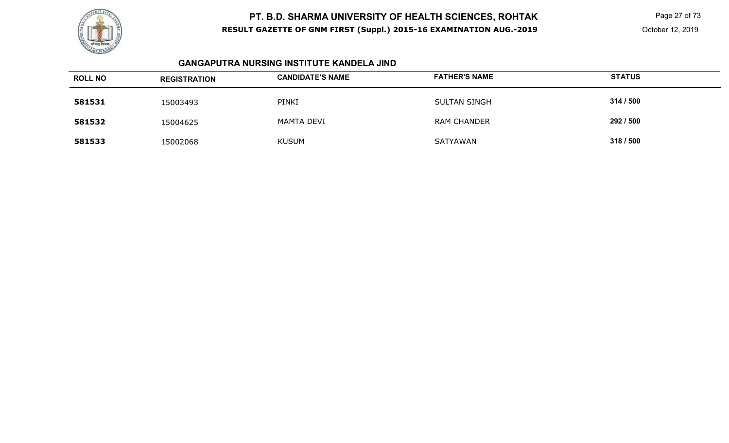# PT. B.D. SHARMA UNIVERSITY OF HEALTH SCIENCES, ROHTAK

**RESULT GAZETTE OF GNM FIRST (Suppl.) 2015-16 EXAMINATION AUG.-2019**

October 12, 2019

## GANGAPUTRA NURSING INSTITUTE KANDELA JIND

| ROLL NO | REGISTRATION | CANDIDATE'S NAME | FATHER'S NAME | STATUS |
|---|---|---|---|---|
| **581531** | 15003493 | PINKI | SULTAN SINGH | **314 / 500** |
| **581532** | 15004625 | MAMTA DEVI | RAM CHANDER | **292 / 500** |
| **581533** | 15002068 | KUSUM | SATYAWAN | **318 / 500** |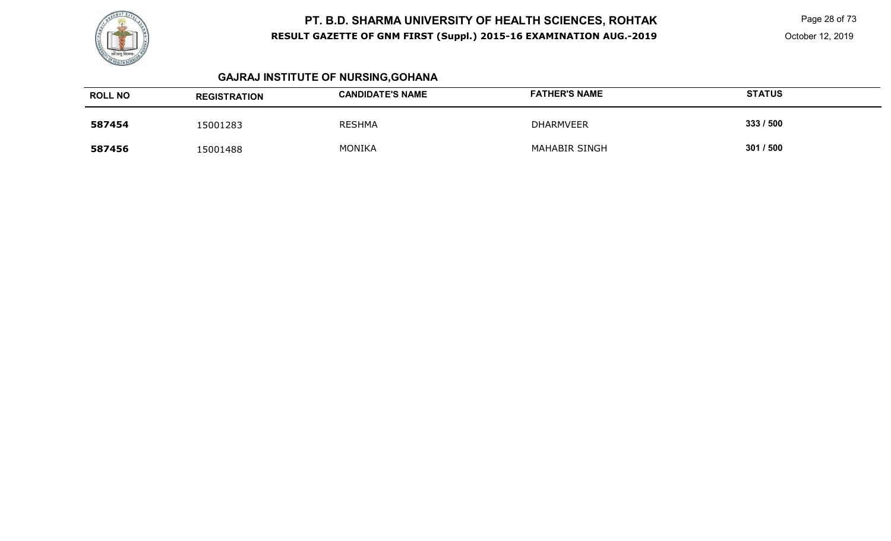## GAJRAJ INSTITUTE OF NURSING,GOHANA

| ROLL NO | REGISTRATION | CANDIDATE'S NAME | FATHER'S NAME | STATUS |
|---|---|---|---|---|
| **587454** | 15001283 | RESHMA | DHARMVEER | **333 / 500** |
| **587456** | 15001488 | MONIKA | MAHABIR SINGH | **301 / 500** |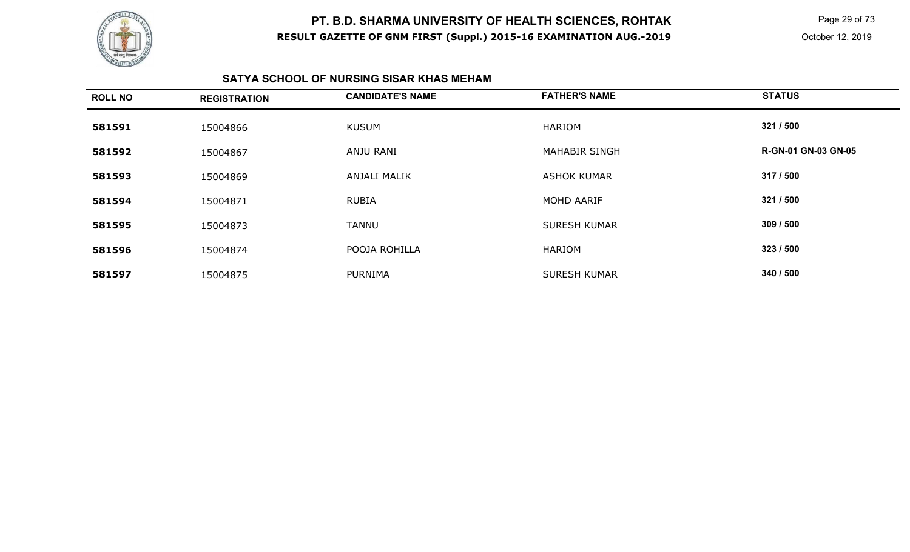# PT. B.D. SHARMA UNIVERSITY OF HEALTH SCIENCES, ROHTAK

**RESULT GAZETTE OF GNM FIRST (Suppl.) 2015-16 EXAMINATION AUG.-2019**

October 12, 2019

## SATYA SCHOOL OF NURSING SISAR KHAS MEHAM

| ROLL NO | REGISTRATION | CANDIDATE'S NAME | FATHER'S NAME | STATUS |
|---|---|---|---|---|
| **581591** | 15004866 | KUSUM | HARIOM | **321 / 500** |
| **581592** | 15004867 | ANJU RANI | MAHABIR SINGH | **R-GN-01 GN-03 GN-05** |
| **581593** | 15004869 | ANJALI MALIK | ASHOK KUMAR | **317 / 500** |
| **581594** | 15004871 | RUBIA | MOHD AARIF | **321 / 500** |
| **581595** | 15004873 | TANNU | SURESH KUMAR | **309 / 500** |
| **581596** | 15004874 | POOJA ROHILLA | HARIOM | **323 / 500** |
| **581597** | 15004875 | PURNIMA | SURESH KUMAR | **340 / 500** |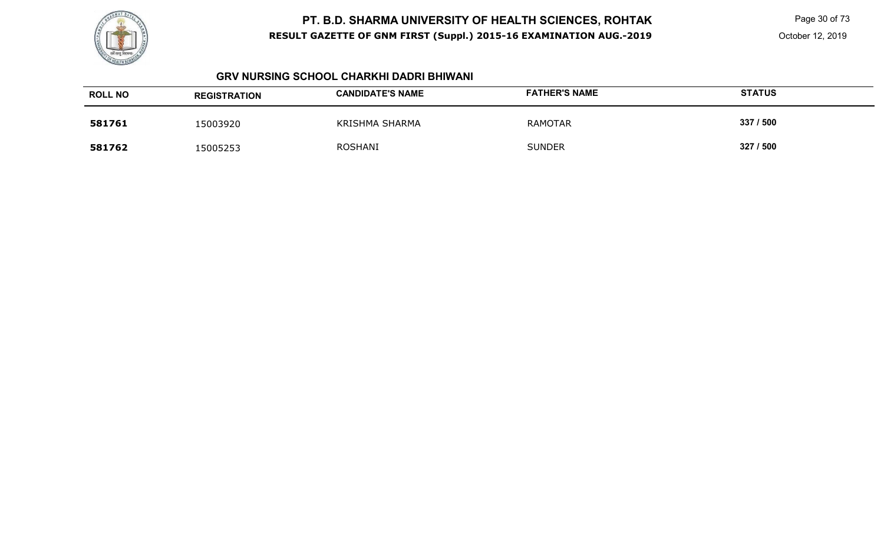## GRV NURSING SCHOOL CHARKHI DADRI BHIWANI

| ROLL NO | REGISTRATION | CANDIDATE'S NAME | FATHER'S NAME | STATUS |
|---|---|---|---|---|
| **581761** | 15003920 | KRISHMA SHARMA | RAMOTAR | **337 / 500** |
| **581762** | 15005253 | ROSHANI | SUNDER | **327 / 500** |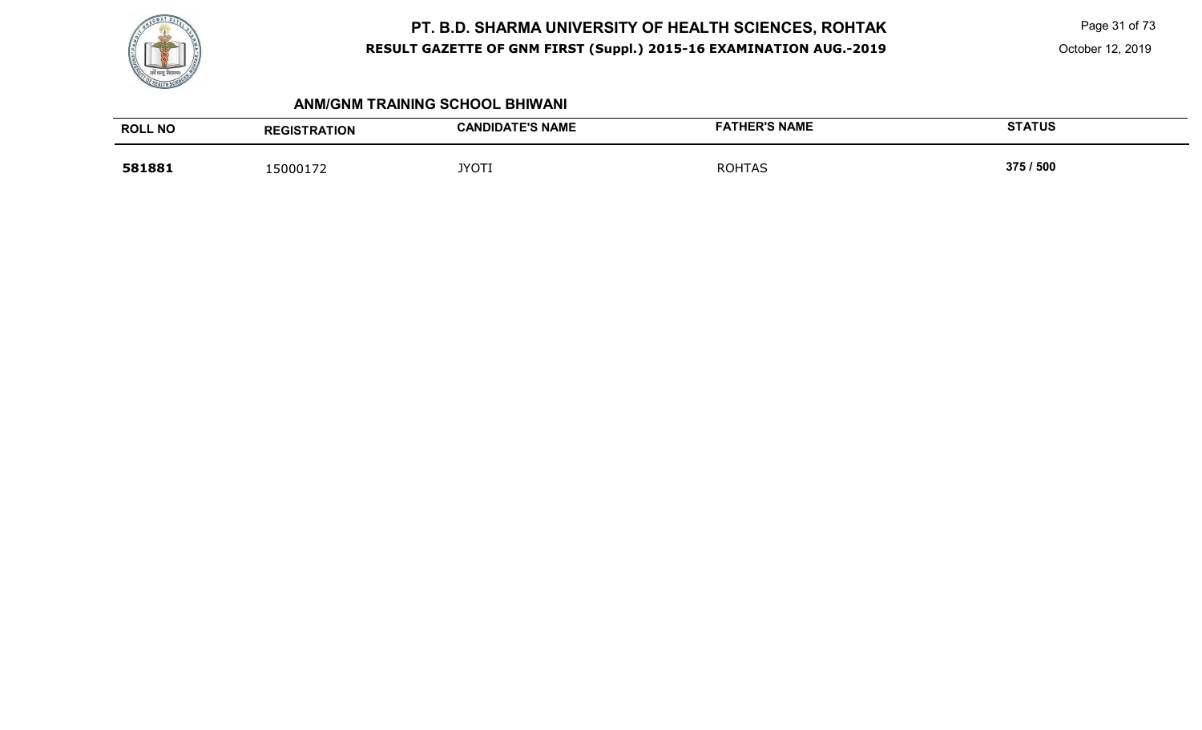## ANM/GNM TRAINING SCHOOL BHIWANI

| ROLL NO | REGISTRATION | CANDIDATE'S NAME | FATHER'S NAME | STATUS |
|---|---|---|---|---|
| **581881** | 15000172 | JYOTI | ROHTAS | **375 / 500** |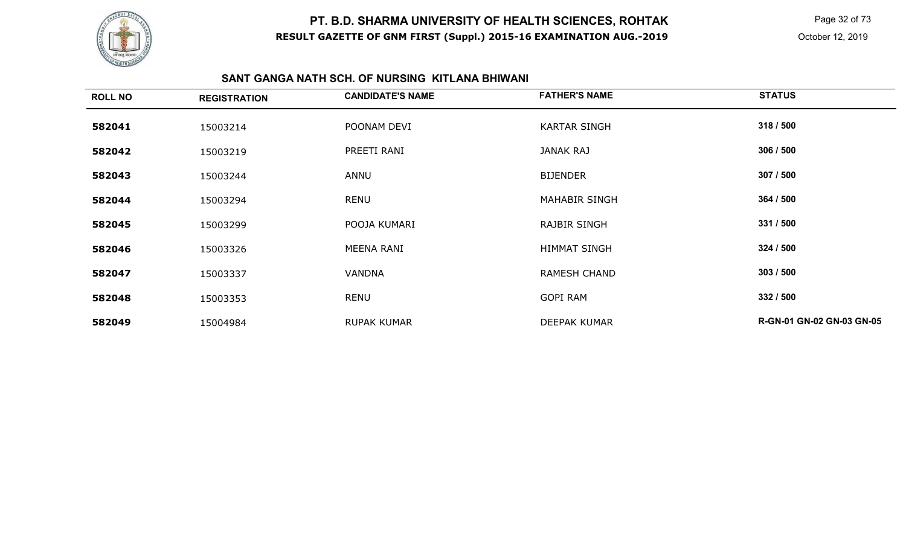# PT. B.D. SHARMA UNIVERSITY OF HEALTH SCIENCES, ROHTAK

**RESULT GAZETTE OF GNM FIRST (Suppl.) 2015-16 EXAMINATION AUG.-2019**

October 12, 2019

## SANT GANGA NATH SCH. OF NURSING KITLANA BHIWANI

| ROLL NO | REGISTRATION | CANDIDATE'S NAME | FATHER'S NAME | STATUS |
|---|---|---|---|---|
| **582041** | 15003214 | POONAM DEVI | KARTAR SINGH | **318 / 500** |
| **582042** | 15003219 | PREETI RANI | JANAK RAJ | **306 / 500** |
| **582043** | 15003244 | ANNU | BIJENDER | **307 / 500** |
| **582044** | 15003294 | RENU | MAHABIR SINGH | **364 / 500** |
| **582045** | 15003299 | POOJA KUMARI | RAJBIR SINGH | **331 / 500** |
| **582046** | 15003326 | MEENA RANI | HIMMAT SINGH | **324 / 500** |
| **582047** | 15003337 | VANDNA | RAMESH CHAND | **303 / 500** |
| **582048** | 15003353 | RENU | GOPI RAM | **332 / 500** |
| **582049** | 15004984 | RUPAK KUMAR | DEEPAK KUMAR | **R-GN-01 GN-02 GN-03 GN-05** |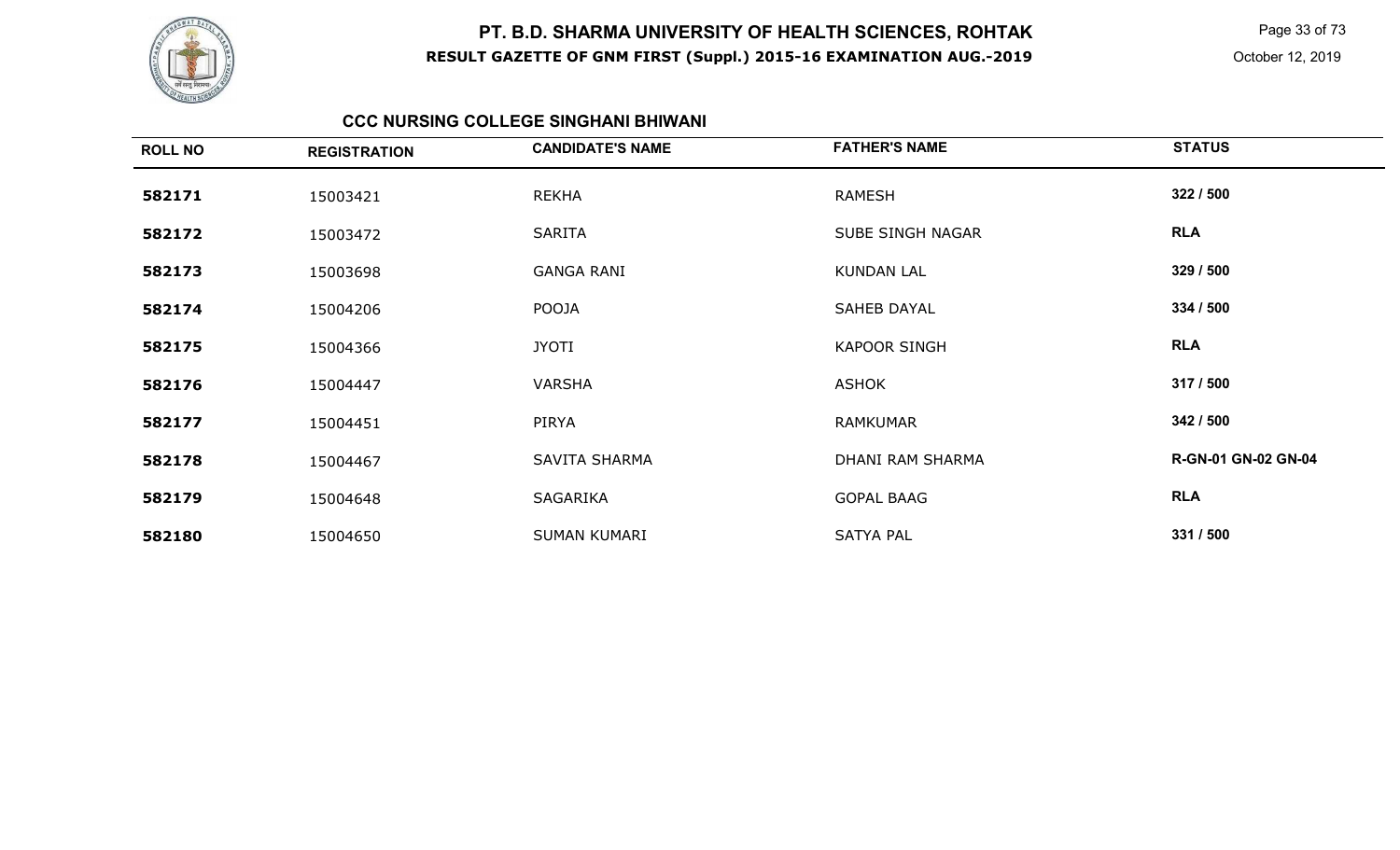# PT. B.D. SHARMA UNIVERSITY OF HEALTH SCIENCES, ROHTAK

**RESULT GAZETTE OF GNM FIRST (Suppl.) 2015-16 EXAMINATION AUG.-2019**

October 12, 2019

### CCC NURSING COLLEGE SINGHANI BHIWANI

| ROLL NO | REGISTRATION | CANDIDATE'S NAME | FATHER'S NAME | STATUS |
|---|---|---|---|---|
| **582171** | 15003421 | REKHA | RAMESH | **322 / 500** |
| **582172** | 15003472 | SARITA | SUBE SINGH NAGAR | **RLA** |
| **582173** | 15003698 | GANGA RANI | KUNDAN LAL | **329 / 500** |
| **582174** | 15004206 | POOJA | SAHEB DAYAL | **334 / 500** |
| **582175** | 15004366 | JYOTI | KAPOOR SINGH | **RLA** |
| **582176** | 15004447 | VARSHA | ASHOK | **317 / 500** |
| **582177** | 15004451 | PIRYA | RAMKUMAR | **342 / 500** |
| **582178** | 15004467 | SAVITA SHARMA | DHANI RAM SHARMA | **R-GN-01 GN-02 GN-04** |
| **582179** | 15004648 | SAGARIKA | GOPAL BAAG | **RLA** |
| **582180** | 15004650 | SUMAN KUMARI | SATYA PAL | **331 / 500** |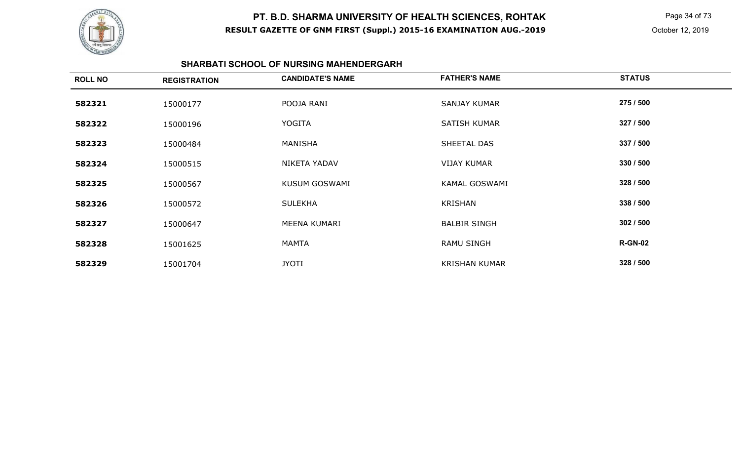# PT. B.D. SHARMA UNIVERSITY OF HEALTH SCIENCES, ROHTAK

**RESULT GAZETTE OF GNM FIRST (Suppl.) 2015-16 EXAMINATION AUG.-2019**

October 12, 2019

## SHARBATI SCHOOL OF NURSING MAHENDERGARH

| ROLL NO | REGISTRATION | CANDIDATE'S NAME | FATHER'S NAME | STATUS |
|---|---|---|---|---|
| 582321 | 15000177 | POOJA RANI | SANJAY KUMAR | 275 / 500 |
| 582322 | 15000196 | YOGITA | SATISH KUMAR | 327 / 500 |
| 582323 | 15000484 | MANISHA | SHEETAL DAS | 337 / 500 |
| 582324 | 15000515 | NIKETA YADAV | VIJAY KUMAR | 330 / 500 |
| 582325 | 15000567 | KUSUM GOSWAMI | KAMAL GOSWAMI | 328 / 500 |
| 582326 | 15000572 | SULEKHA | KRISHAN | 338 / 500 |
| 582327 | 15000647 | MEENA KUMARI | BALBIR SINGH | 302 / 500 |
| 582328 | 15001625 | MAMTA | RAMU SINGH | R-GN-02 |
| 582329 | 15001704 | JYOTI | KRISHAN KUMAR | 328 / 500 |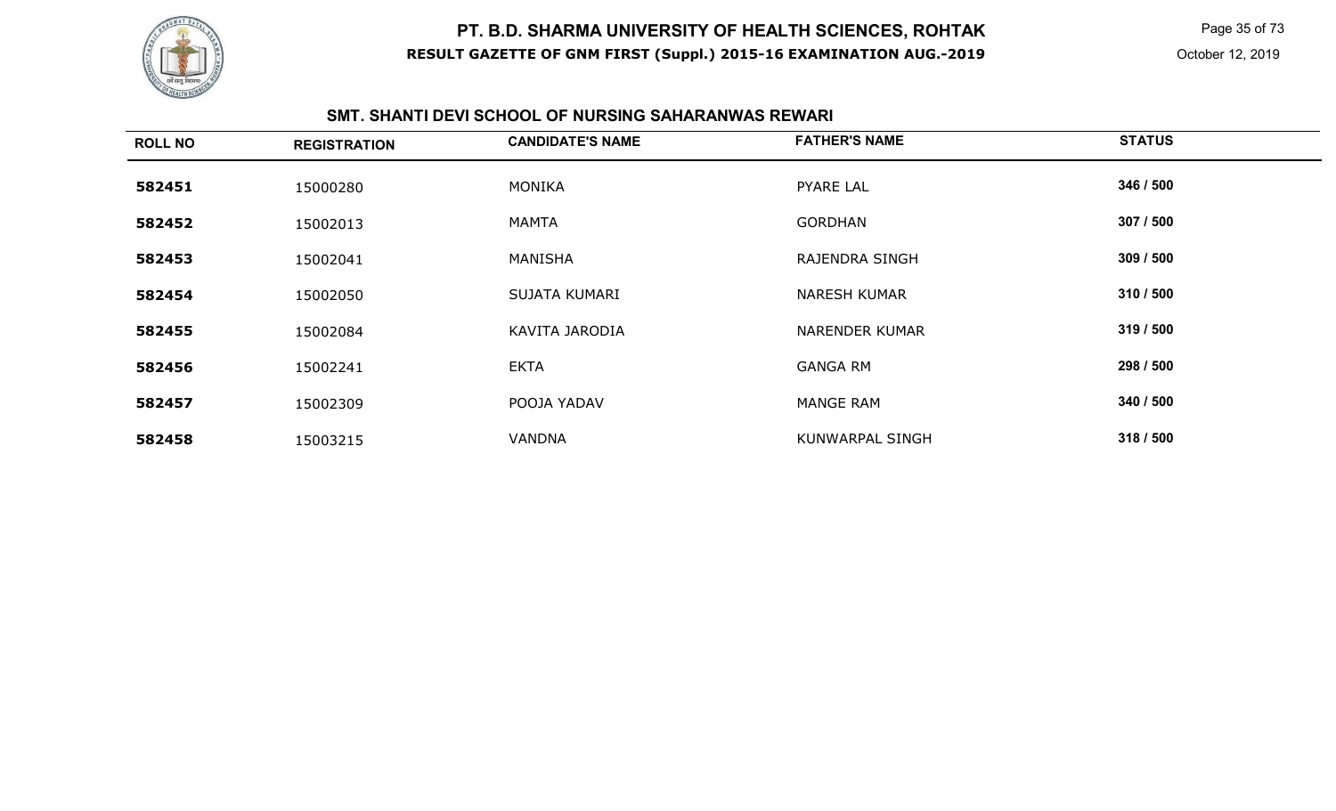# PT. B.D. SHARMA UNIVERSITY OF HEALTH SCIENCES, ROHTAK

**RESULT GAZETTE OF GNM FIRST (Suppl.) 2015-16 EXAMINATION AUG.-2019**

October 12, 2019

## SMT. SHANTI DEVI SCHOOL OF NURSING SAHARANWAS REWARI

| ROLL NO | REGISTRATION | CANDIDATE'S NAME | FATHER'S NAME | STATUS |
|---|---|---|---|---|
| **582451** | 15000280 | MONIKA | PYARE LAL | **346 / 500** |
| **582452** | 15002013 | MAMTA | GORDHAN | **307 / 500** |
| **582453** | 15002041 | MANISHA | RAJENDRA SINGH | **309 / 500** |
| **582454** | 15002050 | SUJATA KUMARI | NARESH KUMAR | **310 / 500** |
| **582455** | 15002084 | KAVITA JARODIA | NARENDER KUMAR | **319 / 500** |
| **582456** | 15002241 | EKTA | GANGA RM | **298 / 500** |
| **582457** | 15002309 | POOJA YADAV | MANGE RAM | **340 / 500** |
| **582458** | 15003215 | VANDNA | KUNWARPAL SINGH | **318 / 500** |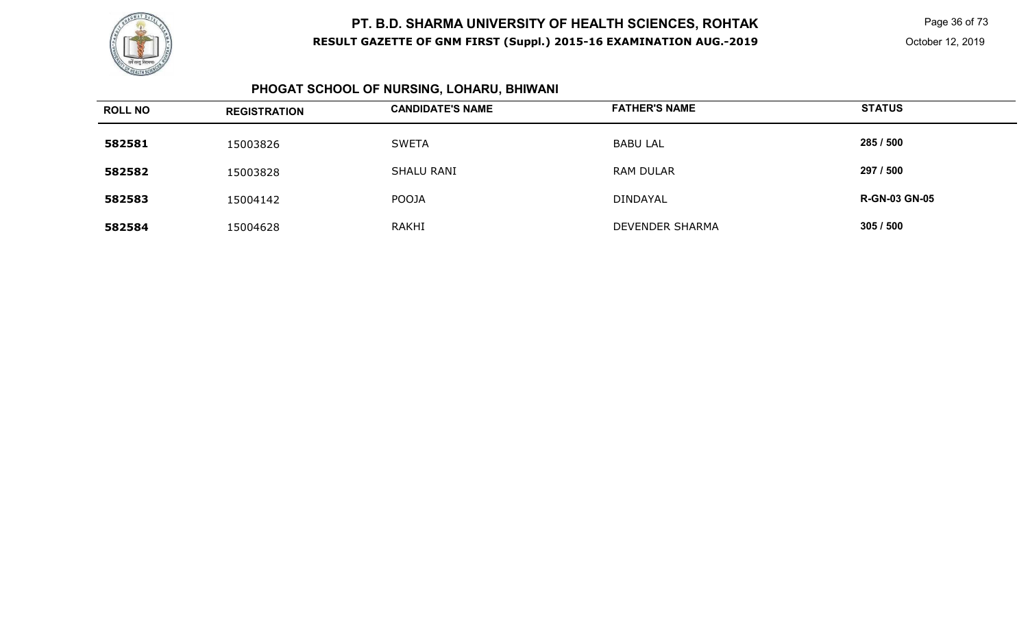# PT. B.D. SHARMA UNIVERSITY OF HEALTH SCIENCES, ROHTAK

**RESULT GAZETTE OF GNM FIRST (Suppl.) 2015-16 EXAMINATION AUG.-2019**

October 12, 2019

## PHOGAT SCHOOL OF NURSING, LOHARU, BHIWANI

| ROLL NO | REGISTRATION | CANDIDATE'S NAME | FATHER'S NAME | STATUS |
|---|---|---|---|---|
| **582581** | 15003826 | SWETA | BABU LAL | **285 / 500** |
| **582582** | 15003828 | SHALU RANI | RAM DULAR | **297 / 500** |
| **582583** | 15004142 | POOJA | DINDAYAL | **R-GN-03 GN-05** |
| **582584** | 15004628 | RAKHI | DEVENDER SHARMA | **305 / 500** |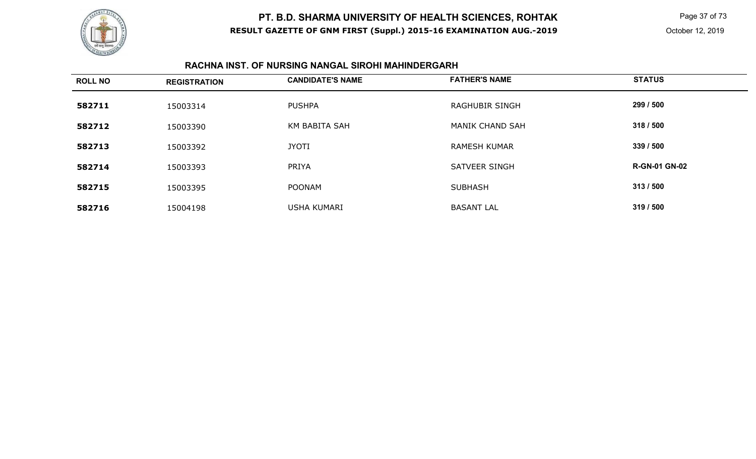# PT. B.D. SHARMA UNIVERSITY OF HEALTH SCIENCES, ROHTAK

**RESULT GAZETTE OF GNM FIRST (Suppl.) 2015-16 EXAMINATION AUG.-2019**

October 12, 2019

## RACHNA INST. OF NURSING NANGAL SIROHI MAHINDERGARH

| ROLL NO | REGISTRATION | CANDIDATE'S NAME | FATHER'S NAME | STATUS |
|---|---|---|---|---|
| 582711 | 15003314 | PUSHPA | RAGHUBIR SINGH | 299 / 500 |
| 582712 | 15003390 | KM BABITA SAH | MANIK CHAND SAH | 318 / 500 |
| 582713 | 15003392 | JYOTI | RAMESH KUMAR | 339 / 500 |
| 582714 | 15003393 | PRIYA | SATVEER SINGH | R-GN-01 GN-02 |
| 582715 | 15003395 | POONAM | SUBHASH | 313 / 500 |
| 582716 | 15004198 | USHA KUMARI | BASANT LAL | 319 / 500 |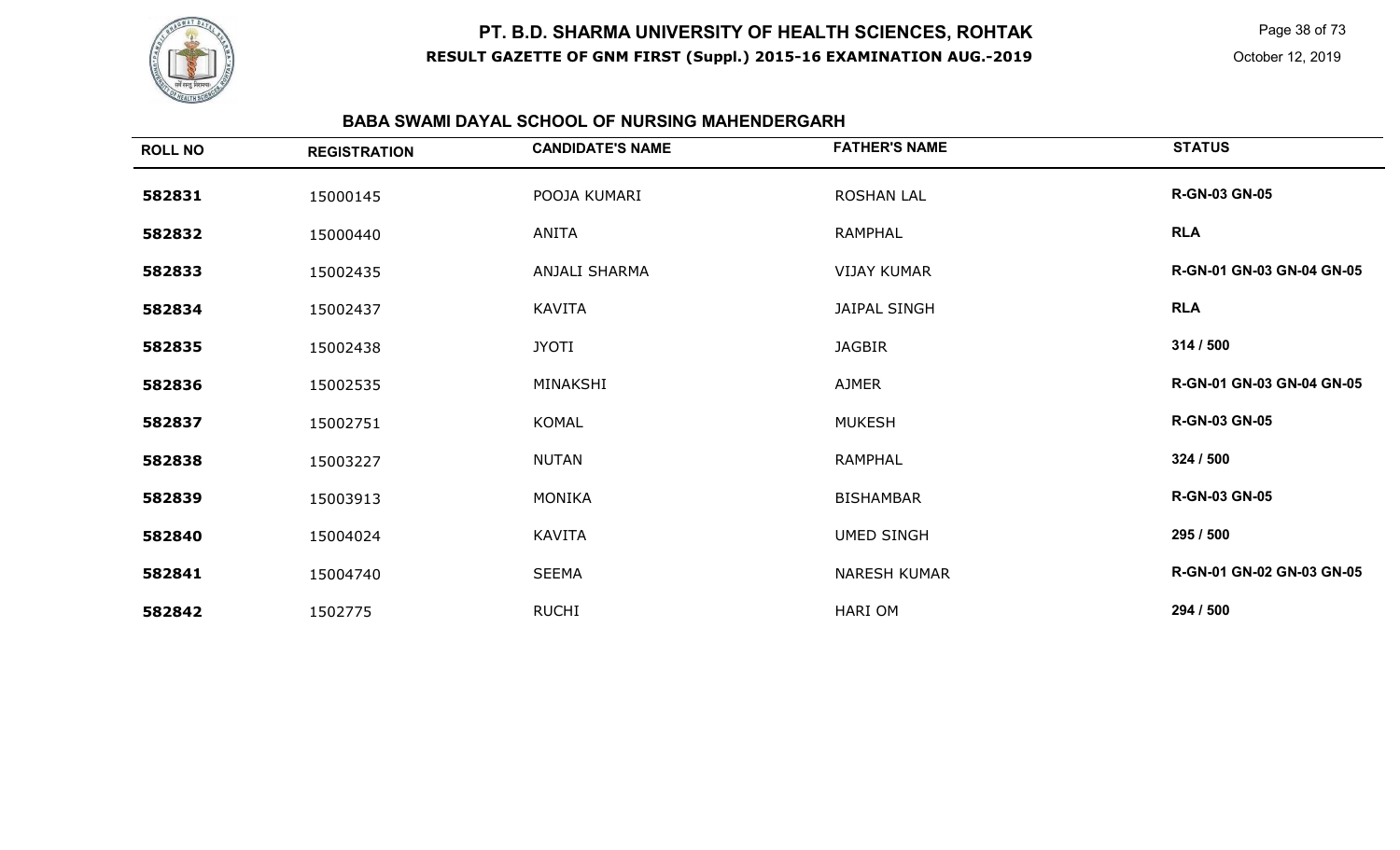# PT. B.D. SHARMA UNIVERSITY OF HEALTH SCIENCES, ROHTAK

**RESULT GAZETTE OF GNM FIRST (Suppl.) 2015-16 EXAMINATION AUG.-2019**

October 12, 2019

## BABA SWAMI DAYAL SCHOOL OF NURSING MAHENDERGARH

| ROLL NO | REGISTRATION | CANDIDATE'S NAME | FATHER'S NAME | STATUS |
|---|---|---|---|---|
| **582831** | 15000145 | POOJA KUMARI | ROSHAN LAL | **R-GN-03 GN-05** |
| **582832** | 15000440 | ANITA | RAMPHAL | **RLA** |
| **582833** | 15002435 | ANJALI SHARMA | VIJAY KUMAR | **R-GN-01 GN-03 GN-04 GN-05** |
| **582834** | 15002437 | KAVITA | JAIPAL SINGH | **RLA** |
| **582835** | 15002438 | JYOTI | JAGBIR | **314 / 500** |
| **582836** | 15002535 | MINAKSHI | AJMER | **R-GN-01 GN-03 GN-04 GN-05** |
| **582837** | 15002751 | KOMAL | MUKESH | **R-GN-03 GN-05** |
| **582838** | 15003227 | NUTAN | RAMPHAL | **324 / 500** |
| **582839** | 15003913 | MONIKA | BISHAMBAR | **R-GN-03 GN-05** |
| **582840** | 15004024 | KAVITA | UMED SINGH | **295 / 500** |
| **582841** | 15004740 | SEEMA | NARESH KUMAR | **R-GN-01 GN-02 GN-03 GN-05** |
| **582842** | 1502775 | RUCHI | HARI OM | **294 / 500** |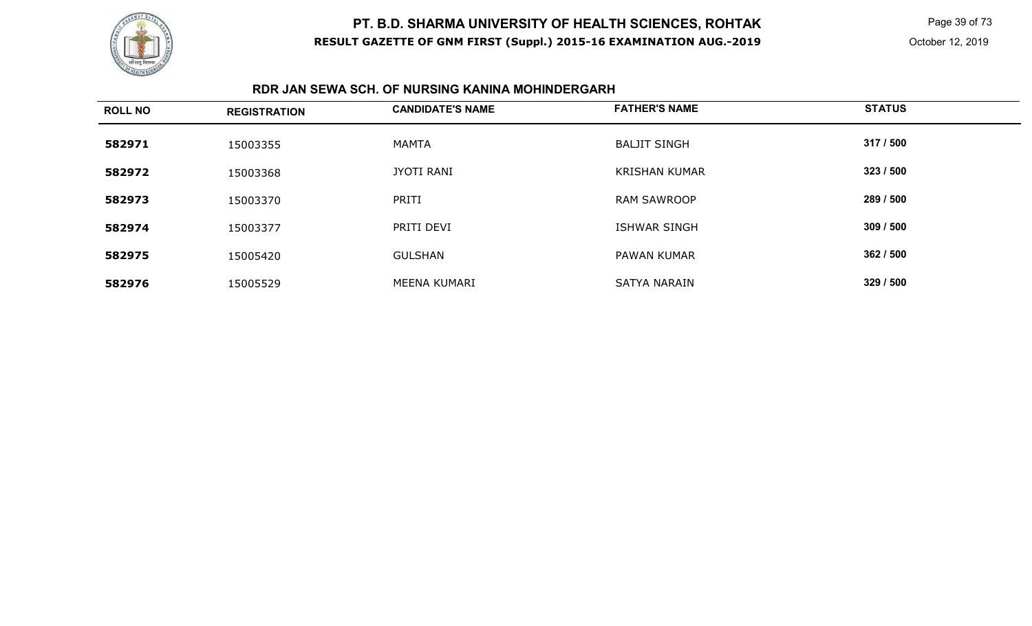# PT. B.D. SHARMA UNIVERSITY OF HEALTH SCIENCES, ROHTAK

**RESULT GAZETTE OF GNM FIRST (Suppl.) 2015-16 EXAMINATION AUG.-2019**

### RDR JAN SEWA SCH. OF NURSING KANINA MOHINDERGARH

| ROLL NO | REGISTRATION | CANDIDATE'S NAME | FATHER'S NAME | STATUS |
|---|---|---|---|---|
| **582971** | 15003355 | MAMTA | BALJIT SINGH | **317 / 500** |
| **582972** | 15003368 | JYOTI RANI | KRISHAN KUMAR | **323 / 500** |
| **582973** | 15003370 | PRITI | RAM SAWROOP | **289 / 500** |
| **582974** | 15003377 | PRITI DEVI | ISHWAR SINGH | **309 / 500** |
| **582975** | 15005420 | GULSHAN | PAWAN KUMAR | **362 / 500** |
| **582976** | 15005529 | MEENA KUMARI | SATYA NARAIN | **329 / 500** |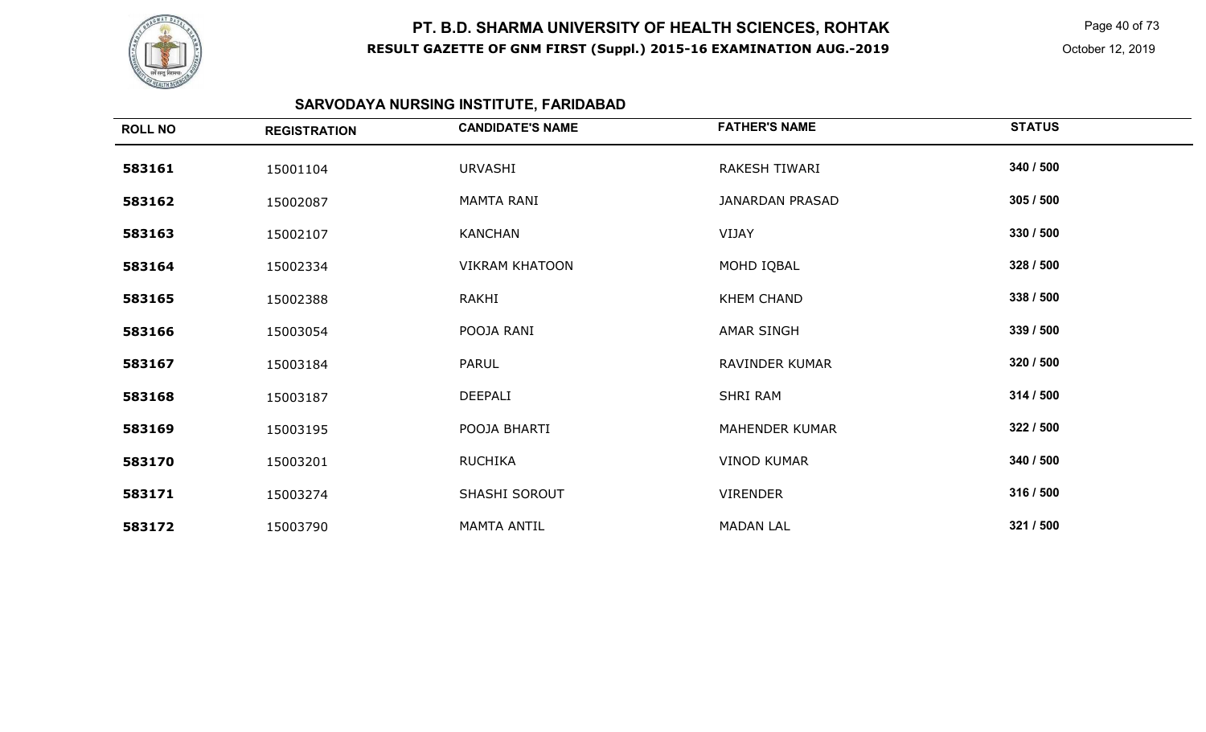# PT. B.D. SHARMA UNIVERSITY OF HEALTH SCIENCES, ROHTAK

**RESULT GAZETTE OF GNM FIRST (Suppl.) 2015-16 EXAMINATION AUG.-2019**

October 12, 2019

## SARVODAYA NURSING INSTITUTE, FARIDABAD

| ROLL NO | REGISTRATION | CANDIDATE'S NAME | FATHER'S NAME | STATUS |
|---|---|---|---|---|
| 583161 | 15001104 | URVASHI | RAKESH TIWARI | 340 / 500 |
| 583162 | 15002087 | MAMTA RANI | JANARDAN PRASAD | 305 / 500 |
| 583163 | 15002107 | KANCHAN | VIJAY | 330 / 500 |
| 583164 | 15002334 | VIKRAM KHATOON | MOHD IQBAL | 328 / 500 |
| 583165 | 15002388 | RAKHI | KHEM CHAND | 338 / 500 |
| 583166 | 15003054 | POOJA RANI | AMAR SINGH | 339 / 500 |
| 583167 | 15003184 | PARUL | RAVINDER KUMAR | 320 / 500 |
| 583168 | 15003187 | DEEPALI | SHRI RAM | 314 / 500 |
| 583169 | 15003195 | POOJA BHARTI | MAHENDER KUMAR | 322 / 500 |
| 583170 | 15003201 | RUCHIKA | VINOD KUMAR | 340 / 500 |
| 583171 | 15003274 | SHASHI SOROUT | VIRENDER | 316 / 500 |
| 583172 | 15003790 | MAMTA ANTIL | MADAN LAL | 321 / 500 |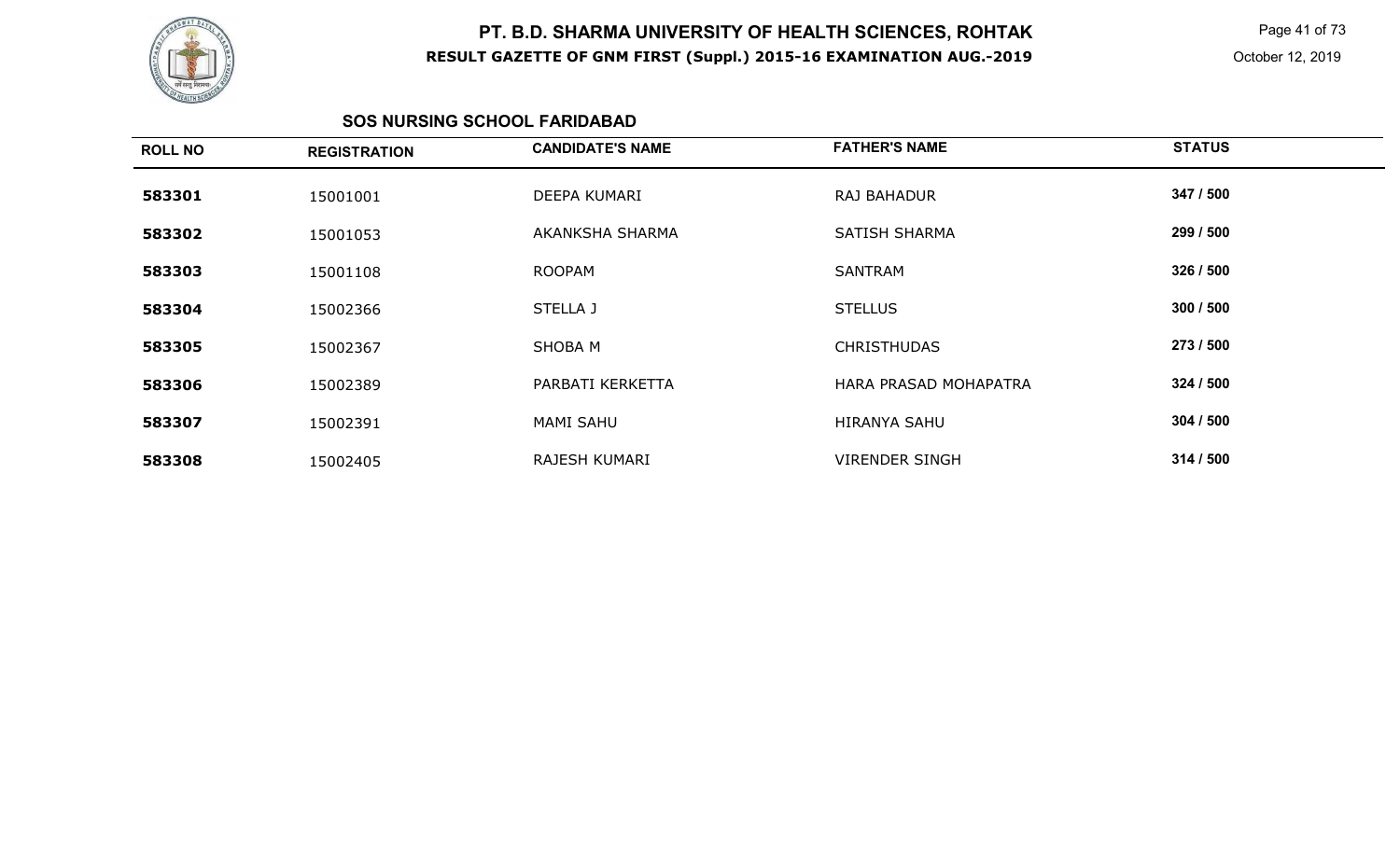# PT. B.D. SHARMA UNIVERSITY OF HEALTH SCIENCES, ROHTAK

## RESULT GAZETTE OF GNM FIRST (Suppl.) 2015-16 EXAMINATION AUG.-2019

October 12, 2019

### SOS NURSING SCHOOL FARIDABAD

| ROLL NO | REGISTRATION | CANDIDATE'S NAME | FATHER'S NAME | STATUS |
|---|---|---|---|---|
| 583301 | 15001001 | DEEPA KUMARI | RAJ BAHADUR | 347 / 500 |
| 583302 | 15001053 | AKANKSHA SHARMA | SATISH SHARMA | 299 / 500 |
| 583303 | 15001108 | ROOPAM | SANTRAM | 326 / 500 |
| 583304 | 15002366 | STELLA J | STELLUS | 300 / 500 |
| 583305 | 15002367 | SHOBA M | CHRISTHUDAS | 273 / 500 |
| 583306 | 15002389 | PARBATI KERKETTA | HARA PRASAD MOHAPATRA | 324 / 500 |
| 583307 | 15002391 | MAMI SAHU | HIRANYA SAHU | 304 / 500 |
| 583308 | 15002405 | RAJESH KUMARI | VIRENDER SINGH | 314 / 500 |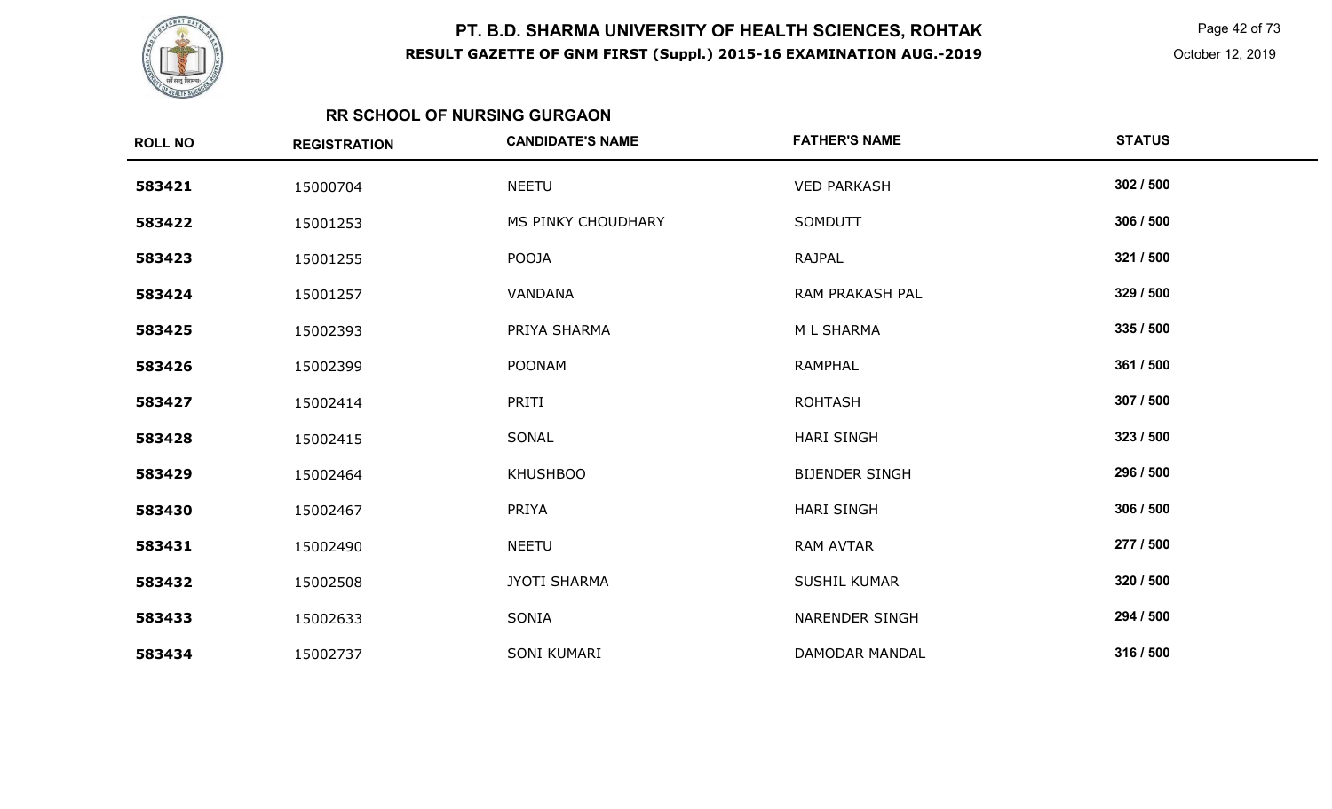# PT. B.D. SHARMA UNIVERSITY OF HEALTH SCIENCES, ROHTAK

## RESULT GAZETTE OF GNM FIRST (Suppl.) 2015-16 EXAMINATION AUG.-2019

October 12, 2019

### RR SCHOOL OF NURSING GURGAON

| ROLL NO | REGISTRATION | CANDIDATE'S NAME | FATHER'S NAME | STATUS |
|---|---|---|---|---|
| 583421 | 15000704 | NEETU | VED PARKASH | 302 / 500 |
| 583422 | 15001253 | MS PINKY CHOUDHARY | SOMDUTT | 306 / 500 |
| 583423 | 15001255 | POOJA | RAJPAL | 321 / 500 |
| 583424 | 15001257 | VANDANA | RAM PRAKASH PAL | 329 / 500 |
| 583425 | 15002393 | PRIYA SHARMA | M L SHARMA | 335 / 500 |
| 583426 | 15002399 | POONAM | RAMPHAL | 361 / 500 |
| 583427 | 15002414 | PRITI | ROHTASH | 307 / 500 |
| 583428 | 15002415 | SONAL | HARI SINGH | 323 / 500 |
| 583429 | 15002464 | KHUSHBOO | BIJENDER SINGH | 296 / 500 |
| 583430 | 15002467 | PRIYA | HARI SINGH | 306 / 500 |
| 583431 | 15002490 | NEETU | RAM AVTAR | 277 / 500 |
| 583432 | 15002508 | JYOTI SHARMA | SUSHIL KUMAR | 320 / 500 |
| 583433 | 15002633 | SONIA | NARENDER SINGH | 294 / 500 |
| 583434 | 15002737 | SONI KUMARI | DAMODAR MANDAL | 316 / 500 |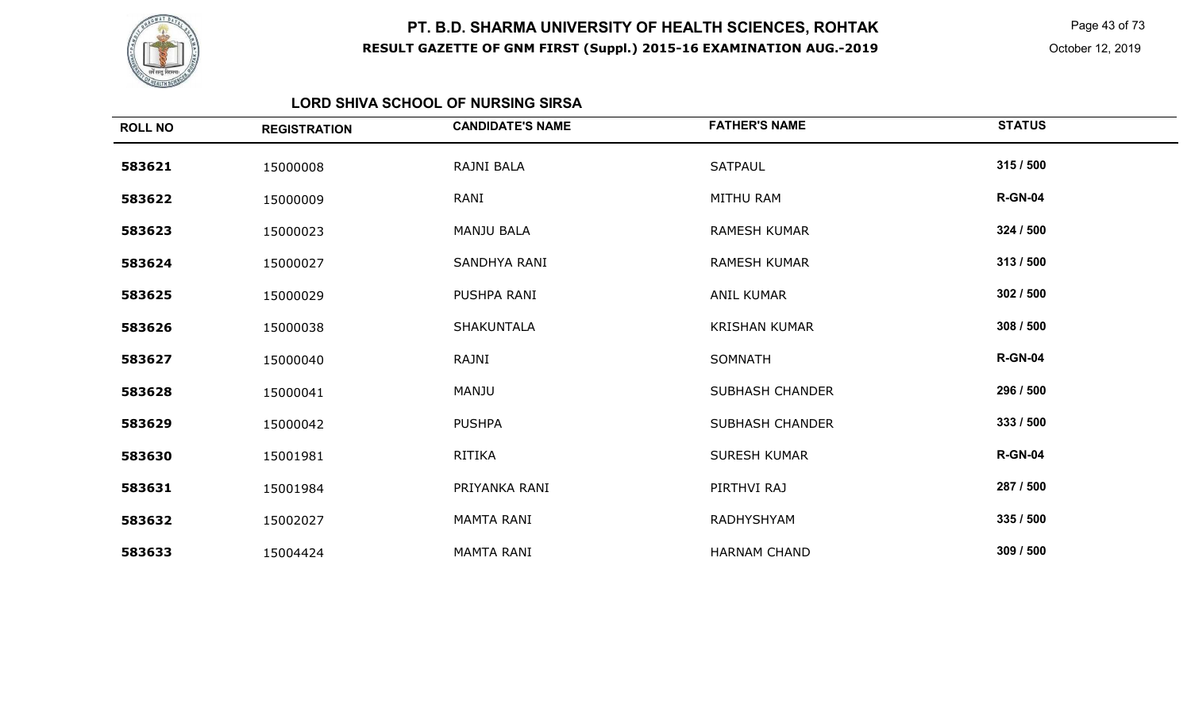# PT. B.D. SHARMA UNIVERSITY OF HEALTH SCIENCES, ROHTAK

## RESULT GAZETTE OF GNM FIRST (Suppl.) 2015-16 EXAMINATION AUG.-2019

October 12, 2019

### LORD SHIVA SCHOOL OF NURSING SIRSA

| ROLL NO | REGISTRATION | CANDIDATE'S NAME | FATHER'S NAME | STATUS |
|---|---|---|---|---|
| 583621 | 15000008 | RAJNI BALA | SATPAUL | 315 / 500 |
| 583622 | 15000009 | RANI | MITHU RAM | R-GN-04 |
| 583623 | 15000023 | MANJU BALA | RAMESH KUMAR | 324 / 500 |
| 583624 | 15000027 | SANDHYA RANI | RAMESH KUMAR | 313 / 500 |
| 583625 | 15000029 | PUSHPA RANI | ANIL KUMAR | 302 / 500 |
| 583626 | 15000038 | SHAKUNTALA | KRISHAN KUMAR | 308 / 500 |
| 583627 | 15000040 | RAJNI | SOMNATH | R-GN-04 |
| 583628 | 15000041 | MANJU | SUBHASH CHANDER | 296 / 500 |
| 583629 | 15000042 | PUSHPA | SUBHASH CHANDER | 333 / 500 |
| 583630 | 15001981 | RITIKA | SURESH KUMAR | R-GN-04 |
| 583631 | 15001984 | PRIYANKA RANI | PIRTHVI RAJ | 287 / 500 |
| 583632 | 15002027 | MAMTA RANI | RADHYSHYAM | 335 / 500 |
| 583633 | 15004424 | MAMTA RANI | HARNAM CHAND | 309 / 500 |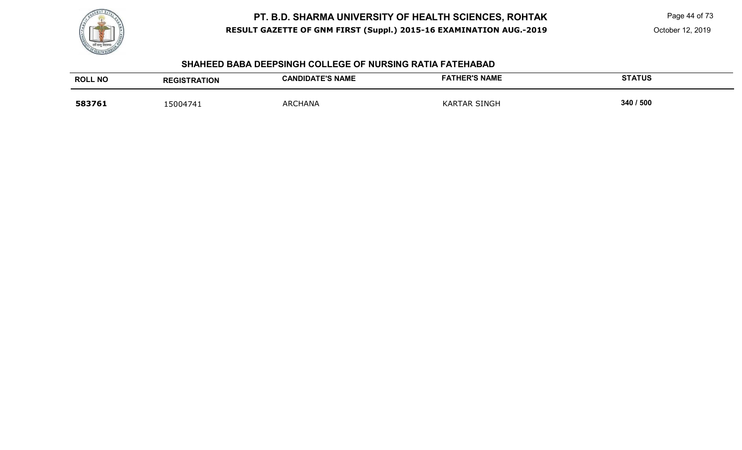## SHAHEED BABA DEEPSINGH COLLEGE OF NURSING RATIA FATEHABAD

| ROLL NO | REGISTRATION | CANDIDATE'S NAME | FATHER'S NAME | STATUS |
|---|---|---|---|---|
| **583761** | 15004741 | ARCHANA | KARTAR SINGH | 340 / 500 |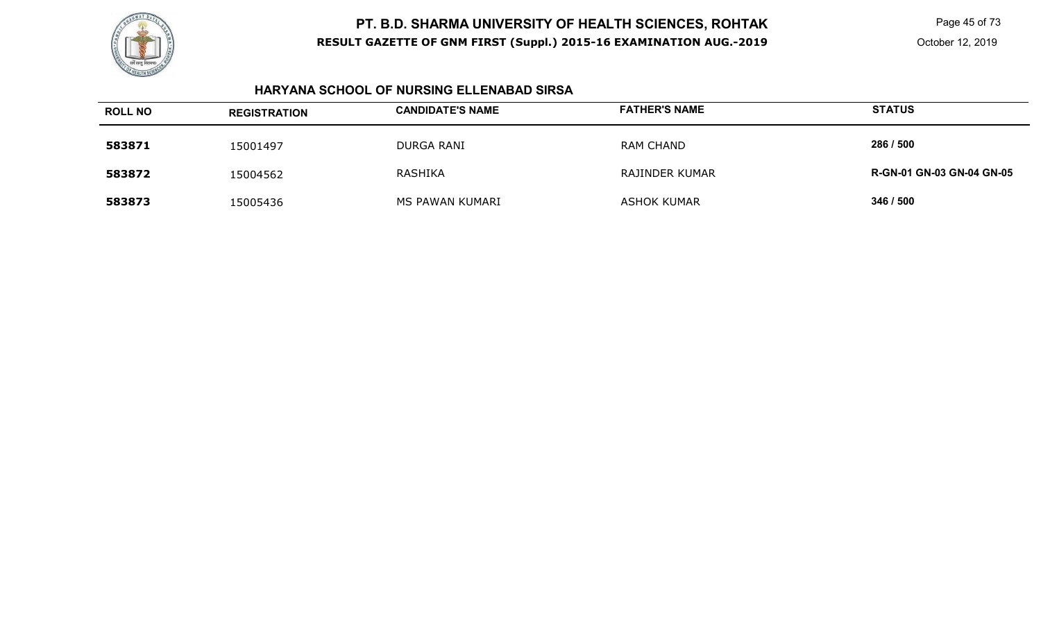# PT. B.D. SHARMA UNIVERSITY OF HEALTH SCIENCES, ROHTAK

**RESULT GAZETTE OF GNM FIRST (Suppl.) 2015-16 EXAMINATION AUG.-2019**

October 12, 2019

## HARYANA SCHOOL OF NURSING ELLENABAD SIRSA

| ROLL NO | REGISTRATION | CANDIDATE'S NAME | FATHER'S NAME | STATUS |
|---|---|---|---|---|
| **583871** | 15001497 | DURGA RANI | RAM CHAND | **286 / 500** |
| **583872** | 15004562 | RASHIKA | RAJINDER KUMAR | **R-GN-01 GN-03 GN-04 GN-05** |
| **583873** | 15005436 | MS PAWAN KUMARI | ASHOK KUMAR | **346 / 500** |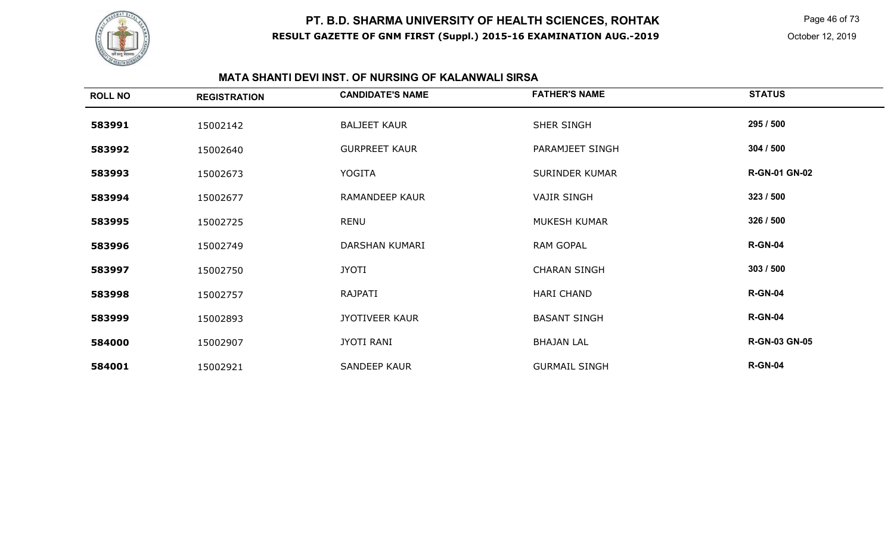# PT. B.D. SHARMA UNIVERSITY OF HEALTH SCIENCES, ROHTAK

**RESULT GAZETTE OF GNM FIRST (Suppl.) 2015-16 EXAMINATION AUG.-2019**

October 12, 2019

## MATA SHANTI DEVI INST. OF NURSING OF KALANWALI SIRSA

| ROLL NO | REGISTRATION | CANDIDATE'S NAME | FATHER'S NAME | STATUS |
|---|---|---|---|---|
| 583991 | 15002142 | BALJEET KAUR | SHER SINGH | 295 / 500 |
| 583992 | 15002640 | GURPREET KAUR | PARAMJEET SINGH | 304 / 500 |
| 583993 | 15002673 | YOGITA | SURINDER KUMAR | R-GN-01 GN-02 |
| 583994 | 15002677 | RAMANDEEP KAUR | VAJIR SINGH | 323 / 500 |
| 583995 | 15002725 | RENU | MUKESH KUMAR | 326 / 500 |
| 583996 | 15002749 | DARSHAN KUMARI | RAM GOPAL | R-GN-04 |
| 583997 | 15002750 | JYOTI | CHARAN SINGH | 303 / 500 |
| 583998 | 15002757 | RAJPATI | HARI CHAND | R-GN-04 |
| 583999 | 15002893 | JYOTIVEER KAUR | BASANT SINGH | R-GN-04 |
| 584000 | 15002907 | JYOTI RANI | BHAJAN LAL | R-GN-03 GN-05 |
| 584001 | 15002921 | SANDEEP KAUR | GURMAIL SINGH | R-GN-04 |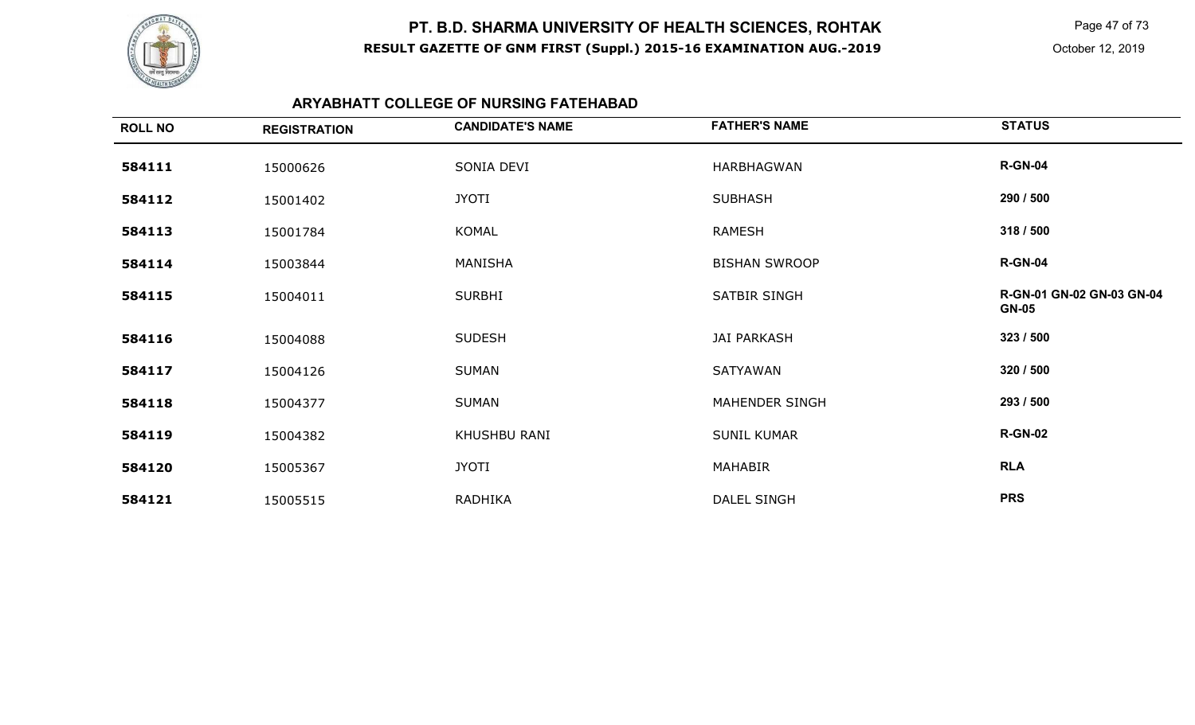# PT. B.D. SHARMA UNIVERSITY OF HEALTH SCIENCES, ROHTAK

**RESULT GAZETTE OF GNM FIRST (Suppl.) 2015-16 EXAMINATION AUG.-2019**

October 12, 2019

## ARYABHATT COLLEGE OF NURSING FATEHABAD

| ROLL NO | REGISTRATION | CANDIDATE'S NAME | FATHER'S NAME | STATUS |
|---|---|---|---|---|
| **584111** | 15000626 | SONIA DEVI | HARBHAGWAN | **R-GN-04** |
| **584112** | 15001402 | JYOTI | SUBHASH | **290 / 500** |
| **584113** | 15001784 | KOMAL | RAMESH | **318 / 500** |
| **584114** | 15003844 | MANISHA | BISHAN SWROOP | **R-GN-04** |
| **584115** | 15004011 | SURBHI | SATBIR SINGH | **R-GN-01 GN-02 GN-03 GN-04 GN-05** |
| **584116** | 15004088 | SUDESH | JAI PARKASH | **323 / 500** |
| **584117** | 15004126 | SUMAN | SATYAWAN | **320 / 500** |
| **584118** | 15004377 | SUMAN | MAHENDER SINGH | **293 / 500** |
| **584119** | 15004382 | KHUSHBU RANI | SUNIL KUMAR | **R-GN-02** |
| **584120** | 15005367 | JYOTI | MAHABIR | **RLA** |
| **584121** | 15005515 | RADHIKA | DALEL SINGH | **PRS** |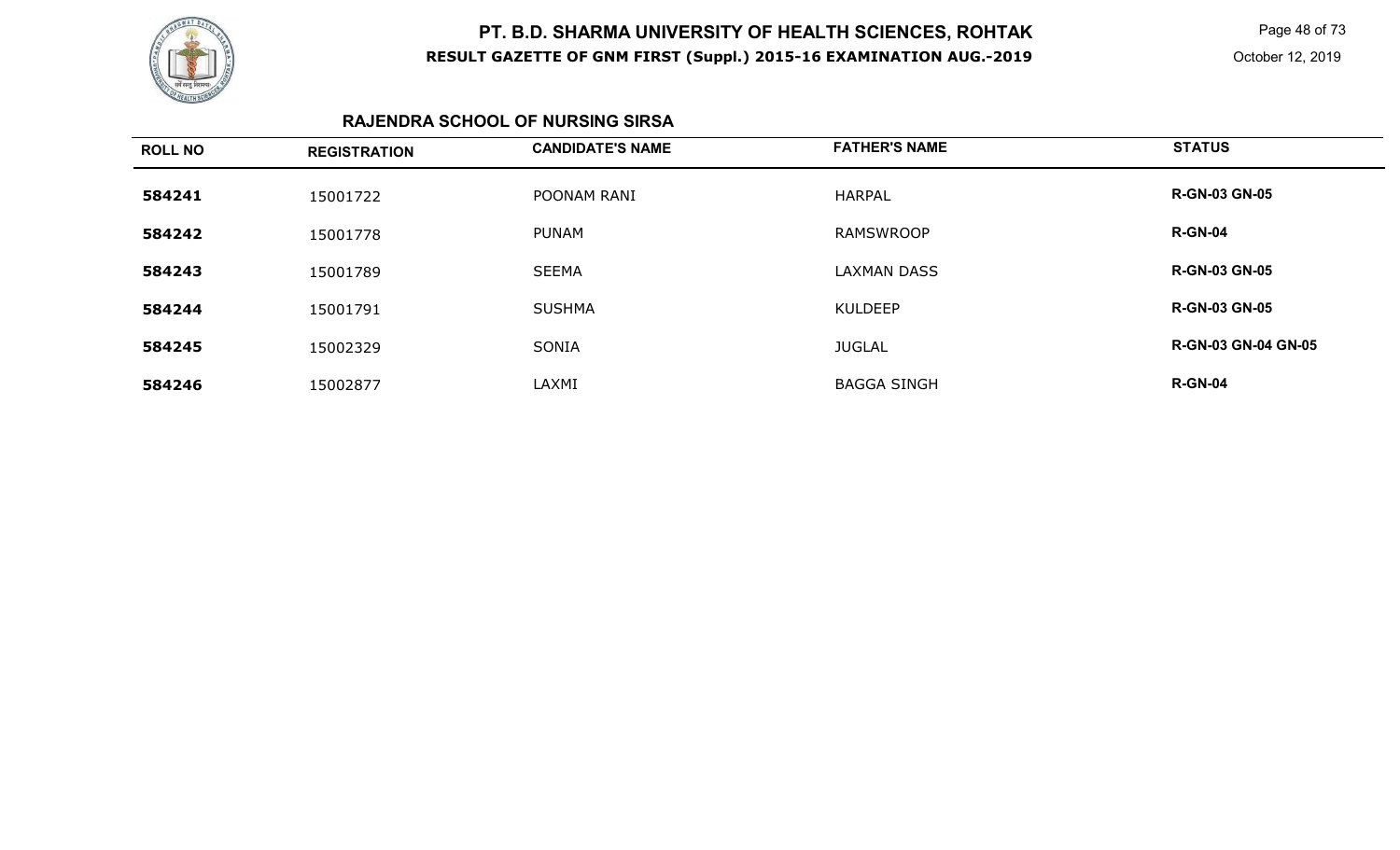# PT. B.D. SHARMA UNIVERSITY OF HEALTH SCIENCES, ROHTAK

**RESULT GAZETTE OF GNM FIRST (Suppl.) 2015-16 EXAMINATION AUG.-2019**

October 12, 2019

## RAJENDRA SCHOOL OF NURSING SIRSA

| ROLL NO | REGISTRATION | CANDIDATE'S NAME | FATHER'S NAME | STATUS |
|---|---|---|---|---|
| **584241** | 15001722 | POONAM RANI | HARPAL | **R-GN-03 GN-05** |
| **584242** | 15001778 | PUNAM | RAMSWROOP | **R-GN-04** |
| **584243** | 15001789 | SEEMA | LAXMAN DASS | **R-GN-03 GN-05** |
| **584244** | 15001791 | SUSHMA | KULDEEP | **R-GN-03 GN-05** |
| **584245** | 15002329 | SONIA | JUGLAL | **R-GN-03 GN-04 GN-05** |
| **584246** | 15002877 | LAXMI | BAGGA SINGH | **R-GN-04** |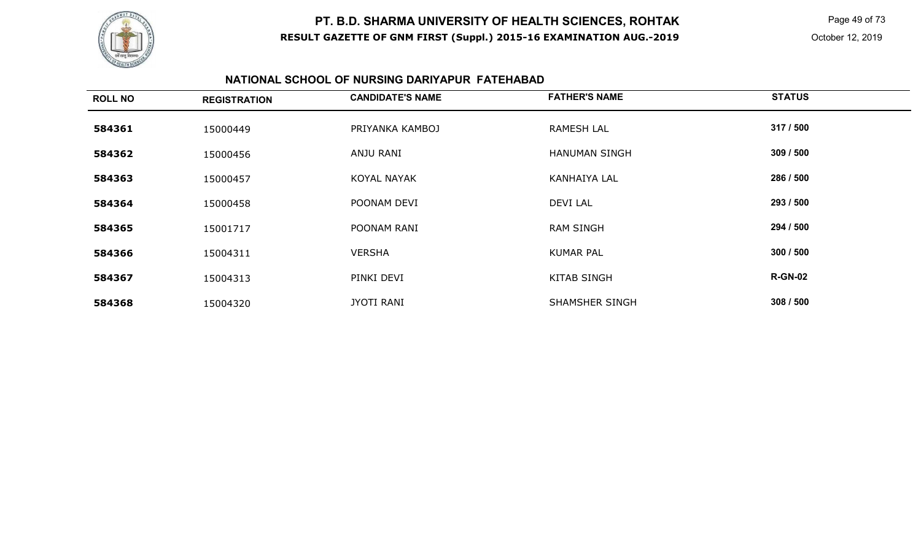# PT. B.D. SHARMA UNIVERSITY OF HEALTH SCIENCES, ROHTAK

**RESULT GAZETTE OF GNM FIRST (Suppl.) 2015-16 EXAMINATION AUG.-2019**

October 12, 2019

## NATIONAL SCHOOL OF NURSING DARIYAPUR FATEHABAD

| ROLL NO | REGISTRATION | CANDIDATE'S NAME | FATHER'S NAME | STATUS |
|---|---|---|---|---|
| **584361** | 15000449 | PRIYANKA KAMBOJ | RAMESH LAL | **317 / 500** |
| **584362** | 15000456 | ANJU RANI | HANUMAN SINGH | **309 / 500** |
| **584363** | 15000457 | KOYAL NAYAK | KANHAIYA LAL | **286 / 500** |
| **584364** | 15000458 | POONAM DEVI | DEVI LAL | **293 / 500** |
| **584365** | 15001717 | POONAM RANI | RAM SINGH | **294 / 500** |
| **584366** | 15004311 | VERSHA | KUMAR PAL | **300 / 500** |
| **584367** | 15004313 | PINKI DEVI | KITAB SINGH | **R-GN-02** |
| **584368** | 15004320 | JYOTI RANI | SHAMSHER SINGH | **308 / 500** |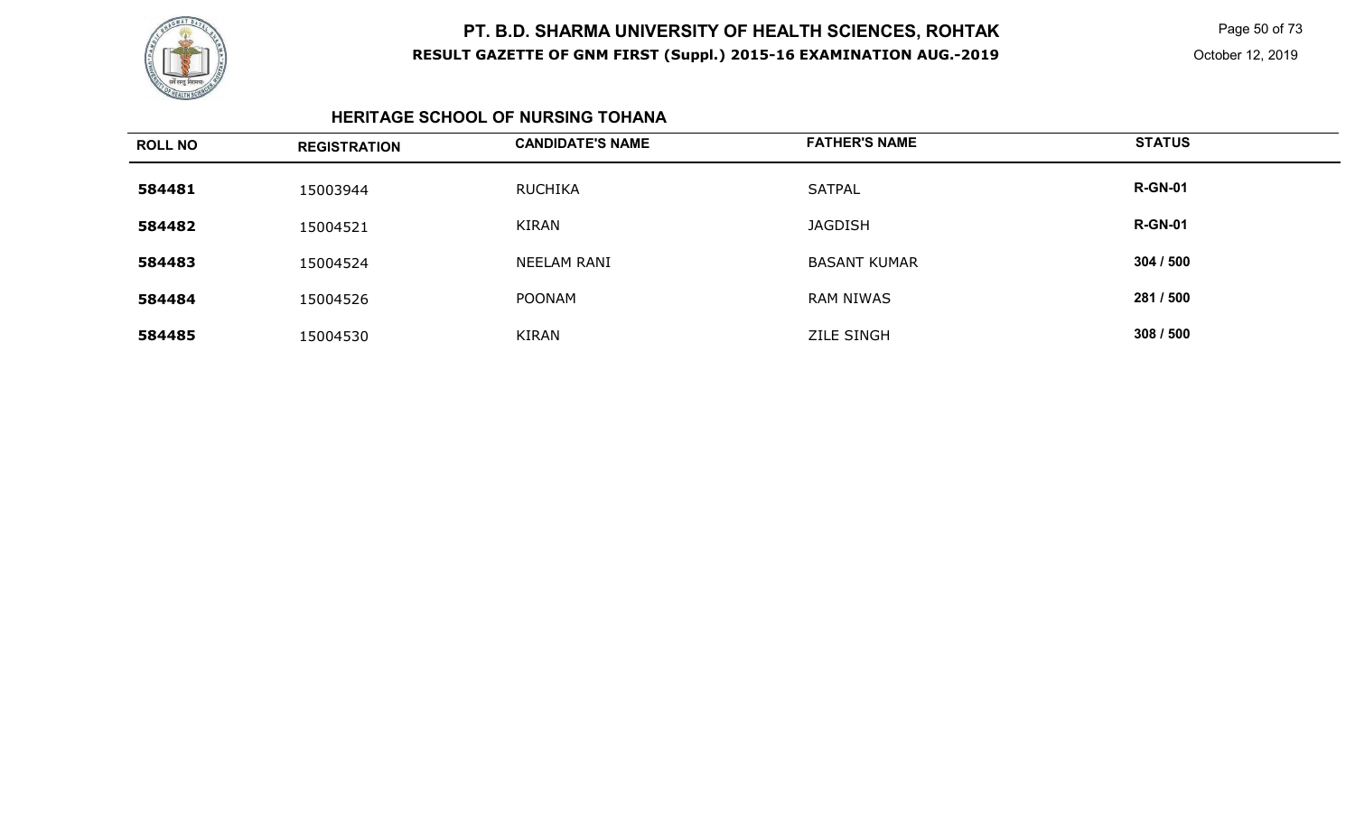# PT. B.D. SHARMA UNIVERSITY OF HEALTH SCIENCES, ROHTAK

**RESULT GAZETTE OF GNM FIRST (Suppl.) 2015-16 EXAMINATION AUG.-2019**

October 12, 2019

### HERITAGE SCHOOL OF NURSING TOHANA

| ROLL NO | REGISTRATION | CANDIDATE'S NAME | FATHER'S NAME | STATUS |
|---|---|---|---|---|
| **584481** | 15003944 | RUCHIKA | SATPAL | **R-GN-01** |
| **584482** | 15004521 | KIRAN | JAGDISH | **R-GN-01** |
| **584483** | 15004524 | NEELAM RANI | BASANT KUMAR | **304 / 500** |
| **584484** | 15004526 | POONAM | RAM NIWAS | **281 / 500** |
| **584485** | 15004530 | KIRAN | ZILE SINGH | **308 / 500** |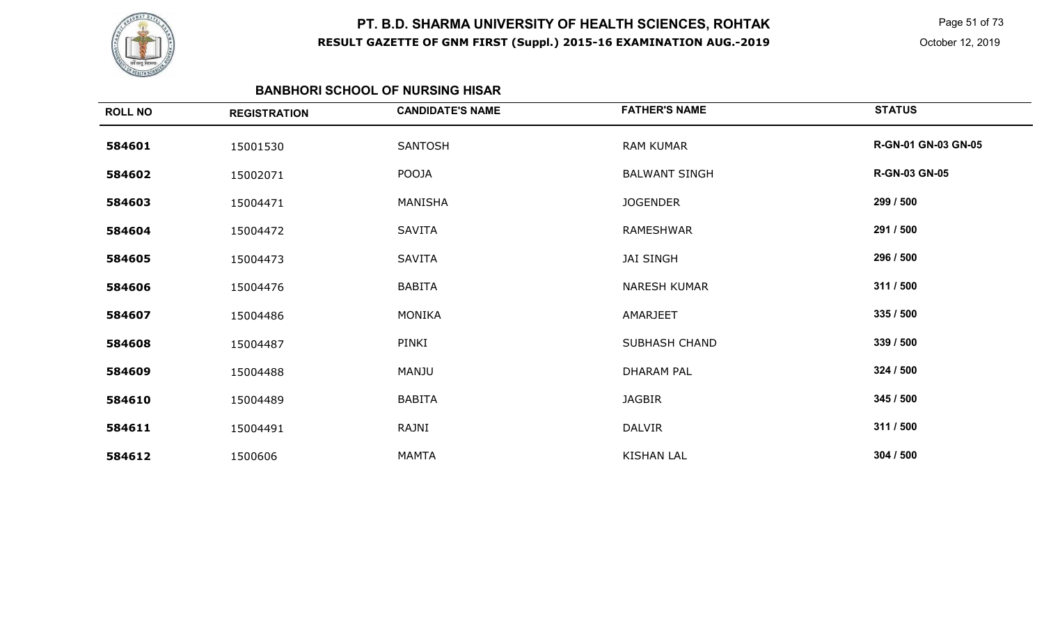## BANBHORI SCHOOL OF NURSING HISAR

| ROLL NO | REGISTRATION | CANDIDATE'S NAME | FATHER'S NAME | STATUS |
|---|---|---|---|---|
| 584601 | 15001530 | SANTOSH | RAM KUMAR | R-GN-01 GN-03 GN-05 |
| 584602 | 15002071 | POOJA | BALWANT SINGH | R-GN-03 GN-05 |
| 584603 | 15004471 | MANISHA | JOGENDER | 299 / 500 |
| 584604 | 15004472 | SAVITA | RAMESHWAR | 291 / 500 |
| 584605 | 15004473 | SAVITA | JAI SINGH | 296 / 500 |
| 584606 | 15004476 | BABITA | NARESH KUMAR | 311 / 500 |
| 584607 | 15004486 | MONIKA | AMARJEET | 335 / 500 |
| 584608 | 15004487 | PINKI | SUBHASH CHAND | 339 / 500 |
| 584609 | 15004488 | MANJU | DHARAM PAL | 324 / 500 |
| 584610 | 15004489 | BABITA | JAGBIR | 345 / 500 |
| 584611 | 15004491 | RAJNI | DALVIR | 311 / 500 |
| 584612 | 1500606 | MAMTA | KISHAN LAL | 304 / 500 |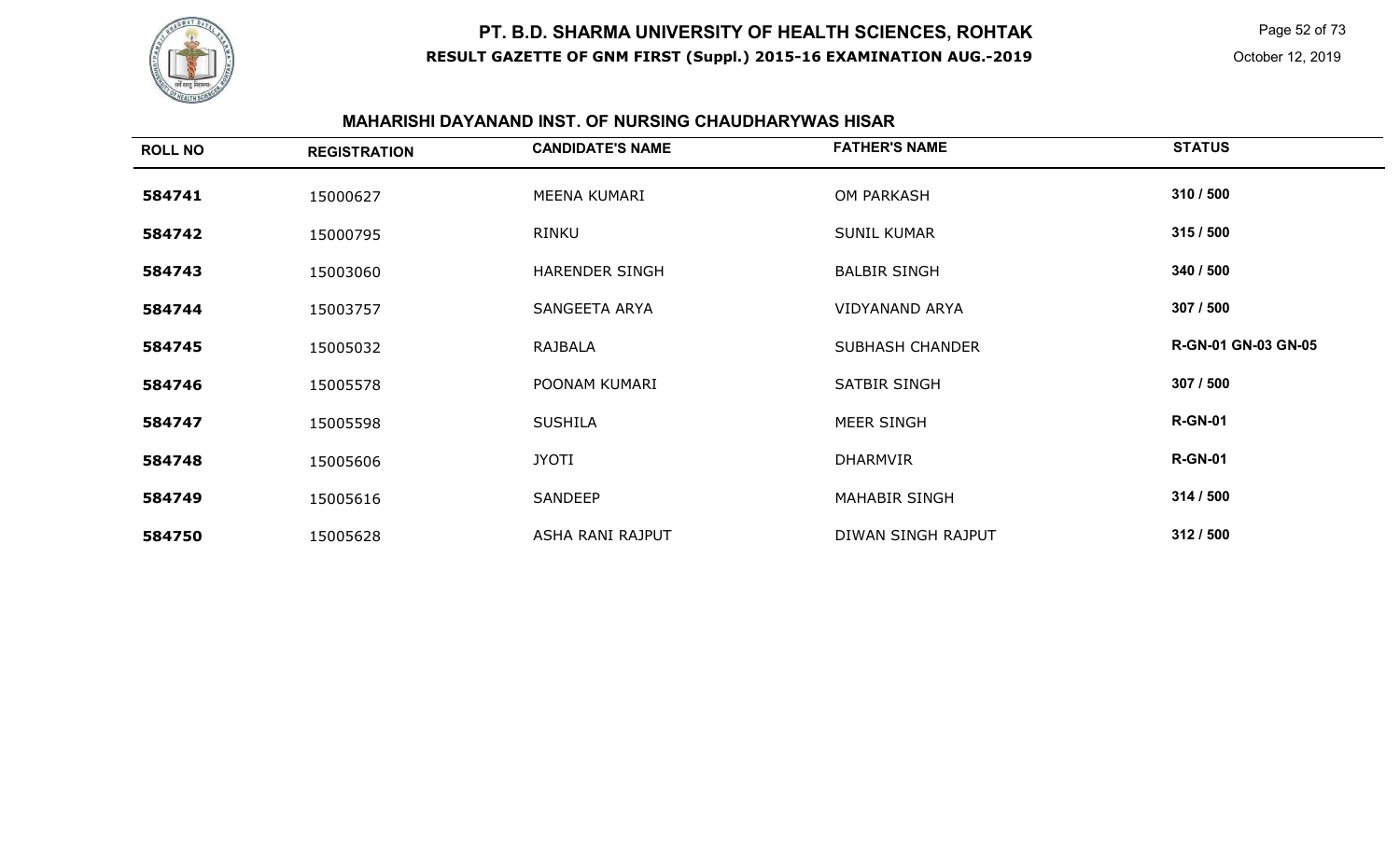# PT. B.D. SHARMA UNIVERSITY OF HEALTH SCIENCES, ROHTAK

**RESULT GAZETTE OF GNM FIRST (Suppl.) 2015-16 EXAMINATION AUG.-2019**

October 12, 2019

## MAHARISHI DAYANAND INST. OF NURSING CHAUDHARYWAS HISAR

| ROLL NO | REGISTRATION | CANDIDATE'S NAME | FATHER'S NAME | STATUS |
|---|---|---|---|---|
| **584741** | 15000627 | MEENA KUMARI | OM PARKASH | **310 / 500** |
| **584742** | 15000795 | RINKU | SUNIL KUMAR | **315 / 500** |
| **584743** | 15003060 | HARENDER SINGH | BALBIR SINGH | **340 / 500** |
| **584744** | 15003757 | SANGEETA ARYA | VIDYANAND ARYA | **307 / 500** |
| **584745** | 15005032 | RAJBALA | SUBHASH CHANDER | **R-GN-01 GN-03 GN-05** |
| **584746** | 15005578 | POONAM KUMARI | SATBIR SINGH | **307 / 500** |
| **584747** | 15005598 | SUSHILA | MEER SINGH | **R-GN-01** |
| **584748** | 15005606 | JYOTI | DHARMVIR | **R-GN-01** |
| **584749** | 15005616 | SANDEEP | MAHABIR SINGH | **314 / 500** |
| **584750** | 15005628 | ASHA RANI RAJPUT | DIWAN SINGH RAJPUT | **312 / 500** |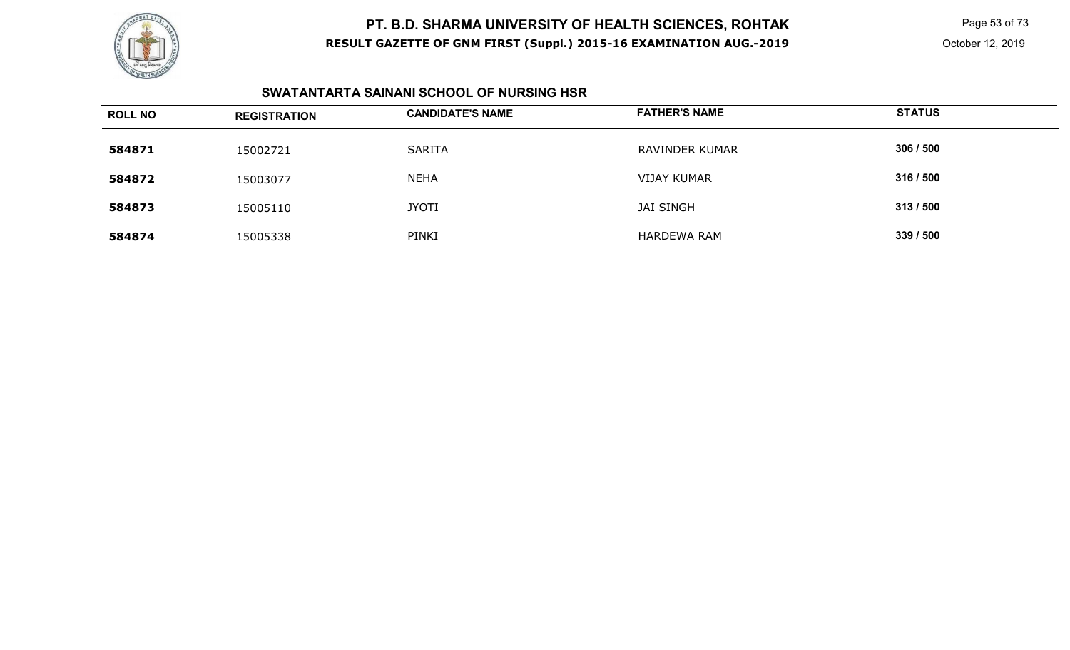# PT. B.D. SHARMA UNIVERSITY OF HEALTH SCIENCES, ROHTAK

**RESULT GAZETTE OF GNM FIRST (Suppl.) 2015-16 EXAMINATION AUG.-2019**

October 12, 2019

## SWATANTARTA SAINANI SCHOOL OF NURSING HSR

| ROLL NO | REGISTRATION | CANDIDATE'S NAME | FATHER'S NAME | STATUS |
|---|---|---|---|---|
| **584871** | 15002721 | SARITA | RAVINDER KUMAR | **306 / 500** |
| **584872** | 15003077 | NEHA | VIJAY KUMAR | **316 / 500** |
| **584873** | 15005110 | JYOTI | JAI SINGH | **313 / 500** |
| **584874** | 15005338 | PINKI | HARDEWA RAM | **339 / 500** |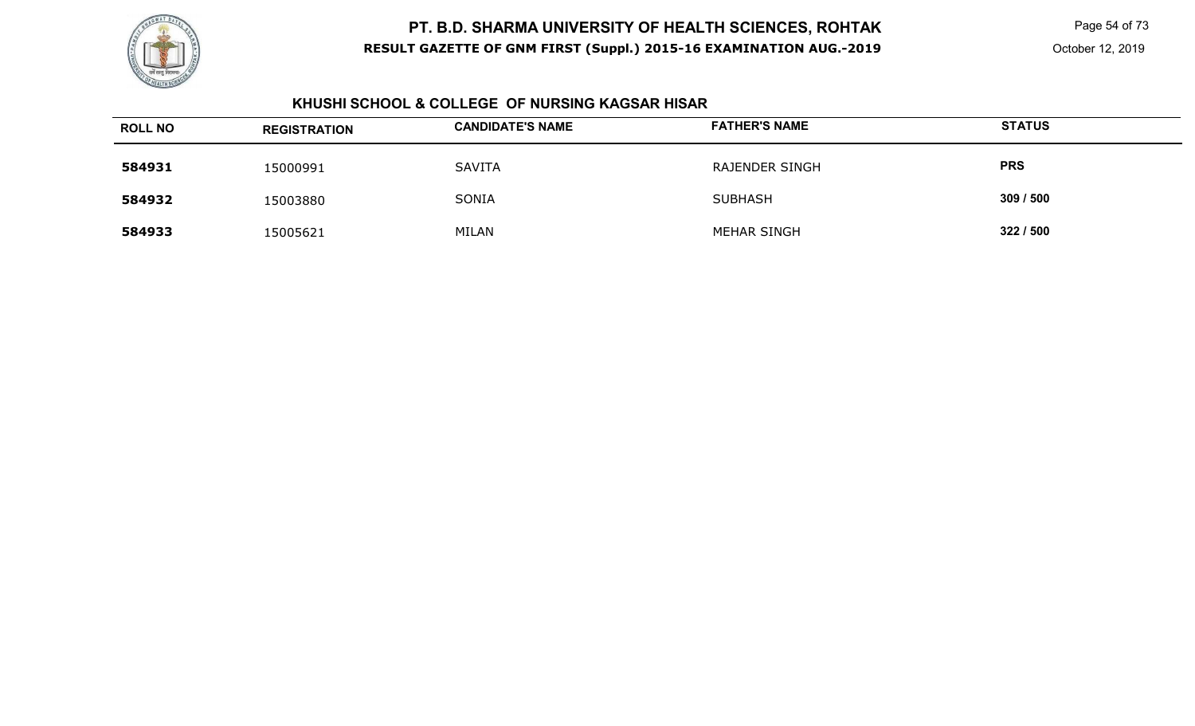# PT. B.D. SHARMA UNIVERSITY OF HEALTH SCIENCES, ROHTAK

**RESULT GAZETTE OF GNM FIRST (Suppl.) 2015-16 EXAMINATION AUG.-2019**

October 12, 2019

### KHUSHI SCHOOL & COLLEGE OF NURSING KAGSAR HISAR

| ROLL NO | REGISTRATION | CANDIDATE'S NAME | FATHER'S NAME | STATUS |
|---|---|---|---|---|
| **584931** | 15000991 | SAVITA | RAJENDER SINGH | **PRS** |
| **584932** | 15003880 | SONIA | SUBHASH | **309 / 500** |
| **584933** | 15005621 | MILAN | MEHAR SINGH | **322 / 500** |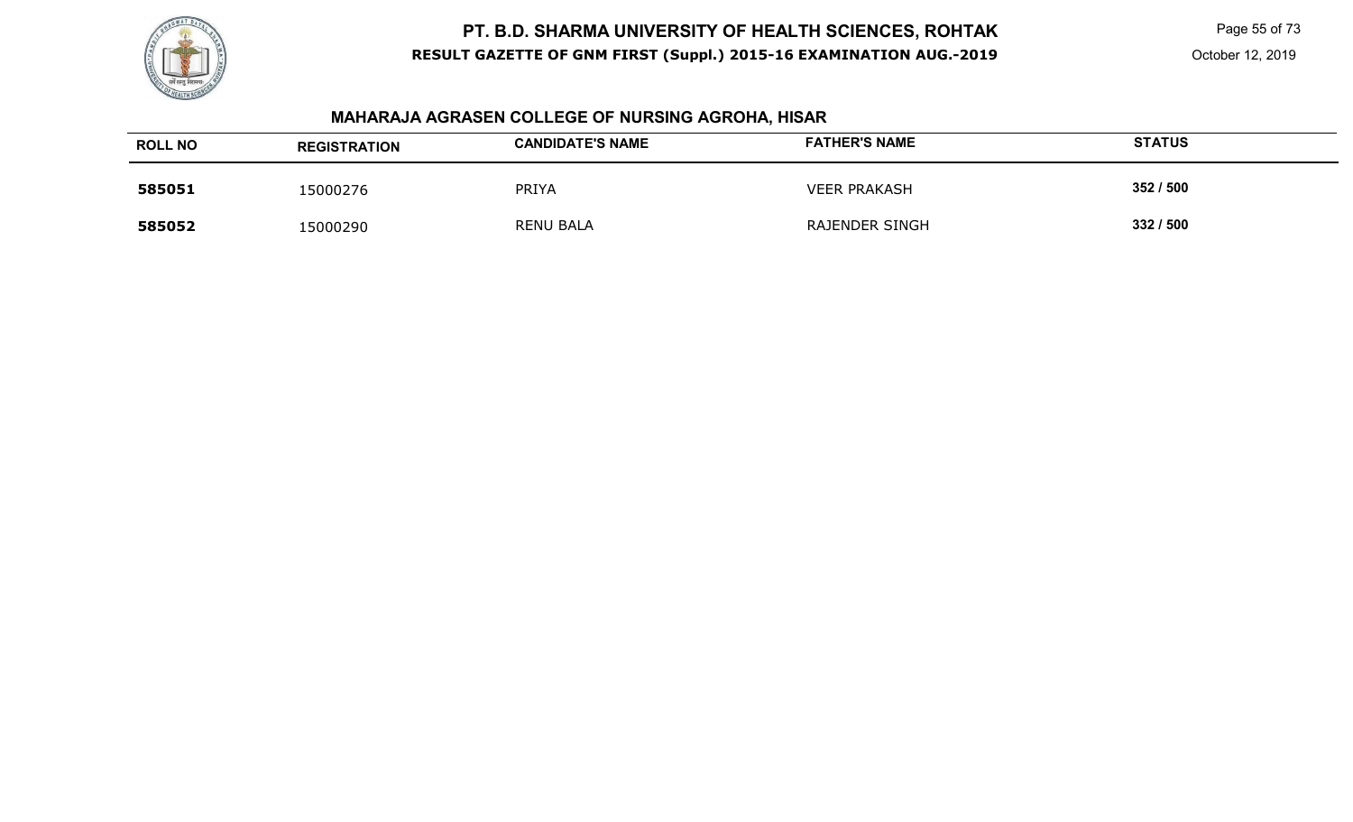## MAHARAJA AGRASEN COLLEGE OF NURSING AGROHA, HISAR

| ROLL NO | REGISTRATION | CANDIDATE'S NAME | FATHER'S NAME | STATUS |
|---|---|---|---|---|
| **585051** | 15000276 | PRIYA | VEER PRAKASH | **352 / 500** |
| **585052** | 15000290 | RENU BALA | RAJENDER SINGH | **332 / 500** |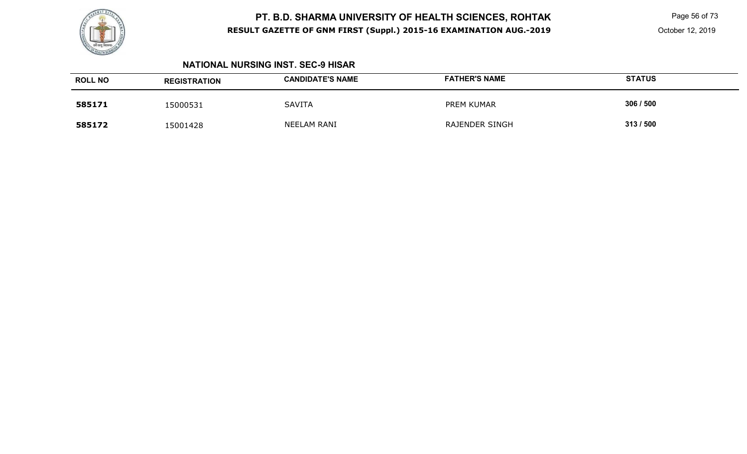### NATIONAL NURSING INST. SEC-9 HISAR

| ROLL NO | REGISTRATION | CANDIDATE'S NAME | FATHER'S NAME | STATUS |
|---|---|---|---|---|
| **585171** | 15000531 | SAVITA | PREM KUMAR | **306 / 500** |
| **585172** | 15001428 | NEELAM RANI | RAJENDER SINGH | **313 / 500** |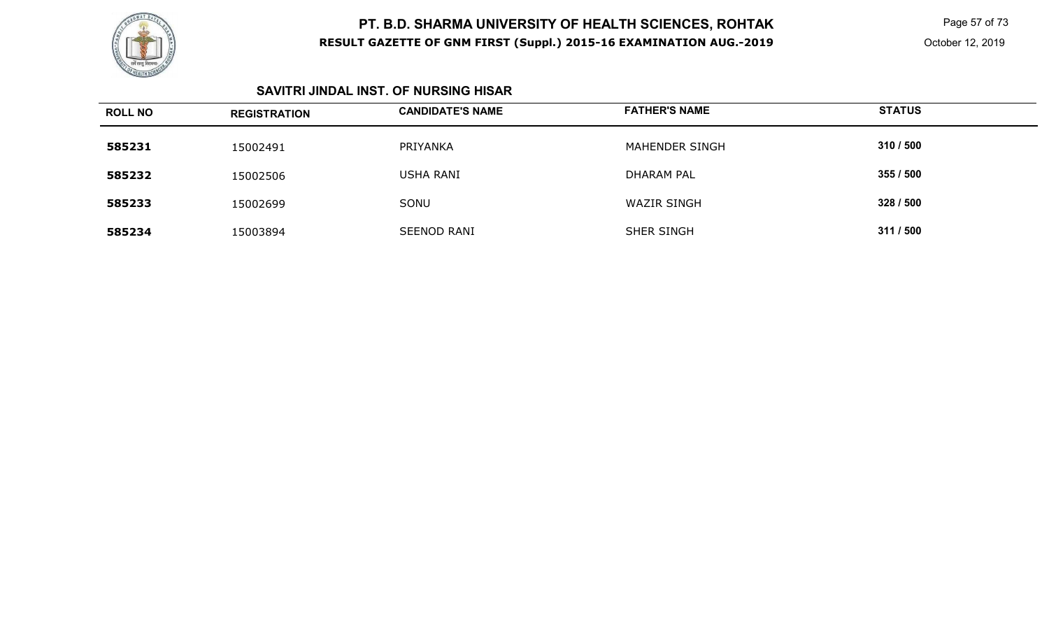# PT. B.D. SHARMA UNIVERSITY OF HEALTH SCIENCES, ROHTAK

**RESULT GAZETTE OF GNM FIRST (Suppl.) 2015-16 EXAMINATION AUG.-2019**

October 12, 2019

## SAVITRI JINDAL INST. OF NURSING HISAR

| ROLL NO | REGISTRATION | CANDIDATE'S NAME | FATHER'S NAME | STATUS |
|---|---|---|---|---|
| **585231** | 15002491 | PRIYANKA | MAHENDER SINGH | **310 / 500** |
| **585232** | 15002506 | USHA RANI | DHARAM PAL | **355 / 500** |
| **585233** | 15002699 | SONU | WAZIR SINGH | **328 / 500** |
| **585234** | 15003894 | SEENOD RANI | SHER SINGH | **311 / 500** |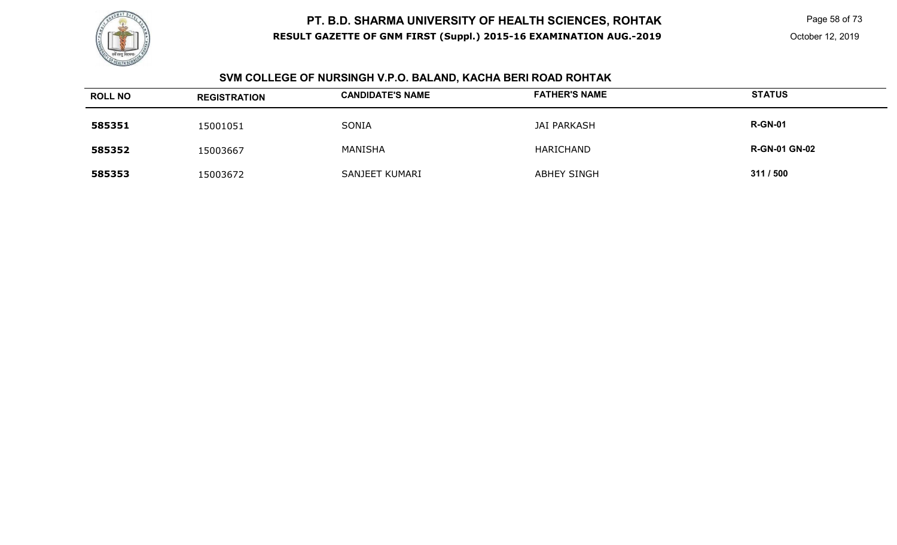# PT. B.D. SHARMA UNIVERSITY OF HEALTH SCIENCES, ROHTAK

**RESULT GAZETTE OF GNM FIRST (Suppl.) 2015-16 EXAMINATION AUG.-2019**

October 12, 2019

## SVM COLLEGE OF NURSINGH V.P.O. BALAND, KACHA BERI ROAD ROHTAK

| ROLL NO | REGISTRATION | CANDIDATE'S NAME | FATHER'S NAME | STATUS |
|---|---|---|---|---|
| **585351** | 15001051 | SONIA | JAI PARKASH | **R-GN-01** |
| **585352** | 15003667 | MANISHA | HARICHAND | **R-GN-01 GN-02** |
| **585353** | 15003672 | SANJEET KUMARI | ABHEY SINGH | **311 / 500** |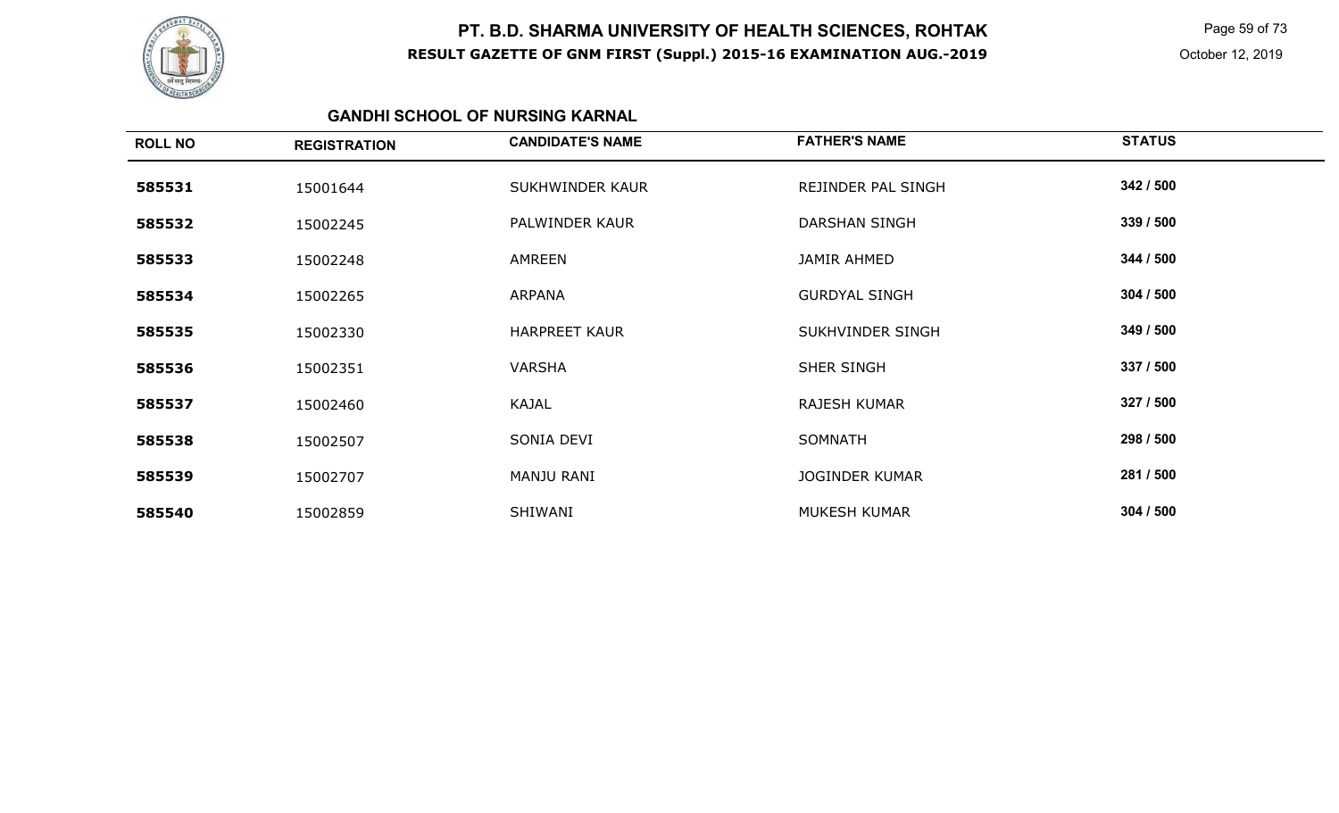# PT. B.D. SHARMA UNIVERSITY OF HEALTH SCIENCES, ROHTAK

## RESULT GAZETTE OF GNM FIRST (Suppl.) 2015-16 EXAMINATION AUG.-2019

October 12, 2019

### GANDHI SCHOOL OF NURSING KARNAL

| ROLL NO | REGISTRATION | CANDIDATE'S NAME | FATHER'S NAME | STATUS |
|---|---|---|---|---|
| 585531 | 15001644 | SUKHWINDER KAUR | REJINDER PAL SINGH | 342 / 500 |
| 585532 | 15002245 | PALWINDER KAUR | DARSHAN SINGH | 339 / 500 |
| 585533 | 15002248 | AMREEN | JAMIR AHMED | 344 / 500 |
| 585534 | 15002265 | ARPANA | GURDYAL SINGH | 304 / 500 |
| 585535 | 15002330 | HARPREET KAUR | SUKHVINDER SINGH | 349 / 500 |
| 585536 | 15002351 | VARSHA | SHER SINGH | 337 / 500 |
| 585537 | 15002460 | KAJAL | RAJESH KUMAR | 327 / 500 |
| 585538 | 15002507 | SONIA DEVI | SOMNATH | 298 / 500 |
| 585539 | 15002707 | MANJU RANI | JOGINDER KUMAR | 281 / 500 |
| 585540 | 15002859 | SHIWANI | MUKESH KUMAR | 304 / 500 |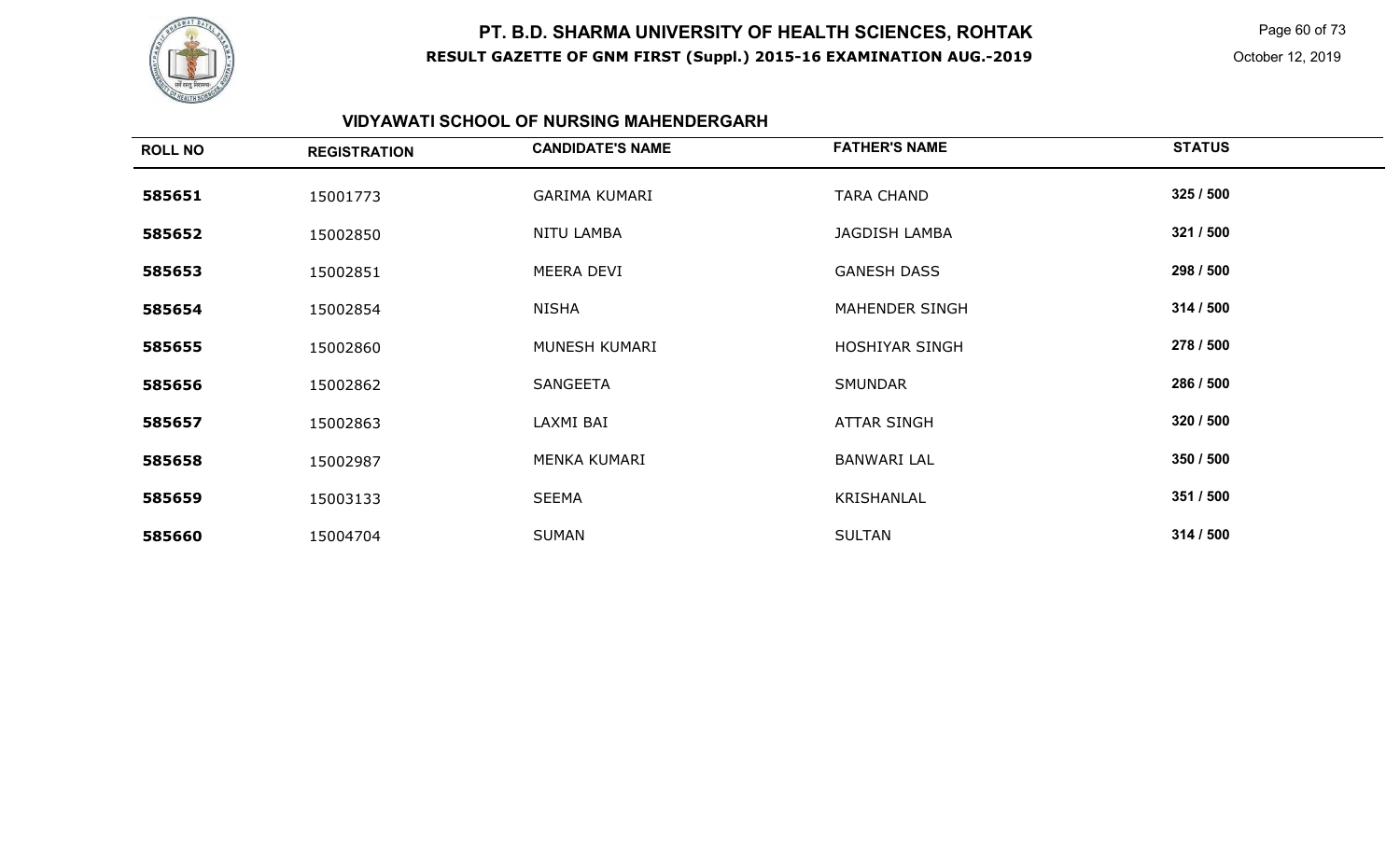# PT. B.D. SHARMA UNIVERSITY OF HEALTH SCIENCES, ROHTAK

## RESULT GAZETTE OF GNM FIRST (Suppl.) 2015-16 EXAMINATION AUG.-2019

October 12, 2019

### VIDYAWATI SCHOOL OF NURSING MAHENDERGARH

| ROLL NO | REGISTRATION | CANDIDATE'S NAME | FATHER'S NAME | STATUS |
|---|---|---|---|---|
| **585651** | 15001773 | GARIMA KUMARI | TARA CHAND | **325 / 500** |
| **585652** | 15002850 | NITU LAMBA | JAGDISH LAMBA | **321 / 500** |
| **585653** | 15002851 | MEERA DEVI | GANESH DASS | **298 / 500** |
| **585654** | 15002854 | NISHA | MAHENDER SINGH | **314 / 500** |
| **585655** | 15002860 | MUNESH KUMARI | HOSHIYAR SINGH | **278 / 500** |
| **585656** | 15002862 | SANGEETA | SMUNDAR | **286 / 500** |
| **585657** | 15002863 | LAXMI BAI | ATTAR SINGH | **320 / 500** |
| **585658** | 15002987 | MENKA KUMARI | BANWARI LAL | **350 / 500** |
| **585659** | 15003133 | SEEMA | KRISHANLAL | **351 / 500** |
| **585660** | 15004704 | SUMAN | SULTAN | **314 / 500** |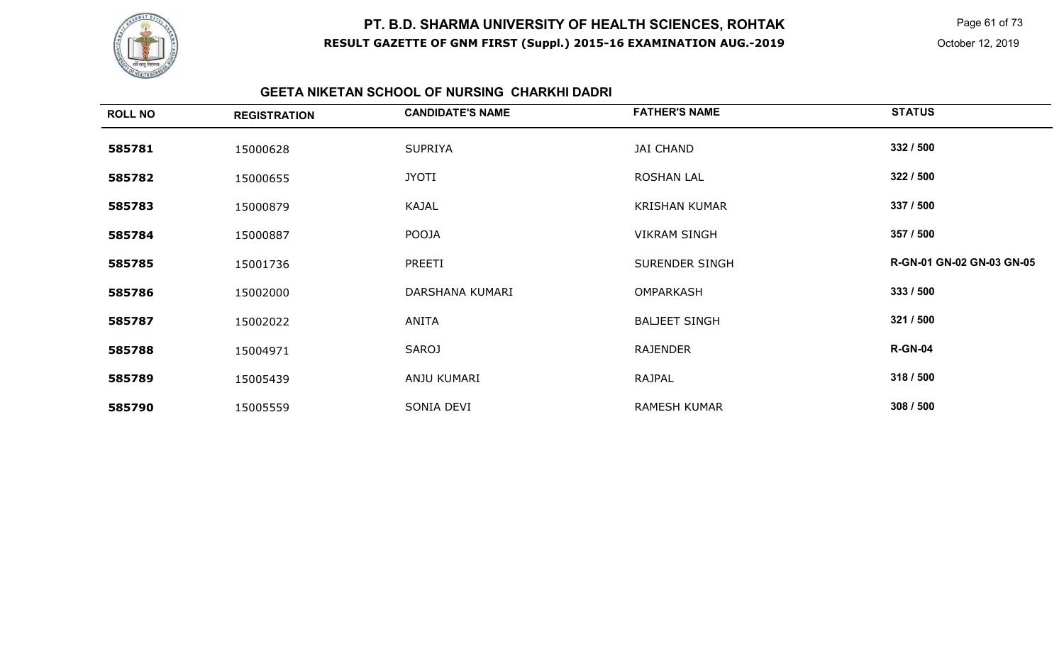# PT. B.D. SHARMA UNIVERSITY OF HEALTH SCIENCES, ROHTAK

**RESULT GAZETTE OF GNM FIRST (Suppl.) 2015-16 EXAMINATION AUG.-2019**

October 12, 2019

## GEETA NIKETAN SCHOOL OF NURSING CHARKHI DADRI

| ROLL NO | REGISTRATION | CANDIDATE'S NAME | FATHER'S NAME | STATUS |
|---|---|---|---|---|
| **585781** | 15000628 | SUPRIYA | JAI CHAND | **332 / 500** |
| **585782** | 15000655 | JYOTI | ROSHAN LAL | **322 / 500** |
| **585783** | 15000879 | KAJAL | KRISHAN KUMAR | **337 / 500** |
| **585784** | 15000887 | POOJA | VIKRAM SINGH | **357 / 500** |
| **585785** | 15001736 | PREETI | SURENDER SINGH | **R-GN-01 GN-02 GN-03 GN-05** |
| **585786** | 15002000 | DARSHANA KUMARI | OMPARKASH | **333 / 500** |
| **585787** | 15002022 | ANITA | BALJEET SINGH | **321 / 500** |
| **585788** | 15004971 | SAROJ | RAJENDER | **R-GN-04** |
| **585789** | 15005439 | ANJU KUMARI | RAJPAL | **318 / 500** |
| **585790** | 15005559 | SONIA DEVI | RAMESH KUMAR | **308 / 500** |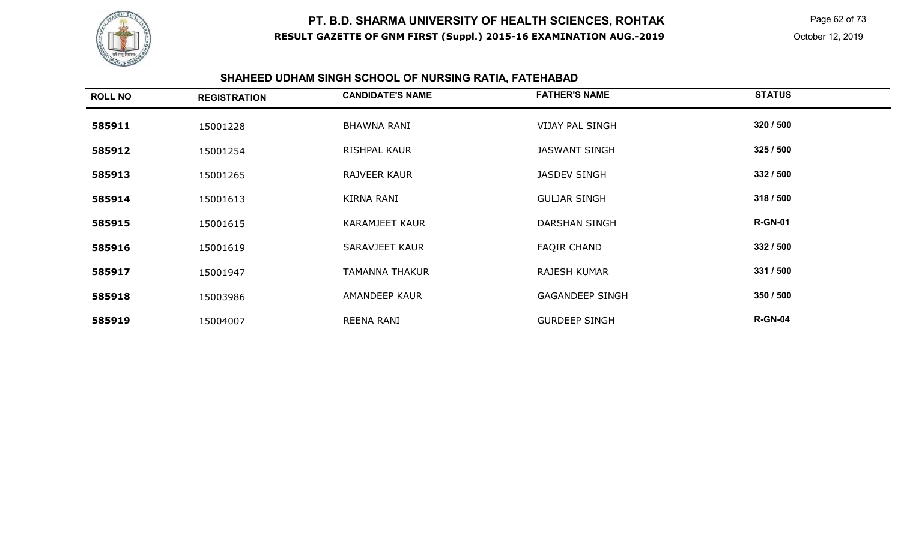# PT. B.D. SHARMA UNIVERSITY OF HEALTH SCIENCES, ROHTAK

**RESULT GAZETTE OF GNM FIRST (Suppl.) 2015-16 EXAMINATION AUG.-2019**

October 12, 2019

## SHAHEED UDHAM SINGH SCHOOL OF NURSING RATIA, FATEHABAD

| ROLL NO | REGISTRATION | CANDIDATE'S NAME | FATHER'S NAME | STATUS |
|---|---|---|---|---|
| 585911 | 15001228 | BHAWNA RANI | VIJAY PAL SINGH | 320 / 500 |
| 585912 | 15001254 | RISHPAL KAUR | JASWANT SINGH | 325 / 500 |
| 585913 | 15001265 | RAJVEER KAUR | JASDEV SINGH | 332 / 500 |
| 585914 | 15001613 | KIRNA RANI | GULJAR SINGH | 318 / 500 |
| 585915 | 15001615 | KARAMJEET KAUR | DARSHAN SINGH | R-GN-01 |
| 585916 | 15001619 | SARAVJEET KAUR | FAQIR CHAND | 332 / 500 |
| 585917 | 15001947 | TAMANNA THAKUR | RAJESH KUMAR | 331 / 500 |
| 585918 | 15003986 | AMANDEEP KAUR | GAGANDEEP SINGH | 350 / 500 |
| 585919 | 15004007 | REENA RANI | GURDEEP SINGH | R-GN-04 |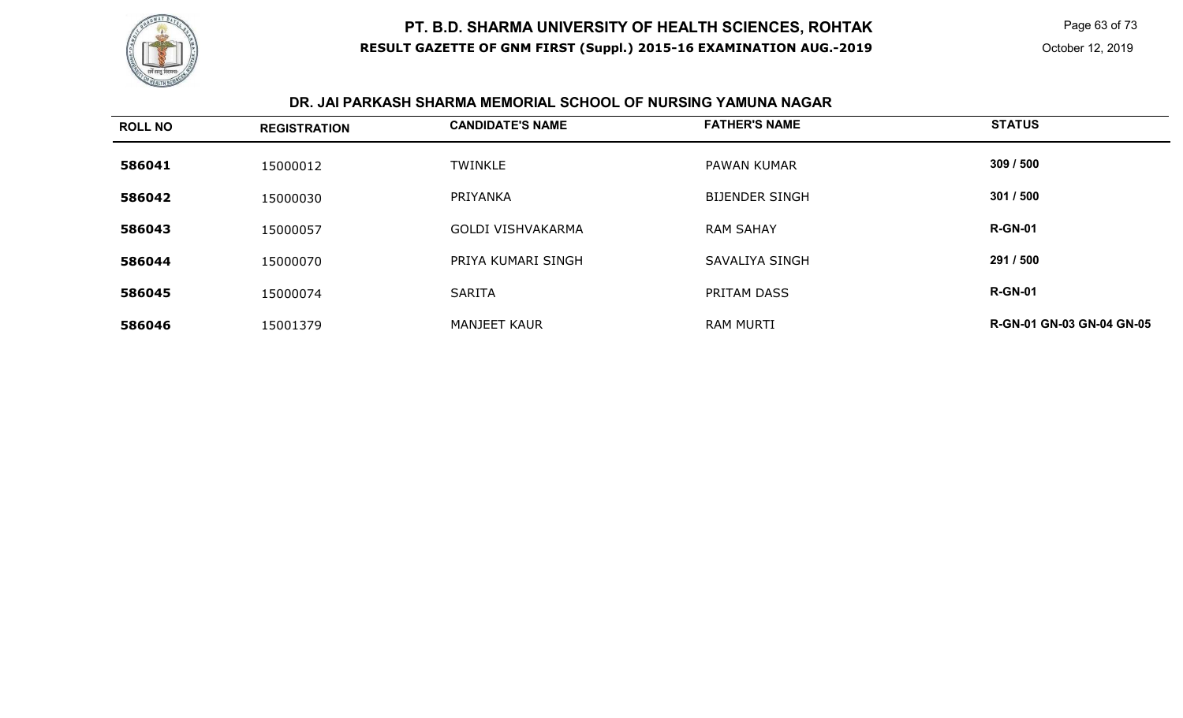# PT. B.D. SHARMA UNIVERSITY OF HEALTH SCIENCES, ROHTAK

**RESULT GAZETTE OF GNM FIRST (Suppl.) 2015-16 EXAMINATION AUG.-2019**

October 12, 2019

## DR. JAI PARKASH SHARMA MEMORIAL SCHOOL OF NURSING YAMUNA NAGAR

| ROLL NO | REGISTRATION | CANDIDATE'S NAME | FATHER'S NAME | STATUS |
|---|---|---|---|---|
| **586041** | 15000012 | TWINKLE | PAWAN KUMAR | **309 / 500** |
| **586042** | 15000030 | PRIYANKA | BIJENDER SINGH | **301 / 500** |
| **586043** | 15000057 | GOLDI VISHVAKARMA | RAM SAHAY | **R-GN-01** |
| **586044** | 15000070 | PRIYA KUMARI SINGH | SAVALIYA SINGH | **291 / 500** |
| **586045** | 15000074 | SARITA | PRITAM DASS | **R-GN-01** |
| **586046** | 15001379 | MANJEET KAUR | RAM MURTI | **R-GN-01 GN-03 GN-04 GN-05** |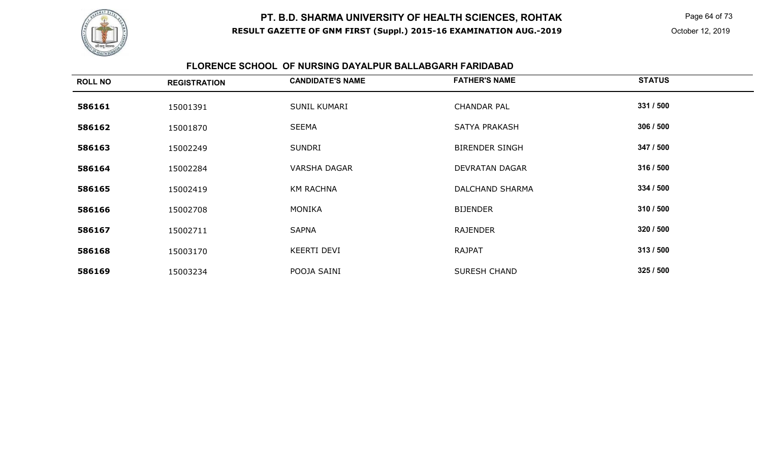# PT. B.D. SHARMA UNIVERSITY OF HEALTH SCIENCES, ROHTAK

**RESULT GAZETTE OF GNM FIRST (Suppl.) 2015-16 EXAMINATION AUG.-2019**

October 12, 2019

## FLORENCE SCHOOL OF NURSING DAYALPUR BALLABGARH FARIDABAD

| ROLL NO | REGISTRATION | CANDIDATE'S NAME | FATHER'S NAME | STATUS |
|---|---|---|---|---|
| **586161** | 15001391 | SUNIL KUMARI | CHANDAR PAL | **331 / 500** |
| **586162** | 15001870 | SEEMA | SATYA PRAKASH | **306 / 500** |
| **586163** | 15002249 | SUNDRI | BIRENDER SINGH | **347 / 500** |
| **586164** | 15002284 | VARSHA DAGAR | DEVRATAN DAGAR | **316 / 500** |
| **586165** | 15002419 | KM RACHNA | DALCHAND SHARMA | **334 / 500** |
| **586166** | 15002708 | MONIKA | BIJENDER | **310 / 500** |
| **586167** | 15002711 | SAPNA | RAJENDER | **320 / 500** |
| **586168** | 15003170 | KEERTI DEVI | RAJPAT | **313 / 500** |
| **586169** | 15003234 | POOJA SAINI | SURESH CHAND | **325 / 500** |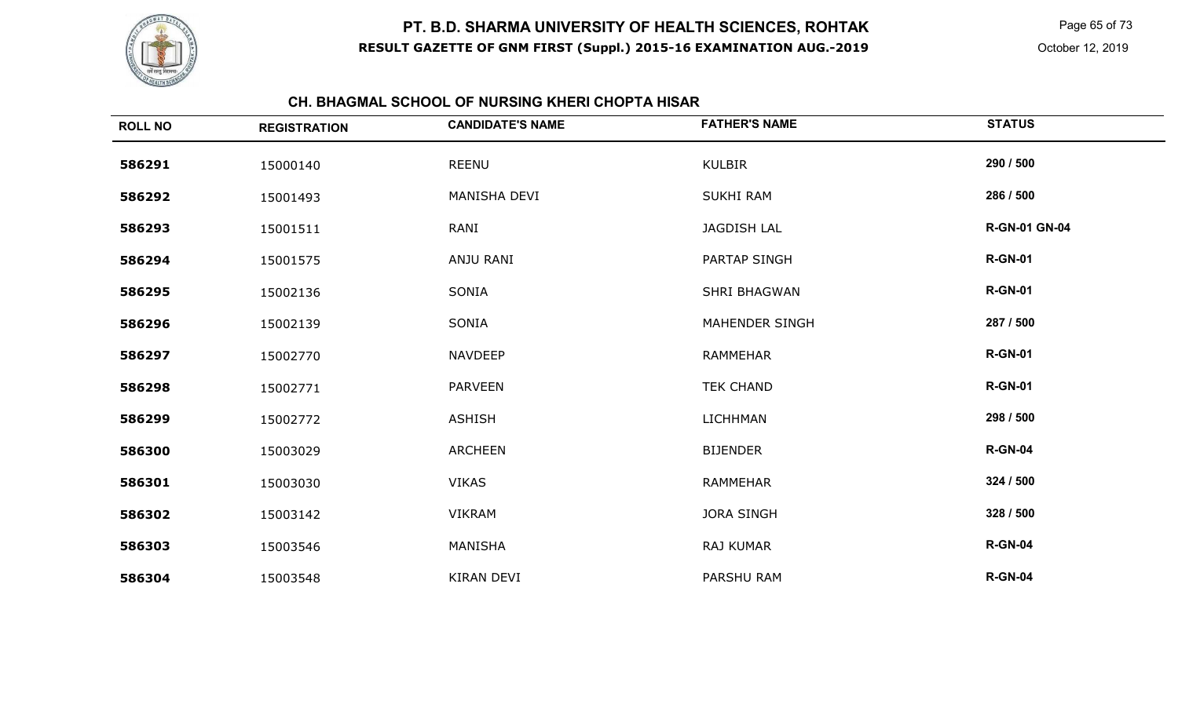# PT. B.D. SHARMA UNIVERSITY OF HEALTH SCIENCES, ROHTAK

**RESULT GAZETTE OF GNM FIRST (Suppl.) 2015-16 EXAMINATION AUG.-2019**

October 12, 2019

## CH. BHAGMAL SCHOOL OF NURSING KHERI CHOPTA HISAR

| ROLL NO | REGISTRATION | CANDIDATE'S NAME | FATHER'S NAME | STATUS |
|---|---|---|---|---|
| 586291 | 15000140 | REENU | KULBIR | 290 / 500 |
| 586292 | 15001493 | MANISHA DEVI | SUKHI RAM | 286 / 500 |
| 586293 | 15001511 | RANI | JAGDISH LAL | R-GN-01 GN-04 |
| 586294 | 15001575 | ANJU RANI | PARTAP SINGH | R-GN-01 |
| 586295 | 15002136 | SONIA | SHRI BHAGWAN | R-GN-01 |
| 586296 | 15002139 | SONIA | MAHENDER SINGH | 287 / 500 |
| 586297 | 15002770 | NAVDEEP | RAMMEHAR | R-GN-01 |
| 586298 | 15002771 | PARVEEN | TEK CHAND | R-GN-01 |
| 586299 | 15002772 | ASHISH | LICHHMAN | 298 / 500 |
| 586300 | 15003029 | ARCHEEN | BIJENDER | R-GN-04 |
| 586301 | 15003030 | VIKAS | RAMMEHAR | 324 / 500 |
| 586302 | 15003142 | VIKRAM | JORA SINGH | 328 / 500 |
| 586303 | 15003546 | MANISHA | RAJ KUMAR | R-GN-04 |
| 586304 | 15003548 | KIRAN DEVI | PARSHU RAM | R-GN-04 |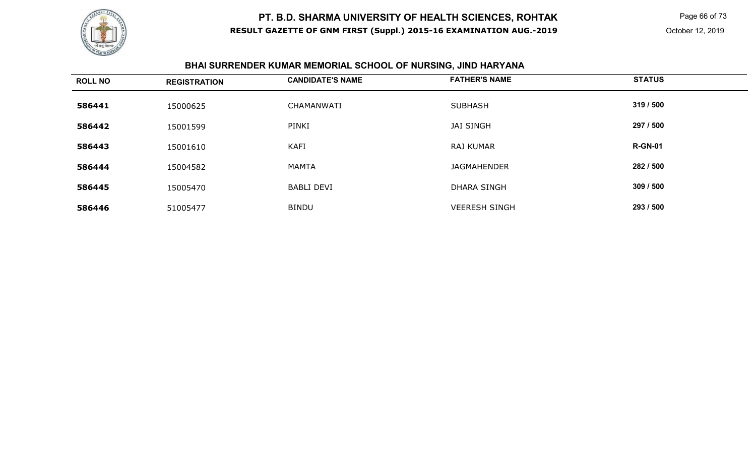# PT. B.D. SHARMA UNIVERSITY OF HEALTH SCIENCES, ROHTAK

**RESULT GAZETTE OF GNM FIRST (Suppl.) 2015-16 EXAMINATION AUG.-2019**

October 12, 2019

## BHAI SURRENDER KUMAR MEMORIAL SCHOOL OF NURSING, JIND HARYANA

| ROLL NO | REGISTRATION | CANDIDATE'S NAME | FATHER'S NAME | STATUS |
|---|---|---|---|---|
| **586441** | 15000625 | CHAMANWATI | SUBHASH | **319 / 500** |
| **586442** | 15001599 | PINKI | JAI SINGH | **297 / 500** |
| **586443** | 15001610 | KAFI | RAJ KUMAR | **R-GN-01** |
| **586444** | 15004582 | MAMTA | JAGMAHENDER | **282 / 500** |
| **586445** | 15005470 | BABLI DEVI | DHARA SINGH | **309 / 500** |
| **586446** | 51005477 | BINDU | VEERESH SINGH | **293 / 500** |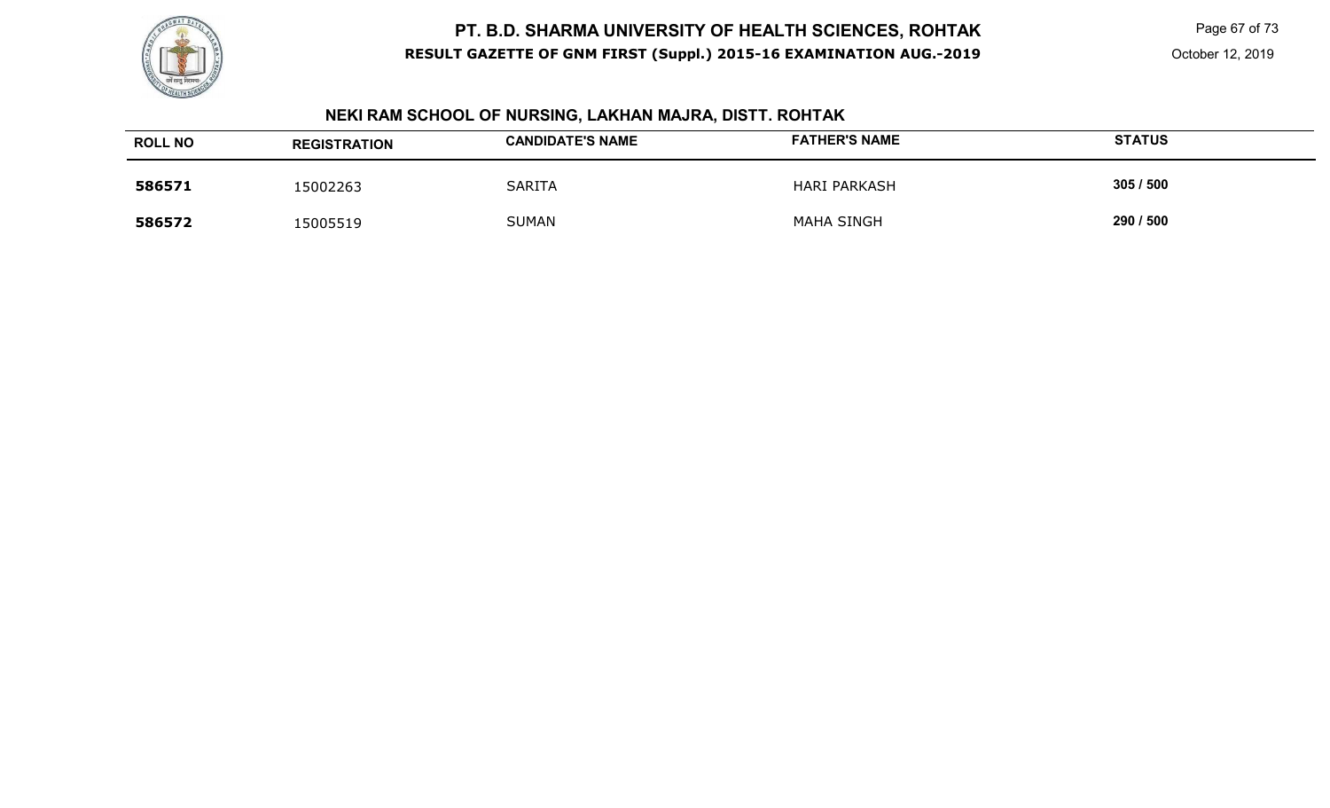# PT. B.D. SHARMA UNIVERSITY OF HEALTH SCIENCES, ROHTAK

**RESULT GAZETTE OF GNM FIRST (Suppl.) 2015-16 EXAMINATION AUG.-2019**

October 12, 2019

## NEKI RAM SCHOOL OF NURSING, LAKHAN MAJRA, DISTT. ROHTAK

| ROLL NO | REGISTRATION | CANDIDATE'S NAME | FATHER'S NAME | STATUS |
|---|---|---|---|---|
| **586571** | 15002263 | SARITA | HARI PARKASH | **305 / 500** |
| **586572** | 15005519 | SUMAN | MAHA SINGH | **290 / 500** |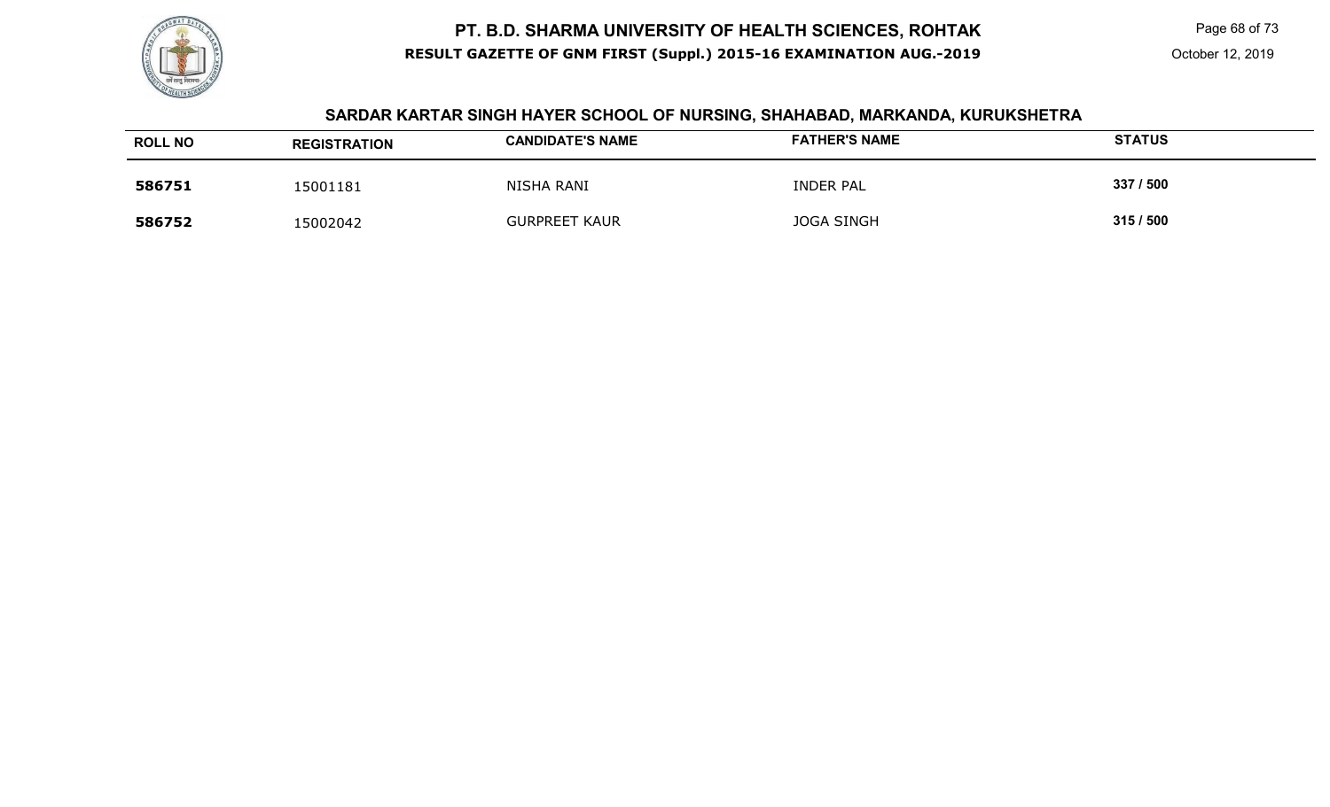# PT. B.D. SHARMA UNIVERSITY OF HEALTH SCIENCES, ROHTAK

**RESULT GAZETTE OF GNM FIRST (Suppl.) 2015-16 EXAMINATION AUG.-2019**

October 12, 2019

## SARDAR KARTAR SINGH HAYER SCHOOL OF NURSING, SHAHABAD, MARKANDA, KURUKSHETRA

| ROLL NO | REGISTRATION | CANDIDATE'S NAME | FATHER'S NAME | STATUS |
|---|---|---|---|---|
| **586751** | 15001181 | NISHA RANI | INDER PAL | **337 / 500** |
| **586752** | 15002042 | GURPREET KAUR | JOGA SINGH | **315 / 500** |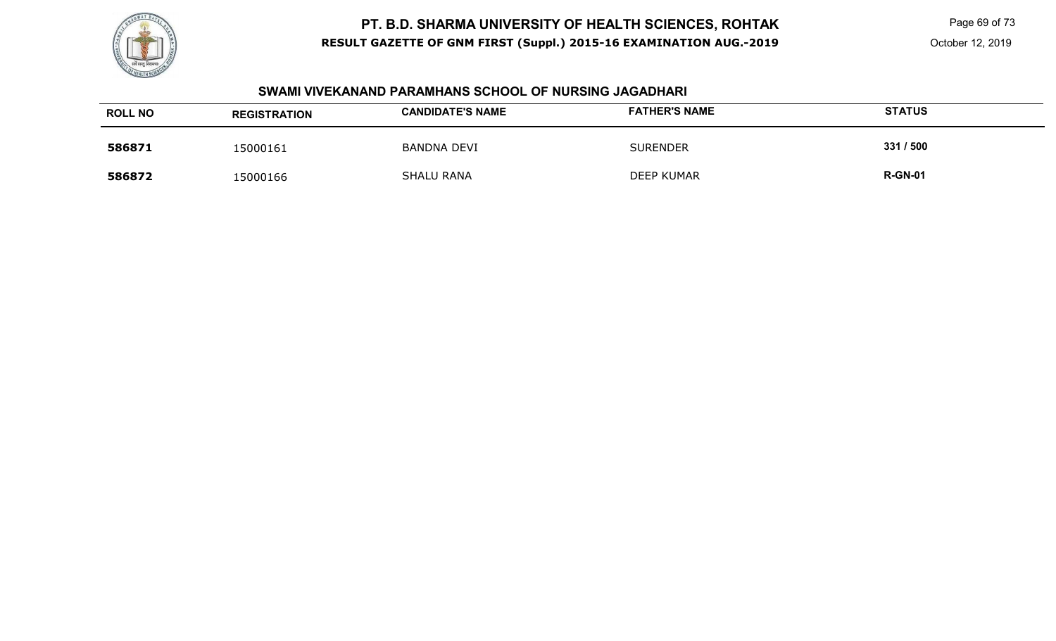# PT. B.D. SHARMA UNIVERSITY OF HEALTH SCIENCES, ROHTAK

**RESULT GAZETTE OF GNM FIRST (Suppl.) 2015-16 EXAMINATION AUG.-2019**

October 12, 2019

## SWAMI VIVEKANAND PARAMHANS SCHOOL OF NURSING JAGADHARI

| ROLL NO | REGISTRATION | CANDIDATE'S NAME | FATHER'S NAME | STATUS |
|---|---|---|---|---|
| **586871** | 15000161 | BANDNA DEVI | SURENDER | **331 / 500** |
| **586872** | 15000166 | SHALU RANA | DEEP KUMAR | **R-GN-01** |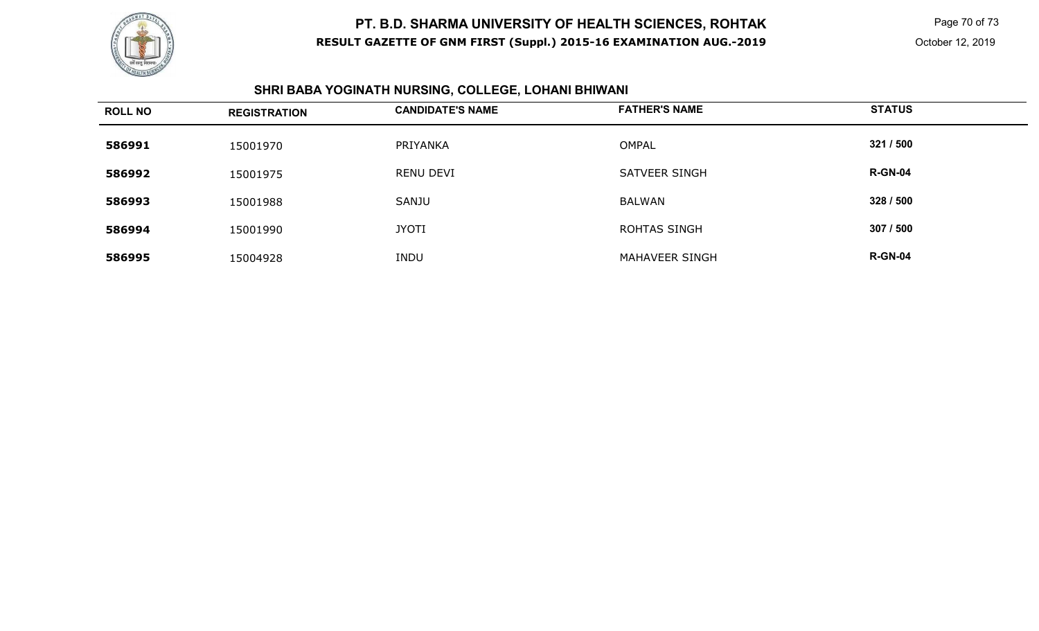# PT. B.D. SHARMA UNIVERSITY OF HEALTH SCIENCES, ROHTAK

**RESULT GAZETTE OF GNM FIRST (Suppl.) 2015-16 EXAMINATION AUG.-2019**

October 12, 2019

## SHRI BABA YOGINATH NURSING, COLLEGE, LOHANI BHIWANI

| ROLL NO | REGISTRATION | CANDIDATE'S NAME | FATHER'S NAME | STATUS |
|---|---|---|---|---|
| **586991** | 15001970 | PRIYANKA | OMPAL | **321 / 500** |
| **586992** | 15001975 | RENU DEVI | SATVEER SINGH | **R-GN-04** |
| **586993** | 15001988 | SANJU | BALWAN | **328 / 500** |
| **586994** | 15001990 | JYOTI | ROHTAS SINGH | **307 / 500** |
| **586995** | 15004928 | INDU | MAHAVEER SINGH | **R-GN-04** |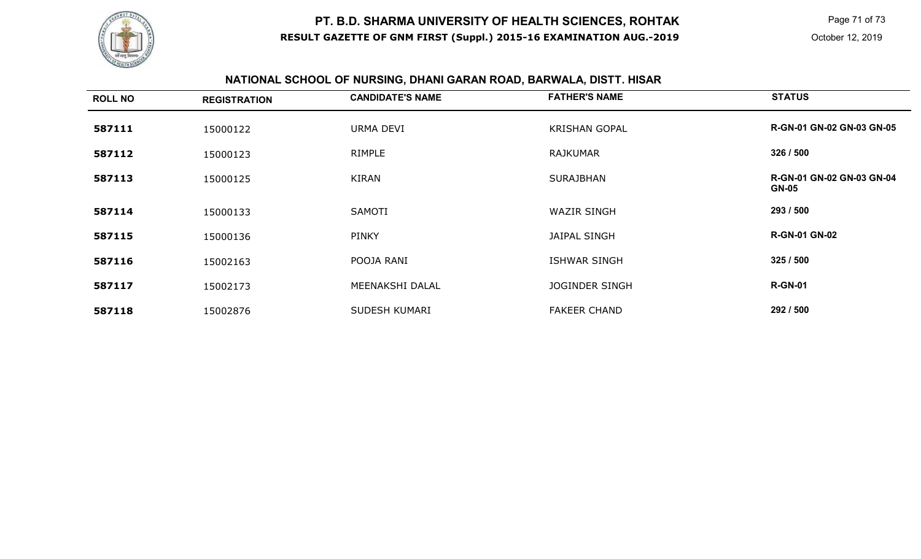# PT. B.D. SHARMA UNIVERSITY OF HEALTH SCIENCES, ROHTAK

**RESULT GAZETTE OF GNM FIRST (Suppl.) 2015-16 EXAMINATION AUG.-2019**

October 12, 2019

## NATIONAL SCHOOL OF NURSING, DHANI GARAN ROAD, BARWALA, DISTT. HISAR

| ROLL NO | REGISTRATION | CANDIDATE'S NAME | FATHER'S NAME | STATUS |
|---|---|---|---|---|
| **587111** | 15000122 | URMA DEVI | KRISHAN GOPAL | **R-GN-01 GN-02 GN-03 GN-05** |
| **587112** | 15000123 | RIMPLE | RAJKUMAR | **326 / 500** |
| **587113** | 15000125 | KIRAN | SURAJBHAN | **R-GN-01 GN-02 GN-03 GN-04 GN-05** |
| **587114** | 15000133 | SAMOTI | WAZIR SINGH | **293 / 500** |
| **587115** | 15000136 | PINKY | JAIPAL SINGH | **R-GN-01 GN-02** |
| **587116** | 15002163 | POOJA RANI | ISHWAR SINGH | **325 / 500** |
| **587117** | 15002173 | MEENAKSHI DALAL | JOGINDER SINGH | **R-GN-01** |
| **587118** | 15002876 | SUDESH KUMARI | FAKEER CHAND | **292 / 500** |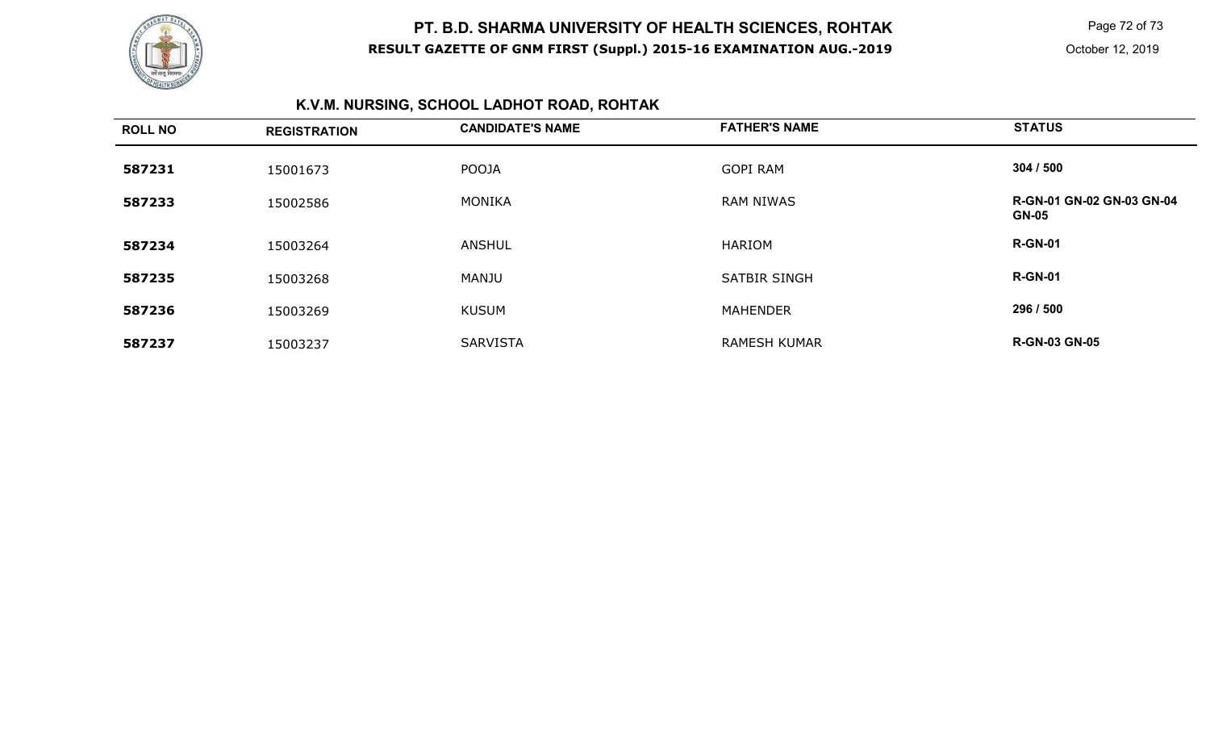## K.V.M. NURSING, SCHOOL LADHOT ROAD, ROHTAK

| ROLL NO | REGISTRATION | CANDIDATE'S NAME | FATHER'S NAME | STATUS |
|---|---|---|---|---|
| 587231 | 15001673 | POOJA | GOPI RAM | 304 / 500 |
| 587233 | 15002586 | MONIKA | RAM NIWAS | R-GN-01 GN-02 GN-03 GN-04 GN-05 |
| 587234 | 15003264 | ANSHUL | HARIOM | R-GN-01 |
| 587235 | 15003268 | MANJU | SATBIR SINGH | R-GN-01 |
| 587236 | 15003269 | KUSUM | MAHENDER | 296 / 500 |
| 587237 | 15003237 | SARVISTA | RAMESH KUMAR | R-GN-03 GN-05 |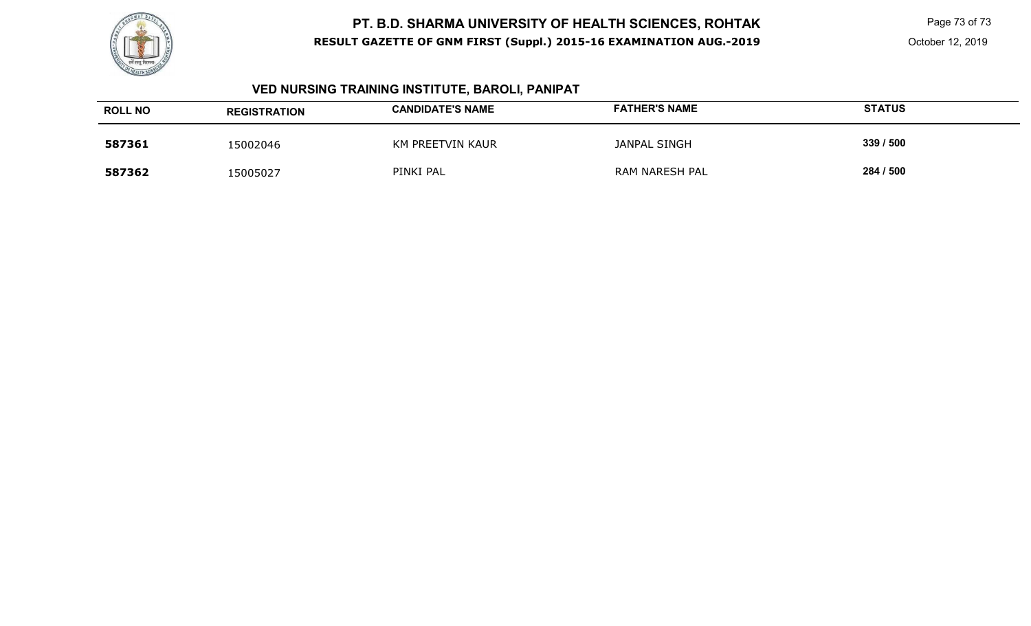## VED NURSING TRAINING INSTITUTE, BAROLI, PANIPAT

| ROLL NO | REGISTRATION | CANDIDATE'S NAME | FATHER'S NAME | STATUS |
|---|---|---|---|---|
| **587361** | 15002046 | KM PREETVIN KAUR | JANPAL SINGH | **339 / 500** |
| **587362** | 15005027 | PINKI PAL | RAM NARESH PAL | **284 / 500** |